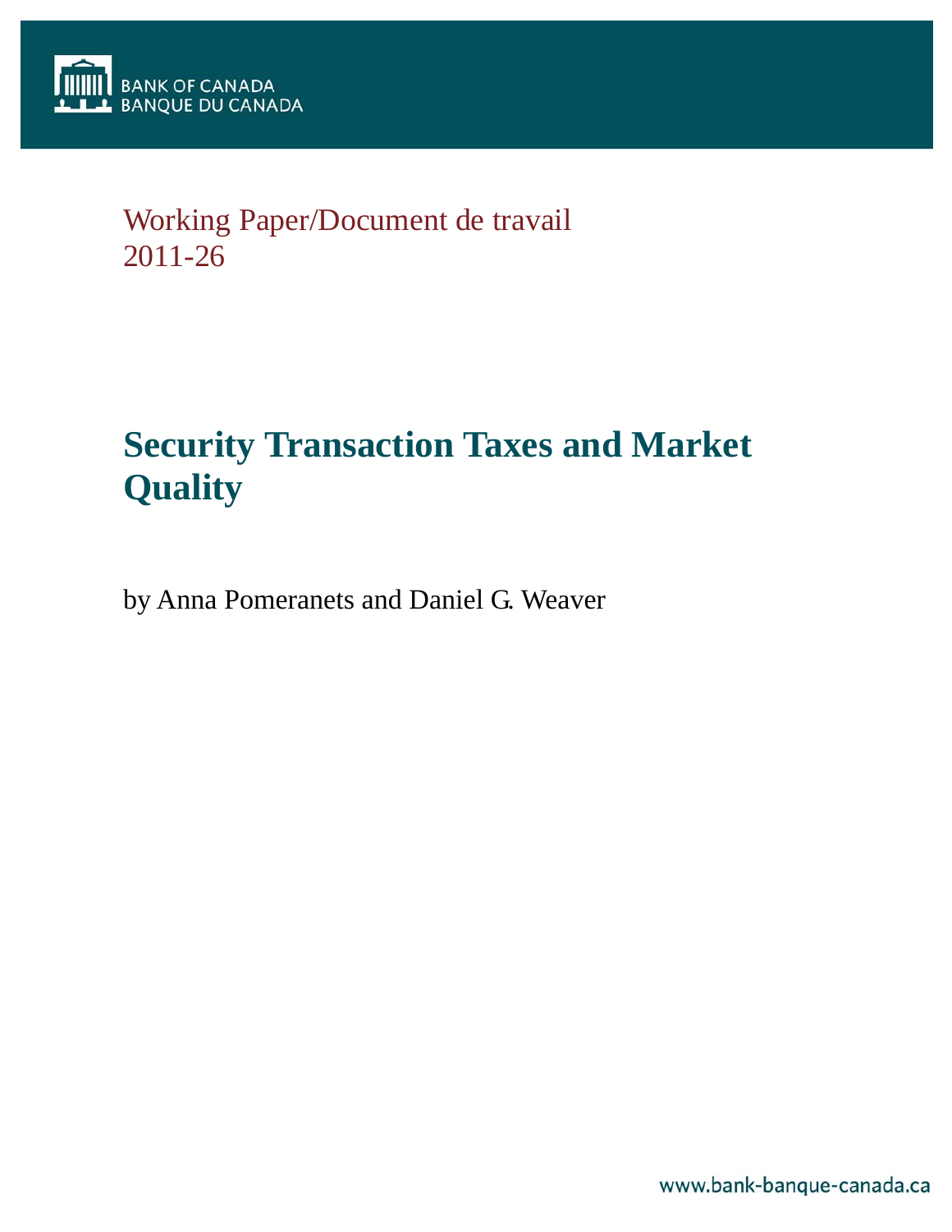BANK OF CANADA
BANQUE DU CANADA

Working Paper/Document de travail
2011-26

# Security Transaction Taxes and Market Quality

by Anna Pomeranets and Daniel G. Weaver

www.bank-banque-canada.ca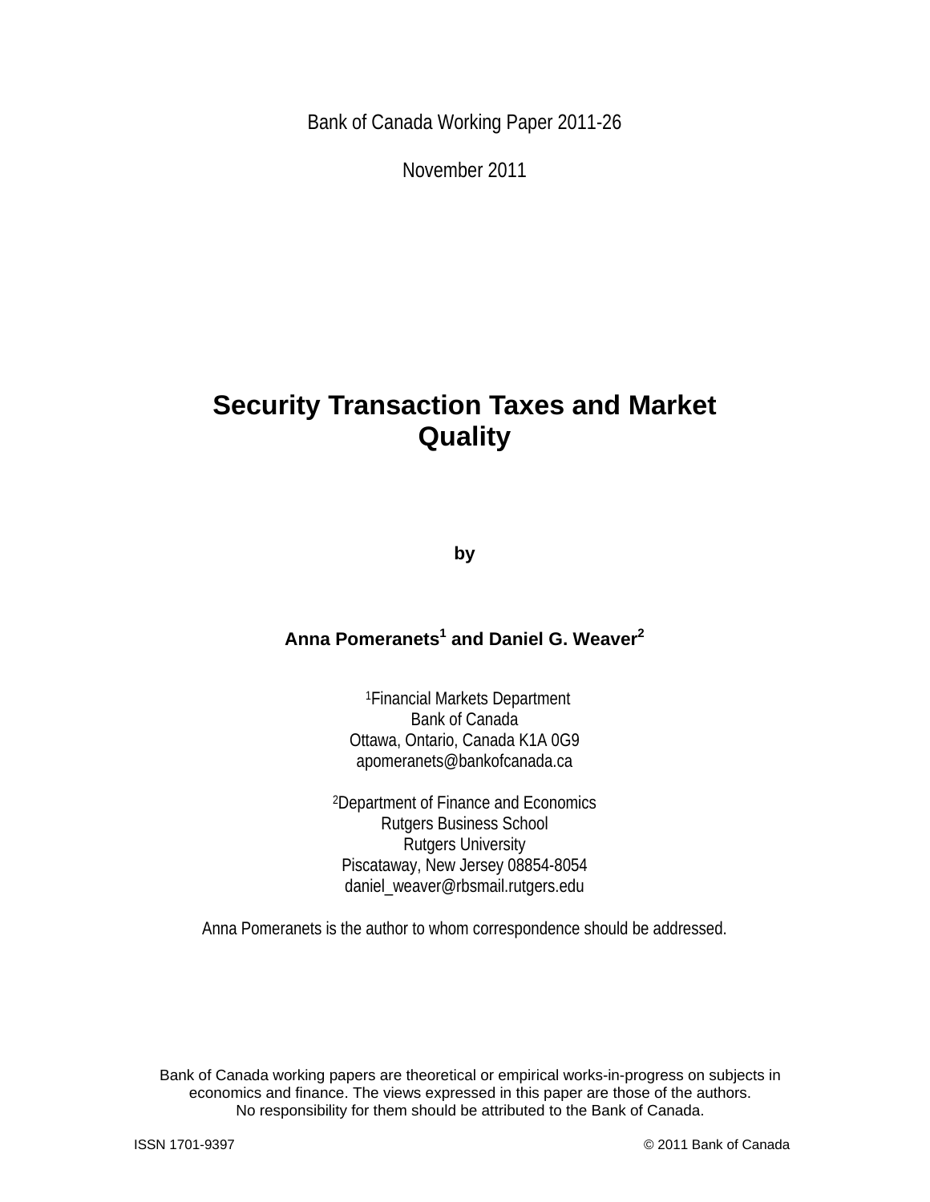Bank of Canada Working Paper 2011-26

November 2011

# Security Transaction Taxes and Market Quality

**by**

**Anna Pomeranets[1] and Daniel G. Weaver[2]**

[1]Financial Markets Department
Bank of Canada
Ottawa, Ontario, Canada K1A 0G9
apomeranets@bankofcanada.ca

[2]Department of Finance and Economics
Rutgers Business School
Rutgers University
Piscataway, New Jersey 08854-8054
daniel_weaver@rbsmail.rutgers.edu

Anna Pomeranets is the author to whom correspondence should be addressed.

Bank of Canada working papers are theoretical or empirical works-in-progress on subjects in economics and finance. The views expressed in this paper are those of the authors. No responsibility for them should be attributed to the Bank of Canada.

ISSN 1701-9397 © 2011 Bank of Canada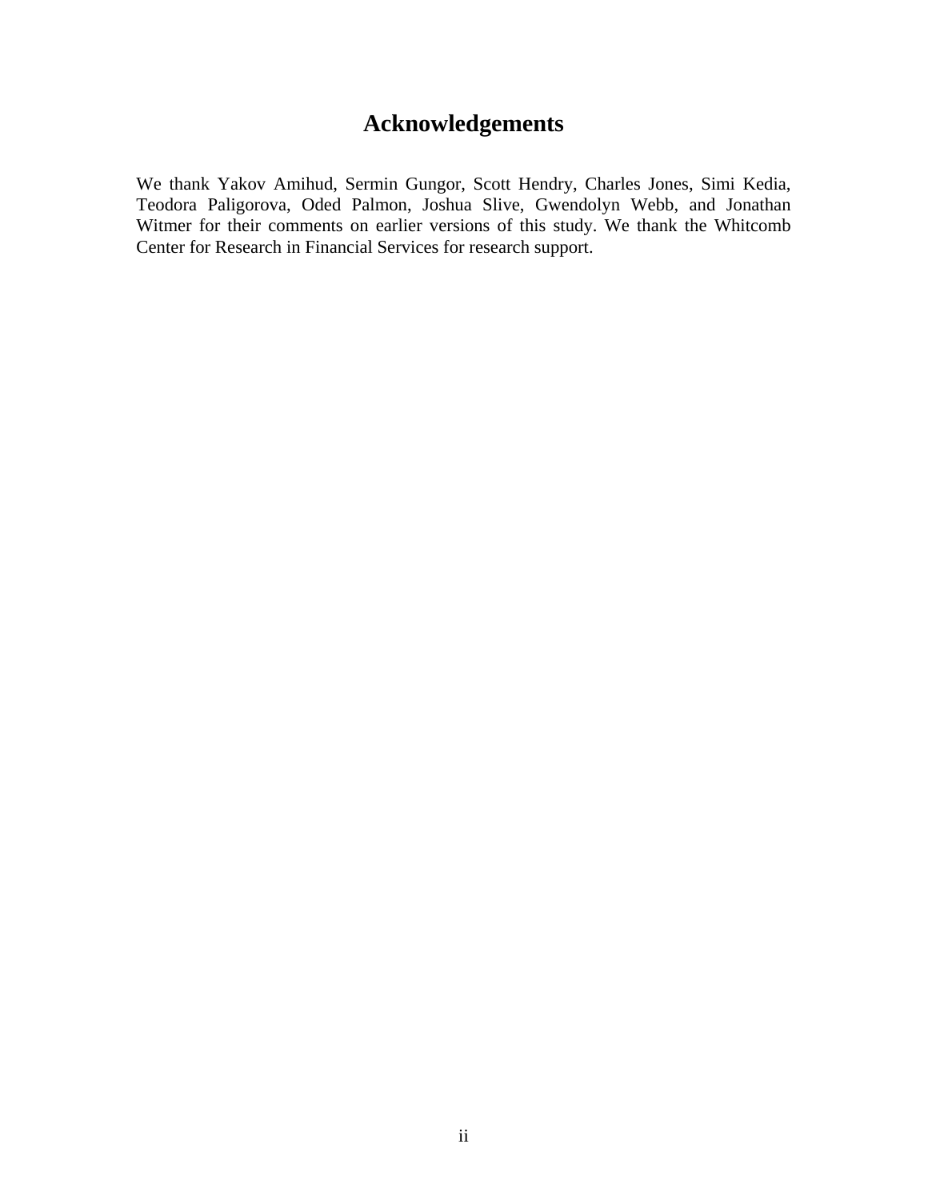# Acknowledgements

We thank Yakov Amihud, Sermin Gungor, Scott Hendry, Charles Jones, Simi Kedia, Teodora Paligorova, Oded Palmon, Joshua Slive, Gwendolyn Webb, and Jonathan Witmer for their comments on earlier versions of this study. We thank the Whitcomb Center for Research in Financial Services for research support.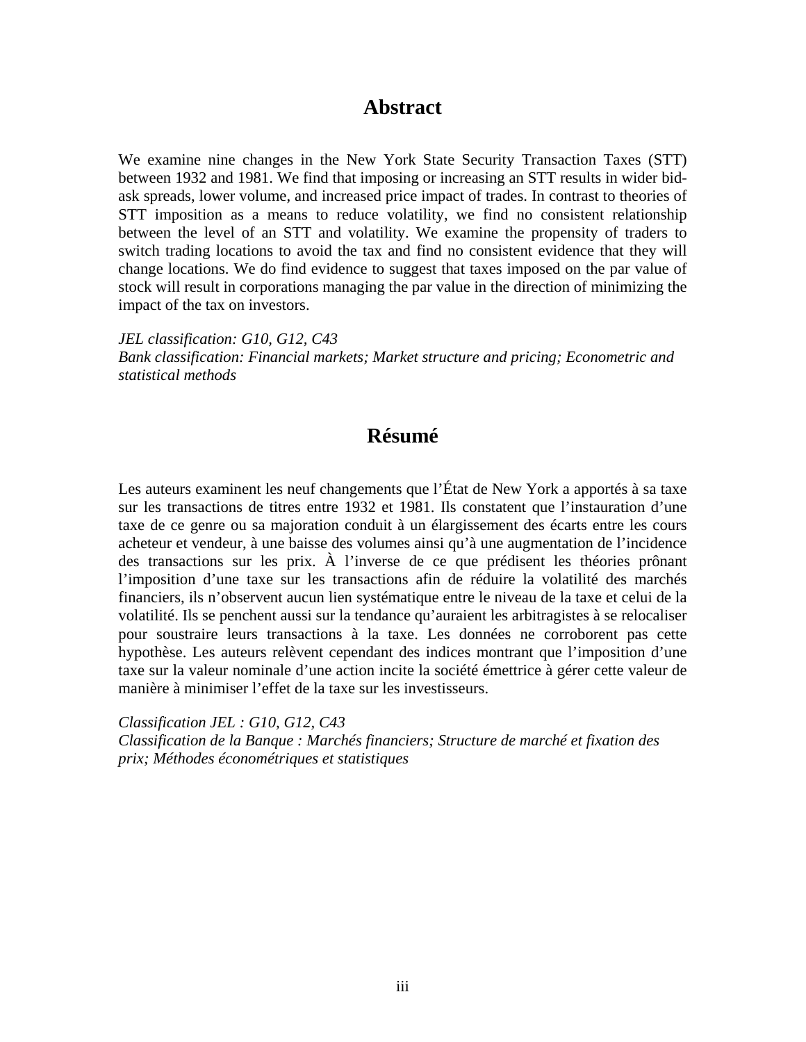## Abstract

We examine nine changes in the New York State Security Transaction Taxes (STT) between 1932 and 1981. We find that imposing or increasing an STT results in wider bid-ask spreads, lower volume, and increased price impact of trades. In contrast to theories of STT imposition as a means to reduce volatility, we find no consistent relationship between the level of an STT and volatility. We examine the propensity of traders to switch trading locations to avoid the tax and find no consistent evidence that they will change locations. We do find evidence to suggest that taxes imposed on the par value of stock will result in corporations managing the par value in the direction of minimizing the impact of the tax on investors.

*JEL classification: G10, G12, C43*
*Bank classification: Financial markets; Market structure and pricing; Econometric and statistical methods*

## Résumé

Les auteurs examinent les neuf changements que l'État de New York a apportés à sa taxe sur les transactions de titres entre 1932 et 1981. Ils constatent que l'instauration d'une taxe de ce genre ou sa majoration conduit à un élargissement des écarts entre les cours acheteur et vendeur, à une baisse des volumes ainsi qu'à une augmentation de l'incidence des transactions sur les prix. À l'inverse de ce que prédisent les théories prônant l'imposition d'une taxe sur les transactions afin de réduire la volatilité des marchés financiers, ils n'observent aucun lien systématique entre le niveau de la taxe et celui de la volatilité. Ils se penchent aussi sur la tendance qu'auraient les arbitragistes à se relocaliser pour soustraire leurs transactions à la taxe. Les données ne corroborent pas cette hypothèse. Les auteurs relèvent cependant des indices montrant que l'imposition d'une taxe sur la valeur nominale d'une action incite la société émettrice à gérer cette valeur de manière à minimiser l'effet de la taxe sur les investisseurs.

*Classification JEL : G10, G12, C43*
*Classification de la Banque : Marchés financiers; Structure de marché et fixation des prix; Méthodes économétriques et statistiques*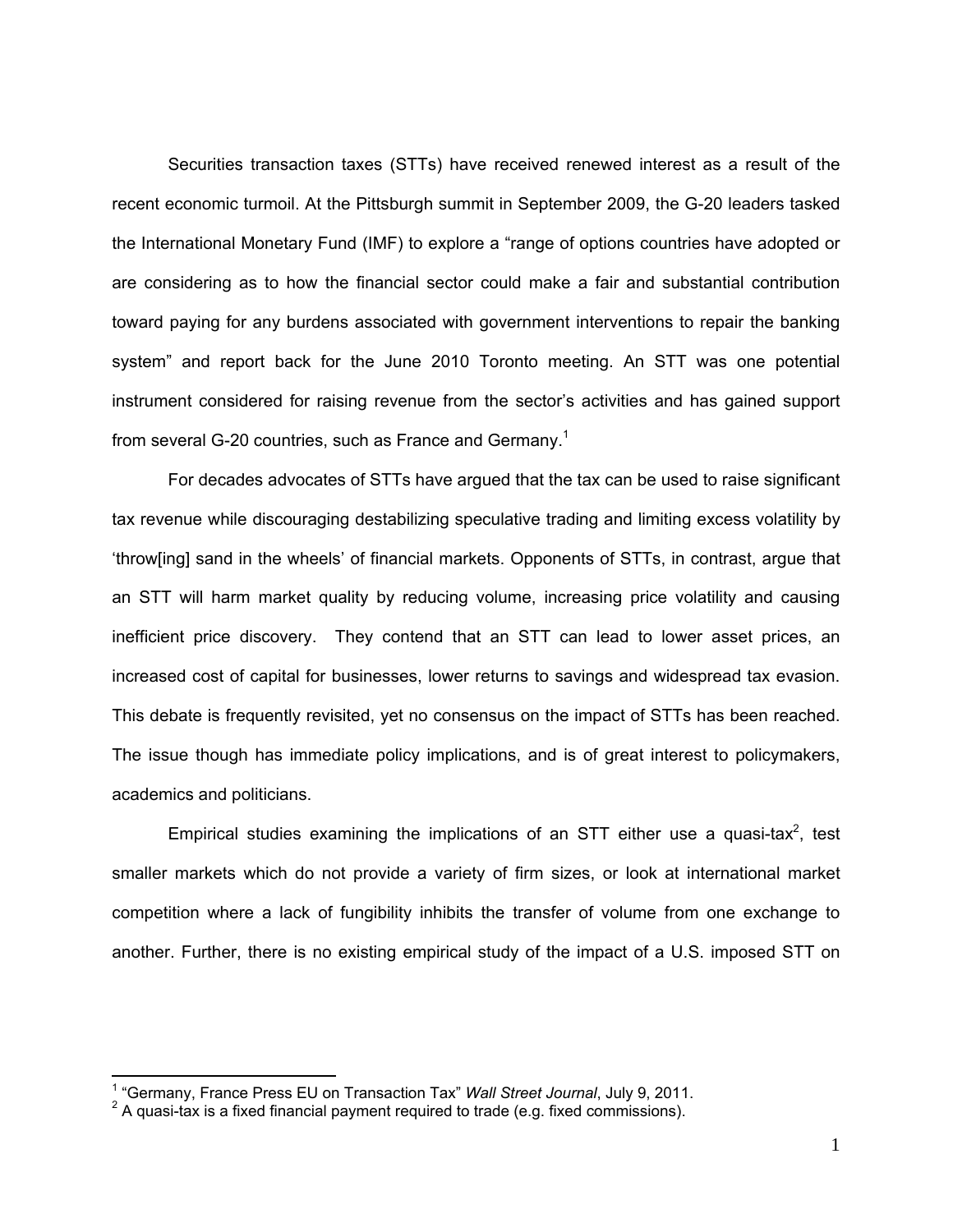Securities transaction taxes (STTs) have received renewed interest as a result of the recent economic turmoil. At the Pittsburgh summit in September 2009, the G-20 leaders tasked the International Monetary Fund (IMF) to explore a "range of options countries have adopted or are considering as to how the financial sector could make a fair and substantial contribution toward paying for any burdens associated with government interventions to repair the banking system" and report back for the June 2010 Toronto meeting. An STT was one potential instrument considered for raising revenue from the sector's activities and has gained support from several G-20 countries, such as France and Germany.[1]

For decades advocates of STTs have argued that the tax can be used to raise significant tax revenue while discouraging destabilizing speculative trading and limiting excess volatility by 'throw[ing] sand in the wheels' of financial markets. Opponents of STTs, in contrast, argue that an STT will harm market quality by reducing volume, increasing price volatility and causing inefficient price discovery. They contend that an STT can lead to lower asset prices, an increased cost of capital for businesses, lower returns to savings and widespread tax evasion. This debate is frequently revisited, yet no consensus on the impact of STTs has been reached. The issue though has immediate policy implications, and is of great interest to policymakers, academics and politicians.

Empirical studies examining the implications of an STT either use a quasi-tax[2], test smaller markets which do not provide a variety of firm sizes, or look at international market competition where a lack of fungibility inhibits the transfer of volume from one exchange to another. Further, there is no existing empirical study of the impact of a U.S. imposed STT on

---

[1] "Germany, France Press EU on Transaction Tax" *Wall Street Journal*, July 9, 2011.

[2] A quasi-tax is a fixed financial payment required to trade (e.g. fixed commissions).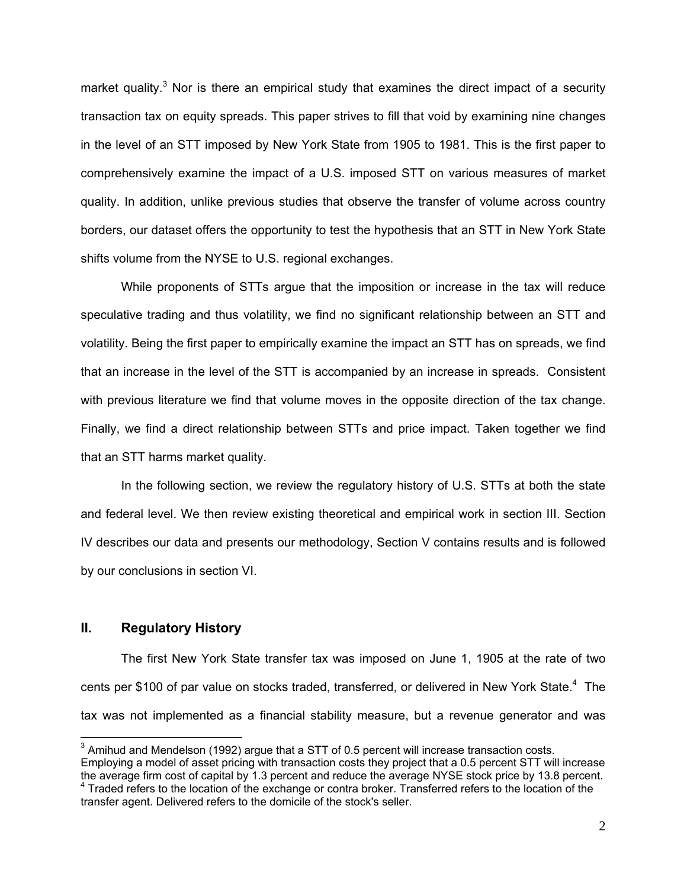market quality.[3] Nor is there an empirical study that examines the direct impact of a security transaction tax on equity spreads. This paper strives to fill that void by examining nine changes in the level of an STT imposed by New York State from 1905 to 1981. This is the first paper to comprehensively examine the impact of a U.S. imposed STT on various measures of market quality. In addition, unlike previous studies that observe the transfer of volume across country borders, our dataset offers the opportunity to test the hypothesis that an STT in New York State shifts volume from the NYSE to U.S. regional exchanges.

While proponents of STTs argue that the imposition or increase in the tax will reduce speculative trading and thus volatility, we find no significant relationship between an STT and volatility. Being the first paper to empirically examine the impact an STT has on spreads, we find that an increase in the level of the STT is accompanied by an increase in spreads. Consistent with previous literature we find that volume moves in the opposite direction of the tax change. Finally, we find a direct relationship between STTs and price impact. Taken together we find that an STT harms market quality.

In the following section, we review the regulatory history of U.S. STTs at both the state and federal level. We then review existing theoretical and empirical work in section III. Section IV describes our data and presents our methodology, Section V contains results and is followed by our conclusions in section VI.

## II. Regulatory History

The first New York State transfer tax was imposed on June 1, 1905 at the rate of two cents per $100 of par value on stocks traded, transferred, or delivered in New York State.[4] The tax was not implemented as a financial stability measure, but a revenue generator and was

---

[3] Amihud and Mendelson (1992) argue that a STT of 0.5 percent will increase transaction costs. Employing a model of asset pricing with transaction costs they project that a 0.5 percent STT will increase the average firm cost of capital by 1.3 percent and reduce the average NYSE stock price by 13.8 percent.

[4] Traded refers to the location of the exchange or contra broker. Transferred refers to the location of the transfer agent. Delivered refers to the domicile of the stock's seller.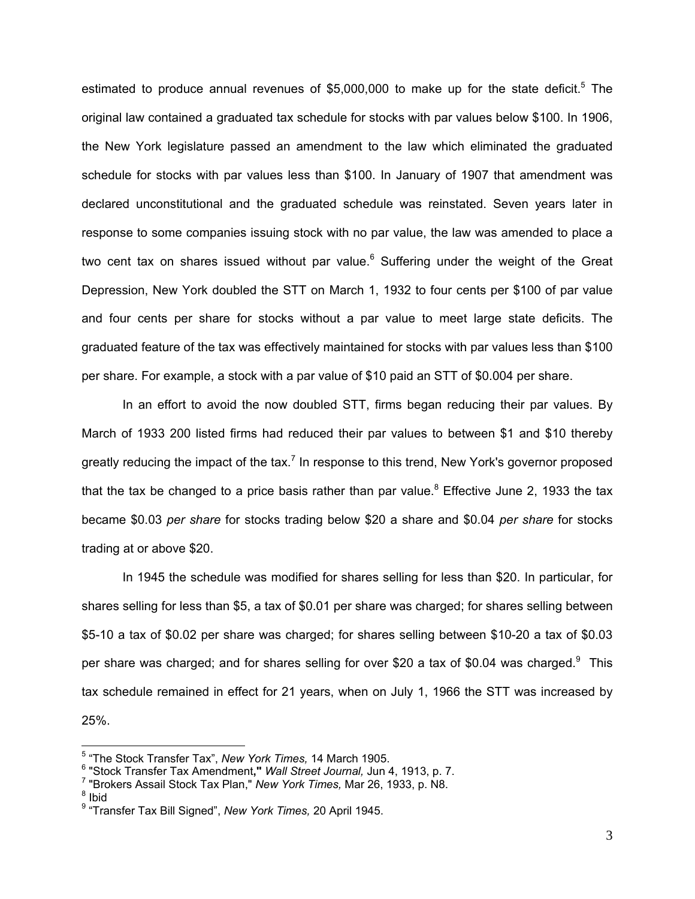estimated to produce annual revenues of $5,000,000 to make up for the state deficit.[5] The original law contained a graduated tax schedule for stocks with par values below $100. In 1906, the New York legislature passed an amendment to the law which eliminated the graduated schedule for stocks with par values less than $100. In January of 1907 that amendment was declared unconstitutional and the graduated schedule was reinstated. Seven years later in response to some companies issuing stock with no par value, the law was amended to place a two cent tax on shares issued without par value.[6] Suffering under the weight of the Great Depression, New York doubled the STT on March 1, 1932 to four cents per $100 of par value and four cents per share for stocks without a par value to meet large state deficits. The graduated feature of the tax was effectively maintained for stocks with par values less than $100 per share. For example, a stock with a par value of $10 paid an STT of $0.004 per share.

In an effort to avoid the now doubled STT, firms began reducing their par values. By March of 1933 200 listed firms had reduced their par values to between $1 and $10 thereby greatly reducing the impact of the tax.[7] In response to this trend, New York's governor proposed that the tax be changed to a price basis rather than par value.[8] Effective June 2, 1933 the tax became $0.03 *per share* for stocks trading below $20 a share and $0.04 *per share* for stocks trading at or above $20.

In 1945 the schedule was modified for shares selling for less than $20. In particular, for shares selling for less than $5, a tax of $0.01 per share was charged; for shares selling between $5-10 a tax of $0.02 per share was charged; for shares selling between $10-20 a tax of $0.03 per share was charged; and for shares selling for over $20 a tax of $0.04 was charged.[9] This tax schedule remained in effect for 21 years, when on July 1, 1966 the STT was increased by 25%.

---

[5] "The Stock Transfer Tax", *New York Times,* 14 March 1905.

[6] "Stock Transfer Tax Amendment," *Wall Street Journal,* Jun 4, 1913, p. 7.

[7] "Brokers Assail Stock Tax Plan," *New York Times,* Mar 26, 1933, p. N8.

[8] Ibid

[9] "Transfer Tax Bill Signed", *New York Times,* 20 April 1945.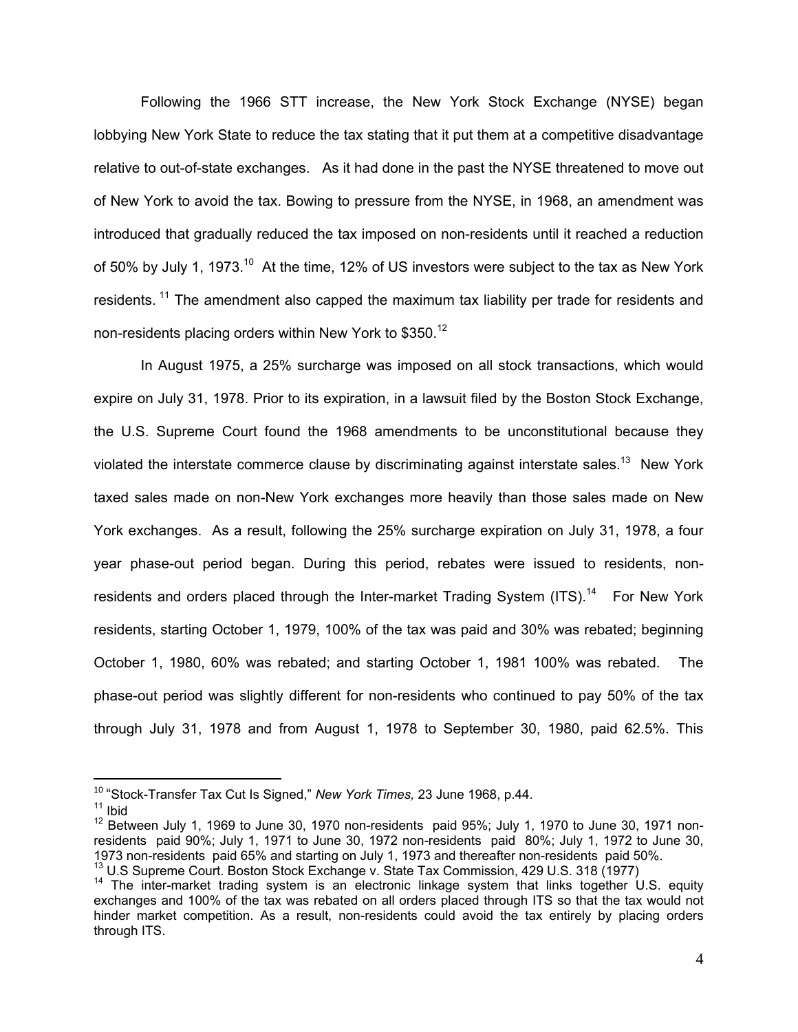Following the 1966 STT increase, the New York Stock Exchange (NYSE) began lobbying New York State to reduce the tax stating that it put them at a competitive disadvantage relative to out-of-state exchanges. As it had done in the past the NYSE threatened to move out of New York to avoid the tax. Bowing to pressure from the NYSE, in 1968, an amendment was introduced that gradually reduced the tax imposed on non-residents until it reached a reduction of 50% by July 1, 1973.[10] At the time, 12% of US investors were subject to the tax as New York residents.[11] The amendment also capped the maximum tax liability per trade for residents and non-residents placing orders within New York to $350.[12]

In August 1975, a 25% surcharge was imposed on all stock transactions, which would expire on July 31, 1978. Prior to its expiration, in a lawsuit filed by the Boston Stock Exchange, the U.S. Supreme Court found the 1968 amendments to be unconstitutional because they violated the interstate commerce clause by discriminating against interstate sales.[13] New York taxed sales made on non-New York exchanges more heavily than those sales made on New York exchanges. As a result, following the 25% surcharge expiration on July 31, 1978, a four year phase-out period began. During this period, rebates were issued to residents, non-residents and orders placed through the Inter-market Trading System (ITS).[14] For New York residents, starting October 1, 1979, 100% of the tax was paid and 30% was rebated; beginning October 1, 1980, 60% was rebated; and starting October 1, 1981 100% was rebated. The phase-out period was slightly different for non-residents who continued to pay 50% of the tax through July 31, 1978 and from August 1, 1978 to September 30, 1980, paid 62.5%. This

---

[10] "Stock-Transfer Tax Cut Is Signed," *New York Times,* 23 June 1968, p.44.

[11] Ibid

[12] Between July 1, 1969 to June 30, 1970 non-residents paid 95%; July 1, 1970 to June 30, 1971 non-residents paid 90%; July 1, 1971 to June 30, 1972 non-residents paid 80%; July 1, 1972 to June 30, 1973 non-residents paid 65% and starting on July 1, 1973 and thereafter non-residents paid 50%.

[13] U.S Supreme Court. Boston Stock Exchange v. State Tax Commission, 429 U.S. 318 (1977)

[14] The inter-market trading system is an electronic linkage system that links together U.S. equity exchanges and 100% of the tax was rebated on all orders placed through ITS so that the tax would not hinder market competition. As a result, non-residents could avoid the tax entirely by placing orders through ITS.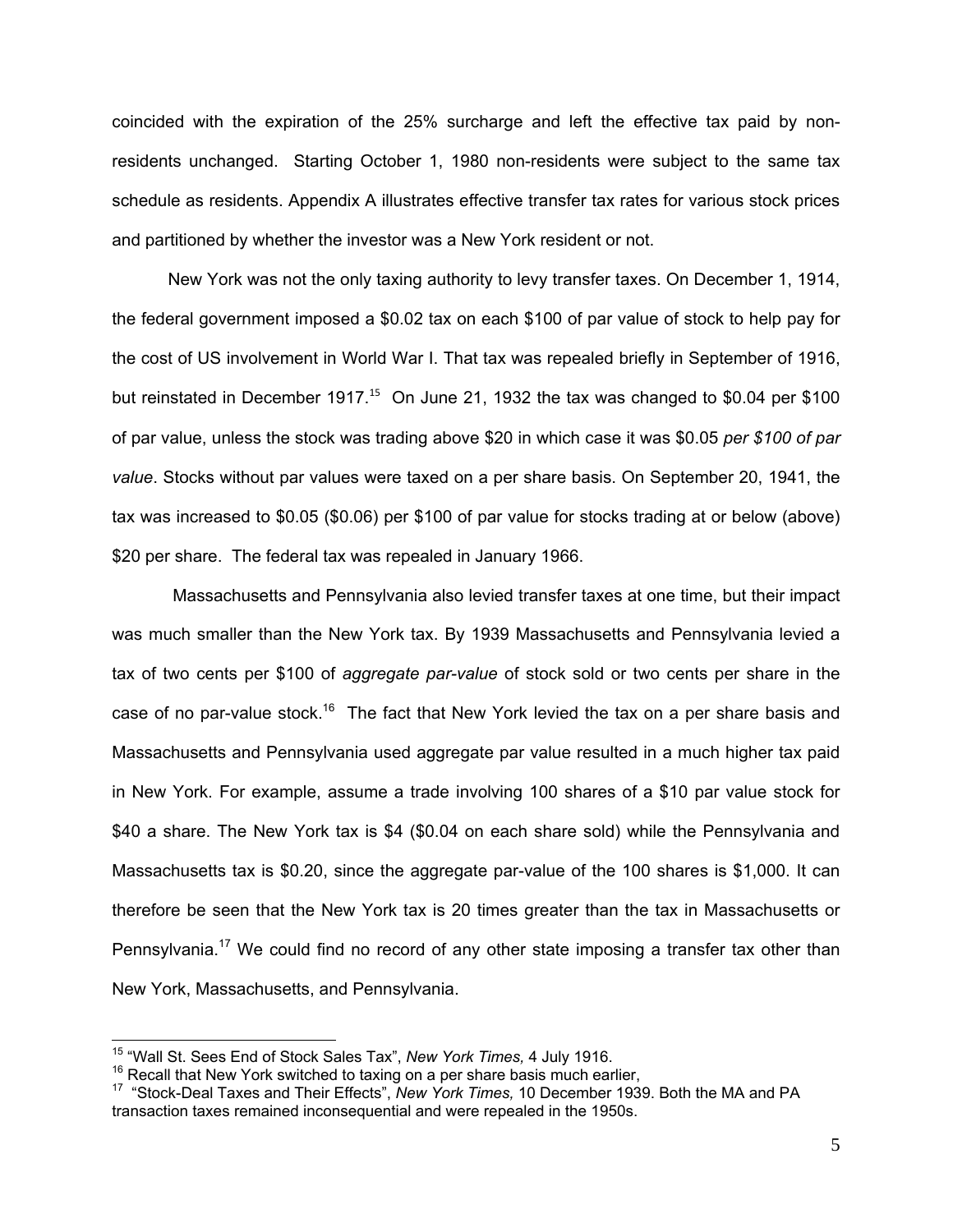coincided with the expiration of the 25% surcharge and left the effective tax paid by non-residents unchanged. Starting October 1, 1980 non-residents were subject to the same tax schedule as residents. Appendix A illustrates effective transfer tax rates for various stock prices and partitioned by whether the investor was a New York resident or not.

New York was not the only taxing authority to levy transfer taxes. On December 1, 1914, the federal government imposed a $0.02 tax on each $100 of par value of stock to help pay for the cost of US involvement in World War I. That tax was repealed briefly in September of 1916, but reinstated in December 1917.[15] On June 21, 1932 the tax was changed to $0.04 per $100 of par value, unless the stock was trading above $20 in which case it was $0.05 *per $100 of par value*. Stocks without par values were taxed on a per share basis. On September 20, 1941, the tax was increased to $0.05 ($0.06) per $100 of par value for stocks trading at or below (above) $20 per share. The federal tax was repealed in January 1966.

Massachusetts and Pennsylvania also levied transfer taxes at one time, but their impact was much smaller than the New York tax. By 1939 Massachusetts and Pennsylvania levied a tax of two cents per $100 of *aggregate par-value* of stock sold or two cents per share in the case of no par-value stock.[16] The fact that New York levied the tax on a per share basis and Massachusetts and Pennsylvania used aggregate par value resulted in a much higher tax paid in New York. For example, assume a trade involving 100 shares of a $10 par value stock for $40 a share. The New York tax is $4 ($0.04 on each share sold) while the Pennsylvania and Massachusetts tax is $0.20, since the aggregate par-value of the 100 shares is $1,000. It can therefore be seen that the New York tax is 20 times greater than the tax in Massachusetts or Pennsylvania.[17] We could find no record of any other state imposing a transfer tax other than New York, Massachusetts, and Pennsylvania.

---

[15] "Wall St. Sees End of Stock Sales Tax", *New York Times,* 4 July 1916.

[16] Recall that New York switched to taxing on a per share basis much earlier,

[17] "Stock-Deal Taxes and Their Effects", *New York Times,* 10 December 1939. Both the MA and PA transaction taxes remained inconsequential and were repealed in the 1950s.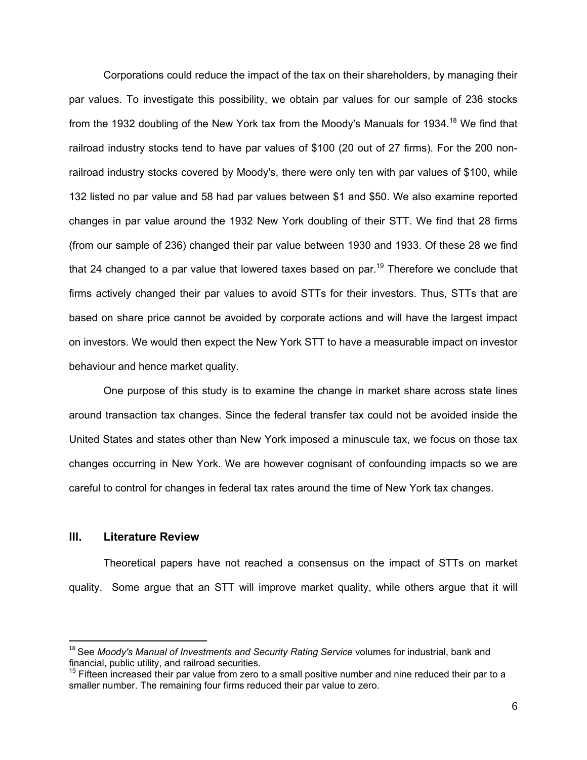Corporations could reduce the impact of the tax on their shareholders, by managing their par values. To investigate this possibility, we obtain par values for our sample of 236 stocks from the 1932 doubling of the New York tax from the Moody's Manuals for 1934.[18] We find that railroad industry stocks tend to have par values of $100 (20 out of 27 firms). For the 200 non-railroad industry stocks covered by Moody's, there were only ten with par values of $100, while 132 listed no par value and 58 had par values between $1 and $50. We also examine reported changes in par value around the 1932 New York doubling of their STT. We find that 28 firms (from our sample of 236) changed their par value between 1930 and 1933. Of these 28 we find that 24 changed to a par value that lowered taxes based on par.[19] Therefore we conclude that firms actively changed their par values to avoid STTs for their investors. Thus, STTs that are based on share price cannot be avoided by corporate actions and will have the largest impact on investors. We would then expect the New York STT to have a measurable impact on investor behaviour and hence market quality.

One purpose of this study is to examine the change in market share across state lines around transaction tax changes. Since the federal transfer tax could not be avoided inside the United States and states other than New York imposed a minuscule tax, we focus on those tax changes occurring in New York. We are however cognisant of confounding impacts so we are careful to control for changes in federal tax rates around the time of New York tax changes.

## III. Literature Review

Theoretical papers have not reached a consensus on the impact of STTs on market quality. Some argue that an STT will improve market quality, while others argue that it will

[18] See *Moody's Manual of Investments and Security Rating Service* volumes for industrial, bank and financial, public utility, and railroad securities.

[19] Fifteen increased their par value from zero to a small positive number and nine reduced their par to a smaller number. The remaining four firms reduced their par value to zero.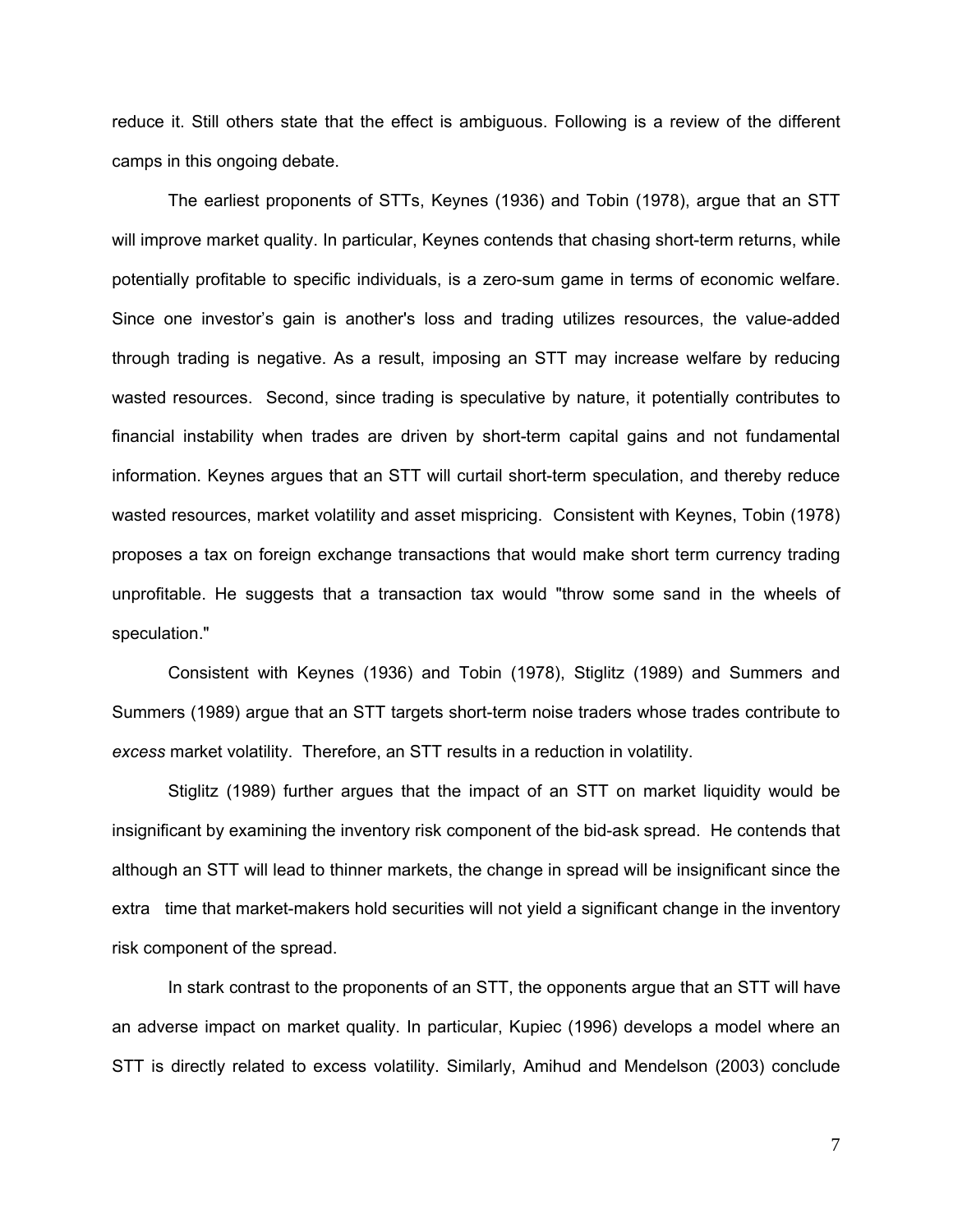reduce it. Still others state that the effect is ambiguous. Following is a review of the different camps in this ongoing debate.

The earliest proponents of STTs, Keynes (1936) and Tobin (1978), argue that an STT will improve market quality. In particular, Keynes contends that chasing short-term returns, while potentially profitable to specific individuals, is a zero-sum game in terms of economic welfare. Since one investor's gain is another's loss and trading utilizes resources, the value-added through trading is negative. As a result, imposing an STT may increase welfare by reducing wasted resources. Second, since trading is speculative by nature, it potentially contributes to financial instability when trades are driven by short-term capital gains and not fundamental information. Keynes argues that an STT will curtail short-term speculation, and thereby reduce wasted resources, market volatility and asset mispricing. Consistent with Keynes, Tobin (1978) proposes a tax on foreign exchange transactions that would make short term currency trading unprofitable. He suggests that a transaction tax would "throw some sand in the wheels of speculation."

Consistent with Keynes (1936) and Tobin (1978), Stiglitz (1989) and Summers and Summers (1989) argue that an STT targets short-term noise traders whose trades contribute to *excess* market volatility. Therefore, an STT results in a reduction in volatility.

Stiglitz (1989) further argues that the impact of an STT on market liquidity would be insignificant by examining the inventory risk component of the bid-ask spread. He contends that although an STT will lead to thinner markets, the change in spread will be insignificant since the extra time that market-makers hold securities will not yield a significant change in the inventory risk component of the spread.

In stark contrast to the proponents of an STT, the opponents argue that an STT will have an adverse impact on market quality. In particular, Kupiec (1996) develops a model where an STT is directly related to excess volatility. Similarly, Amihud and Mendelson (2003) conclude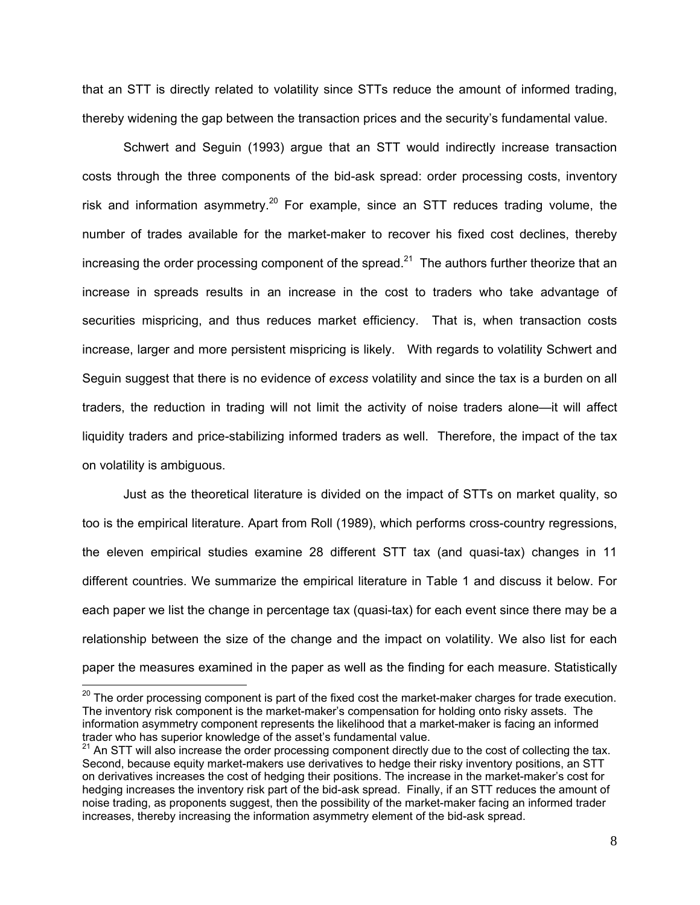that an STT is directly related to volatility since STTs reduce the amount of informed trading, thereby widening the gap between the transaction prices and the security's fundamental value.

Schwert and Seguin (1993) argue that an STT would indirectly increase transaction costs through the three components of the bid-ask spread: order processing costs, inventory risk and information asymmetry.[20] For example, since an STT reduces trading volume, the number of trades available for the market-maker to recover his fixed cost declines, thereby increasing the order processing component of the spread.[21] The authors further theorize that an increase in spreads results in an increase in the cost to traders who take advantage of securities mispricing, and thus reduces market efficiency. That is, when transaction costs increase, larger and more persistent mispricing is likely. With regards to volatility Schwert and Seguin suggest that there is no evidence of *excess* volatility and since the tax is a burden on all traders, the reduction in trading will not limit the activity of noise traders alone—it will affect liquidity traders and price-stabilizing informed traders as well. Therefore, the impact of the tax on volatility is ambiguous.

Just as the theoretical literature is divided on the impact of STTs on market quality, so too is the empirical literature. Apart from Roll (1989), which performs cross-country regressions, the eleven empirical studies examine 28 different STT tax (and quasi-tax) changes in 11 different countries. We summarize the empirical literature in Table 1 and discuss it below. For each paper we list the change in percentage tax (quasi-tax) for each event since there may be a relationship between the size of the change and the impact on volatility. We also list for each paper the measures examined in the paper as well as the finding for each measure. Statistically

---

[20] The order processing component is part of the fixed cost the market-maker charges for trade execution. The inventory risk component is the market-maker's compensation for holding onto risky assets. The information asymmetry component represents the likelihood that a market-maker is facing an informed trader who has superior knowledge of the asset's fundamental value.

[21] An STT will also increase the order processing component directly due to the cost of collecting the tax. Second, because equity market-makers use derivatives to hedge their risky inventory positions, an STT on derivatives increases the cost of hedging their positions. The increase in the market-maker's cost for hedging increases the inventory risk part of the bid-ask spread. Finally, if an STT reduces the amount of noise trading, as proponents suggest, then the possibility of the market-maker facing an informed trader increases, thereby increasing the information asymmetry element of the bid-ask spread.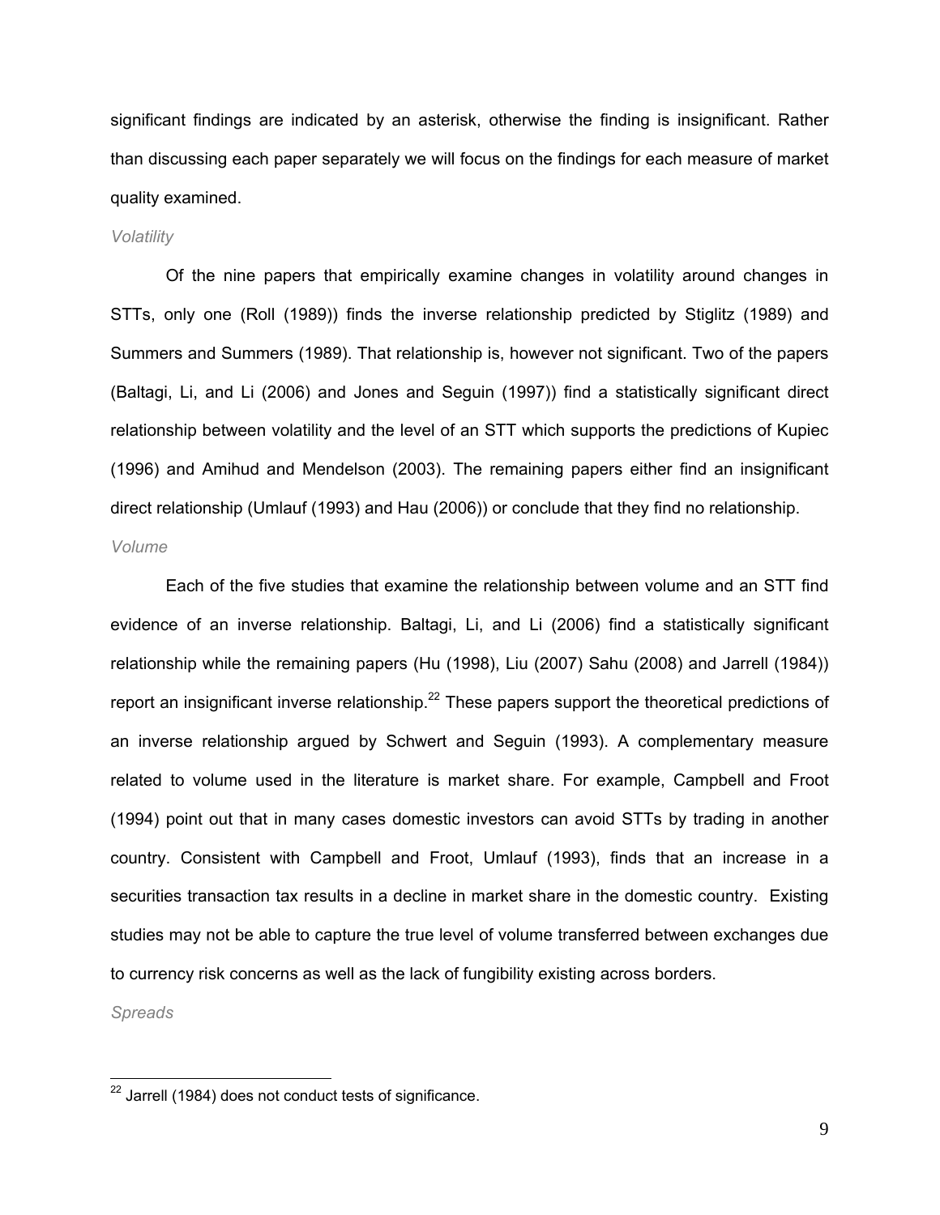significant findings are indicated by an asterisk, otherwise the finding is insignificant. Rather than discussing each paper separately we will focus on the findings for each measure of market quality examined.

*Volatility*

Of the nine papers that empirically examine changes in volatility around changes in STTs, only one (Roll (1989)) finds the inverse relationship predicted by Stiglitz (1989) and Summers and Summers (1989). That relationship is, however not significant. Two of the papers (Baltagi, Li, and Li (2006) and Jones and Seguin (1997)) find a statistically significant direct relationship between volatility and the level of an STT which supports the predictions of Kupiec (1996) and Amihud and Mendelson (2003). The remaining papers either find an insignificant direct relationship (Umlauf (1993) and Hau (2006)) or conclude that they find no relationship.

*Volume*

Each of the five studies that examine the relationship between volume and an STT find evidence of an inverse relationship. Baltagi, Li, and Li (2006) find a statistically significant relationship while the remaining papers (Hu (1998), Liu (2007) Sahu (2008) and Jarrell (1984)) report an insignificant inverse relationship.[22] These papers support the theoretical predictions of an inverse relationship argued by Schwert and Seguin (1993). A complementary measure related to volume used in the literature is market share. For example, Campbell and Froot (1994) point out that in many cases domestic investors can avoid STTs by trading in another country. Consistent with Campbell and Froot, Umlauf (1993), finds that an increase in a securities transaction tax results in a decline in market share in the domestic country. Existing studies may not be able to capture the true level of volume transferred between exchanges due to currency risk concerns as well as the lack of fungibility existing across borders.

*Spreads*

[22] Jarrell (1984) does not conduct tests of significance.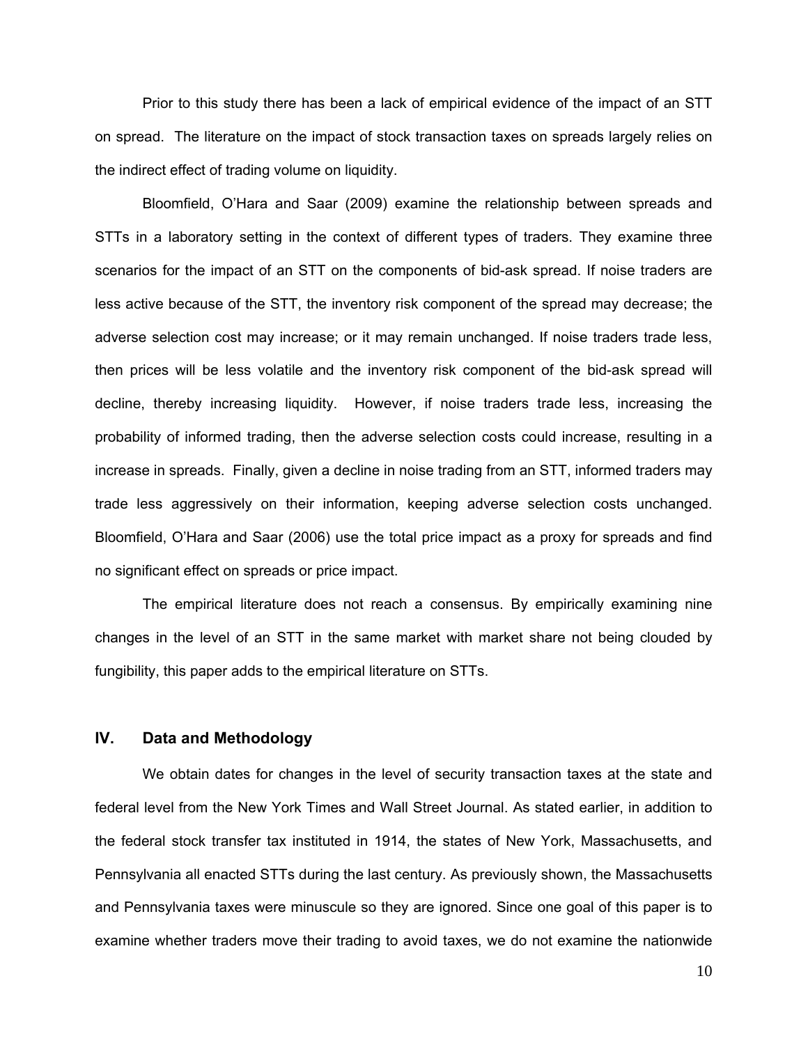Prior to this study there has been a lack of empirical evidence of the impact of an STT on spread. The literature on the impact of stock transaction taxes on spreads largely relies on the indirect effect of trading volume on liquidity.

Bloomfield, O'Hara and Saar (2009) examine the relationship between spreads and STTs in a laboratory setting in the context of different types of traders. They examine three scenarios for the impact of an STT on the components of bid-ask spread. If noise traders are less active because of the STT, the inventory risk component of the spread may decrease; the adverse selection cost may increase; or it may remain unchanged. If noise traders trade less, then prices will be less volatile and the inventory risk component of the bid-ask spread will decline, thereby increasing liquidity. However, if noise traders trade less, increasing the probability of informed trading, then the adverse selection costs could increase, resulting in a increase in spreads. Finally, given a decline in noise trading from an STT, informed traders may trade less aggressively on their information, keeping adverse selection costs unchanged. Bloomfield, O'Hara and Saar (2006) use the total price impact as a proxy for spreads and find no significant effect on spreads or price impact.

The empirical literature does not reach a consensus. By empirically examining nine changes in the level of an STT in the same market with market share not being clouded by fungibility, this paper adds to the empirical literature on STTs.

## IV. Data and Methodology

We obtain dates for changes in the level of security transaction taxes at the state and federal level from the New York Times and Wall Street Journal. As stated earlier, in addition to the federal stock transfer tax instituted in 1914, the states of New York, Massachusetts, and Pennsylvania all enacted STTs during the last century. As previously shown, the Massachusetts and Pennsylvania taxes were minuscule so they are ignored. Since one goal of this paper is to examine whether traders move their trading to avoid taxes, we do not examine the nationwide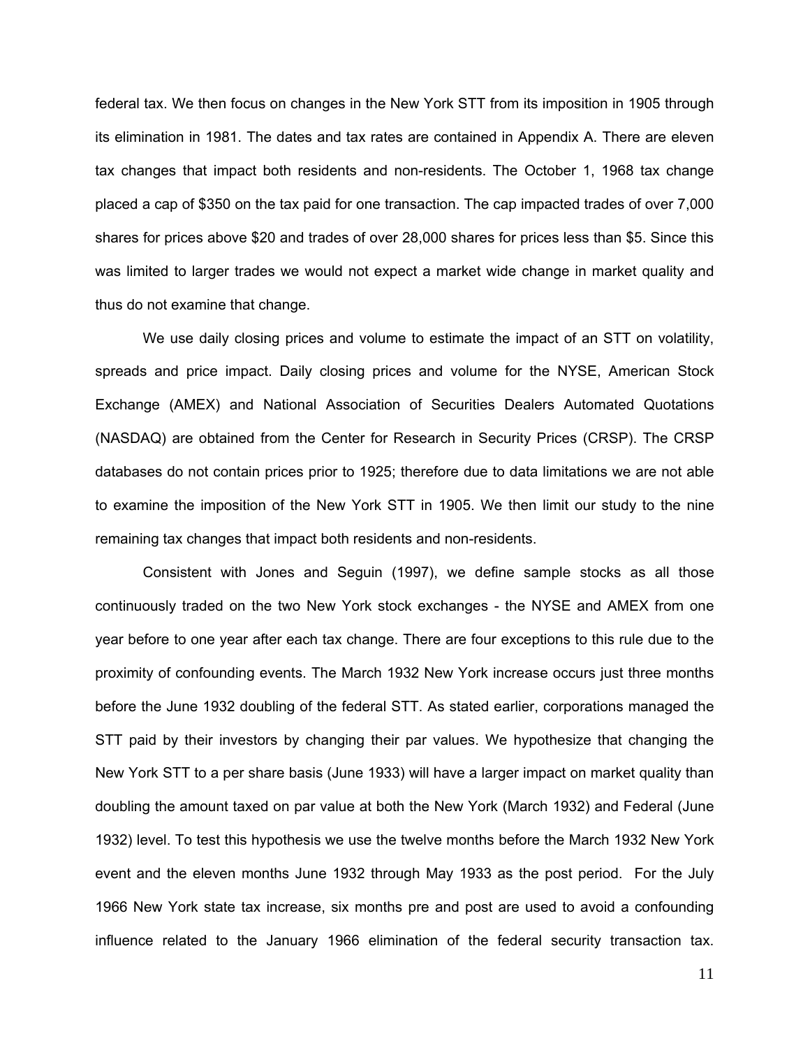federal tax. We then focus on changes in the New York STT from its imposition in 1905 through its elimination in 1981. The dates and tax rates are contained in Appendix A. There are eleven tax changes that impact both residents and non-residents. The October 1, 1968 tax change placed a cap of $350 on the tax paid for one transaction. The cap impacted trades of over 7,000 shares for prices above $20 and trades of over 28,000 shares for prices less than $5. Since this was limited to larger trades we would not expect a market wide change in market quality and thus do not examine that change.

We use daily closing prices and volume to estimate the impact of an STT on volatility, spreads and price impact. Daily closing prices and volume for the NYSE, American Stock Exchange (AMEX) and National Association of Securities Dealers Automated Quotations (NASDAQ) are obtained from the Center for Research in Security Prices (CRSP). The CRSP databases do not contain prices prior to 1925; therefore due to data limitations we are not able to examine the imposition of the New York STT in 1905. We then limit our study to the nine remaining tax changes that impact both residents and non-residents.

Consistent with Jones and Seguin (1997), we define sample stocks as all those continuously traded on the two New York stock exchanges - the NYSE and AMEX from one year before to one year after each tax change. There are four exceptions to this rule due to the proximity of confounding events. The March 1932 New York increase occurs just three months before the June 1932 doubling of the federal STT. As stated earlier, corporations managed the STT paid by their investors by changing their par values. We hypothesize that changing the New York STT to a per share basis (June 1933) will have a larger impact on market quality than doubling the amount taxed on par value at both the New York (March 1932) and Federal (June 1932) level. To test this hypothesis we use the twelve months before the March 1932 New York event and the eleven months June 1932 through May 1933 as the post period. For the July 1966 New York state tax increase, six months pre and post are used to avoid a confounding influence related to the January 1966 elimination of the federal security transaction tax.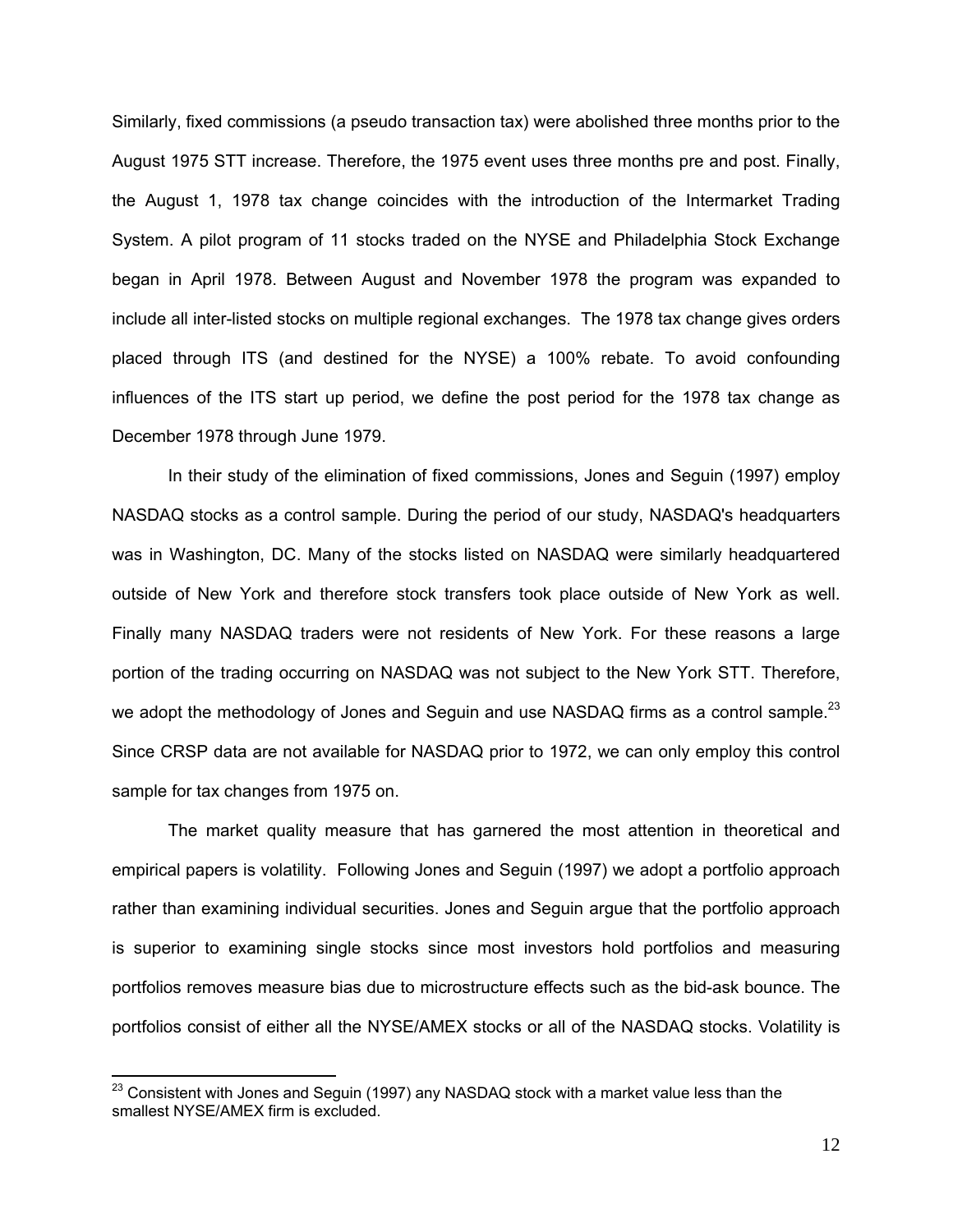Similarly, fixed commissions (a pseudo transaction tax) were abolished three months prior to the August 1975 STT increase. Therefore, the 1975 event uses three months pre and post. Finally, the August 1, 1978 tax change coincides with the introduction of the Intermarket Trading System. A pilot program of 11 stocks traded on the NYSE and Philadelphia Stock Exchange began in April 1978. Between August and November 1978 the program was expanded to include all inter-listed stocks on multiple regional exchanges. The 1978 tax change gives orders placed through ITS (and destined for the NYSE) a 100% rebate. To avoid confounding influences of the ITS start up period, we define the post period for the 1978 tax change as December 1978 through June 1979.

In their study of the elimination of fixed commissions, Jones and Seguin (1997) employ NASDAQ stocks as a control sample. During the period of our study, NASDAQ's headquarters was in Washington, DC. Many of the stocks listed on NASDAQ were similarly headquartered outside of New York and therefore stock transfers took place outside of New York as well. Finally many NASDAQ traders were not residents of New York. For these reasons a large portion of the trading occurring on NASDAQ was not subject to the New York STT. Therefore, we adopt the methodology of Jones and Seguin and use NASDAQ firms as a control sample.[23] Since CRSP data are not available for NASDAQ prior to 1972, we can only employ this control sample for tax changes from 1975 on.

The market quality measure that has garnered the most attention in theoretical and empirical papers is volatility. Following Jones and Seguin (1997) we adopt a portfolio approach rather than examining individual securities. Jones and Seguin argue that the portfolio approach is superior to examining single stocks since most investors hold portfolios and measuring portfolios removes measure bias due to microstructure effects such as the bid-ask bounce. The portfolios consist of either all the NYSE/AMEX stocks or all of the NASDAQ stocks. Volatility is

[23] Consistent with Jones and Seguin (1997) any NASDAQ stock with a market value less than the smallest NYSE/AMEX firm is excluded.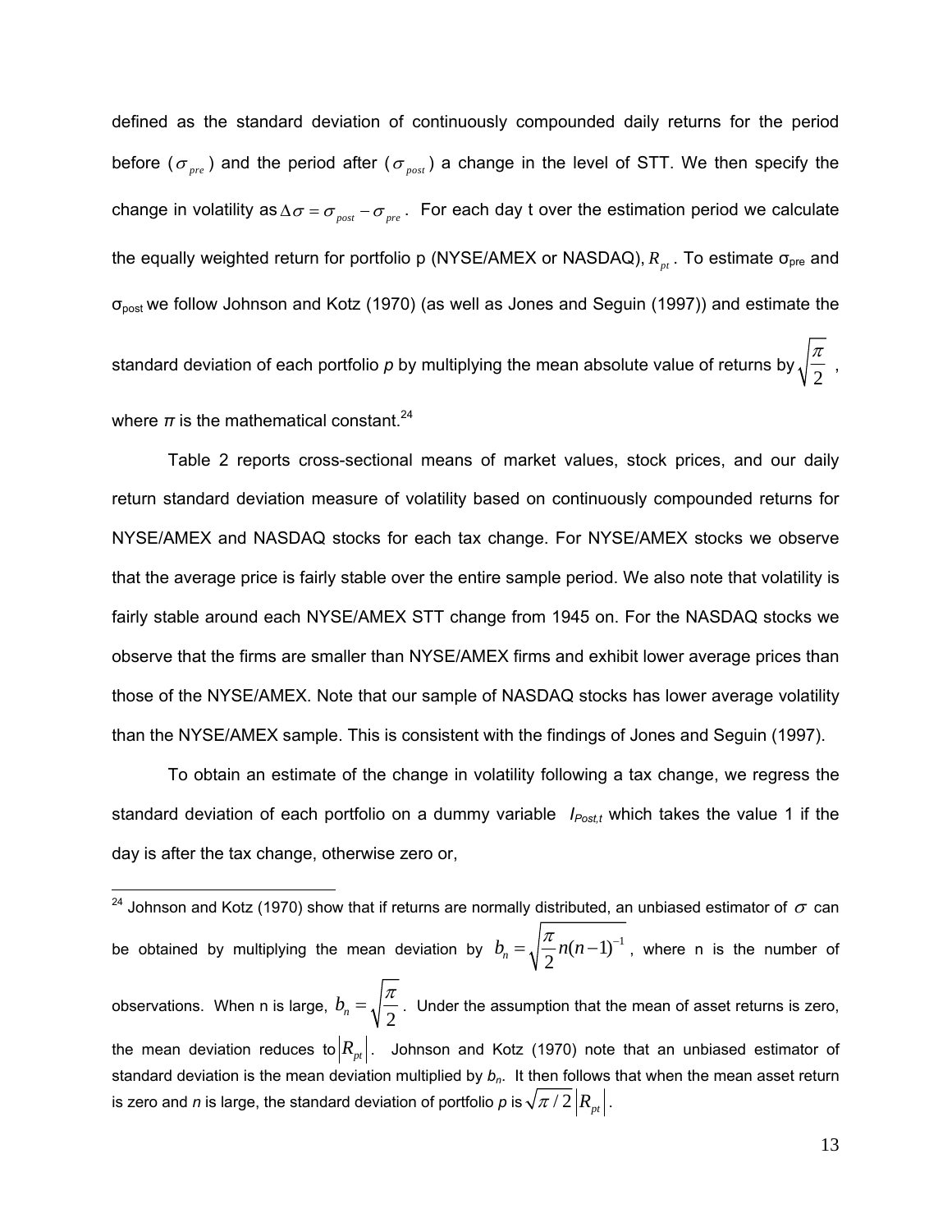defined as the standard deviation of continuously compounded daily returns for the period before ($\sigma_{pre}$) and the period after ($\sigma_{post}$) a change in the level of STT. We then specify the change in volatility as $\Delta\sigma = \sigma_{post} - \sigma_{pre}$. For each day t over the estimation period we calculate the equally weighted return for portfolio p (NYSE/AMEX or NASDAQ), $R_{pt}$. To estimate $\sigma_{pre}$ and $\sigma_{post}$ we follow Johnson and Kotz (1970) (as well as Jones and Seguin (1997)) and estimate the standard deviation of each portfolio *p* by multiplying the mean absolute value of returns by $\sqrt{\frac{\pi}{2}}$, where $\pi$ is the mathematical constant.[24]

Table 2 reports cross-sectional means of market values, stock prices, and our daily return standard deviation measure of volatility based on continuously compounded returns for NYSE/AMEX and NASDAQ stocks for each tax change. For NYSE/AMEX stocks we observe that the average price is fairly stable over the entire sample period. We also note that volatility is fairly stable around each NYSE/AMEX STT change from 1945 on. For the NASDAQ stocks we observe that the firms are smaller than NYSE/AMEX firms and exhibit lower average prices than those of the NYSE/AMEX. Note that our sample of NASDAQ stocks has lower average volatility than the NYSE/AMEX sample. This is consistent with the findings of Jones and Seguin (1997).

To obtain an estimate of the change in volatility following a tax change, we regress the standard deviation of each portfolio on a dummy variable $I_{Post,t}$ which takes the value 1 if the day is after the tax change, otherwise zero or,

---

[24] Johnson and Kotz (1970) show that if returns are normally distributed, an unbiased estimator of $\sigma$ can be obtained by multiplying the mean deviation by $b_n = \sqrt{\frac{\pi}{2} n(n-1)^{-1}}$, where n is the number of observations. When n is large, $b_n = \sqrt{\frac{\pi}{2}}$. Under the assumption that the mean of asset returns is zero, the mean deviation reduces to $|R_{pt}|$. Johnson and Kotz (1970) note that an unbiased estimator of standard deviation is the mean deviation multiplied by $b_n$. It then follows that when the mean asset return is zero and *n* is large, the standard deviation of portfolio *p* is $\sqrt{\pi/2}\,|R_{pt}|$.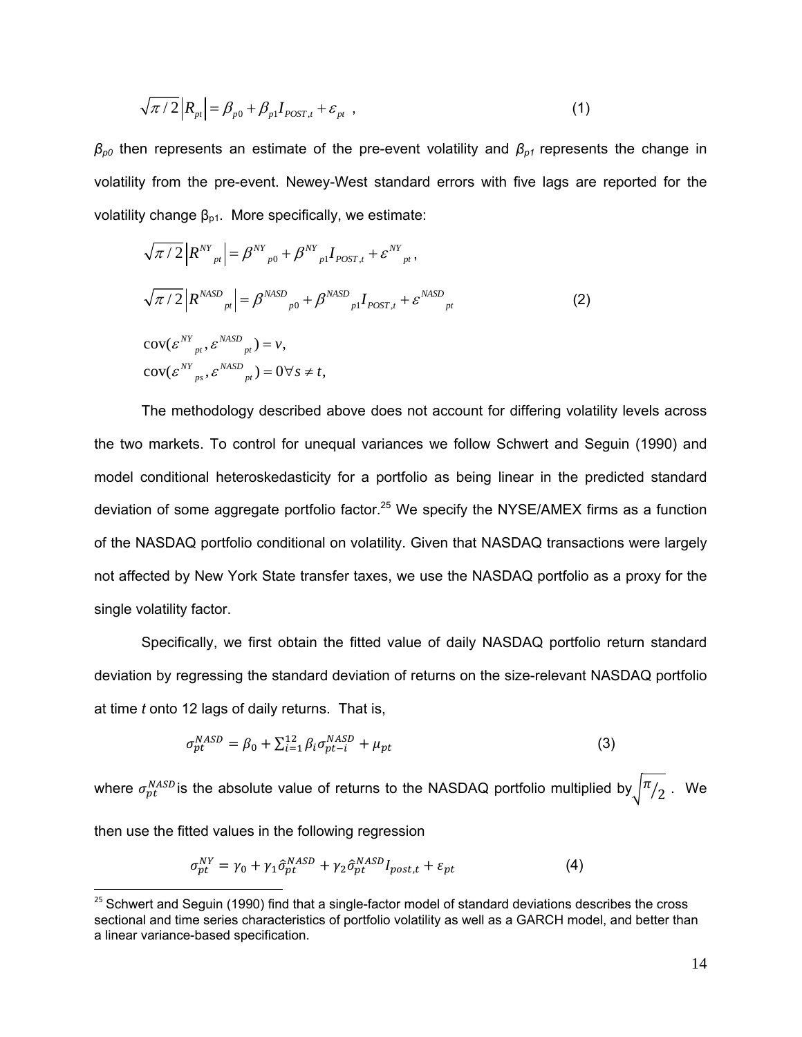$$\sqrt{\pi/2}\left|R_{pt}\right| = \beta_{p0} + \beta_{p1} I_{POST,t} + \varepsilon_{pt} \ , \tag{1}$$

$\beta_{p0}$ then represents an estimate of the pre-event volatility and $\beta_{p1}$ represents the change in volatility from the pre-event. Newey-West standard errors with five lags are reported for the volatility change $\beta_{p1}$. More specifically, we estimate:

$$\begin{aligned}
&\sqrt{\pi/2}\left|R^{NY}{}_{pt}\right| = \beta^{NY}{}_{p0} + \beta^{NY}{}_{p1} I_{POST,t} + \varepsilon^{NY}{}_{pt}\,, \\
&\sqrt{\pi/2}\left|R^{NASD}{}_{pt}\right| = \beta^{NASD}{}_{p0} + \beta^{NASD}{}_{p1} I_{POST,t} + \varepsilon^{NASD}{}_{pt} \\
&\operatorname{cov}(\varepsilon^{NY}{}_{pt}, \varepsilon^{NASD}{}_{pt}) = v, \\
&\operatorname{cov}(\varepsilon^{NY}{}_{ps}, \varepsilon^{NASD}{}_{pt}) = 0 \forall s \neq t,
\end{aligned} \tag{2}$$

The methodology described above does not account for differing volatility levels across the two markets. To control for unequal variances we follow Schwert and Seguin (1990) and model conditional heteroskedasticity for a portfolio as being linear in the predicted standard deviation of some aggregate portfolio factor.[25] We specify the NYSE/AMEX firms as a function of the NASDAQ portfolio conditional on volatility. Given that NASDAQ transactions were largely not affected by New York State transfer taxes, we use the NASDAQ portfolio as a proxy for the single volatility factor.

Specifically, we first obtain the fitted value of daily NASDAQ portfolio return standard deviation by regressing the standard deviation of returns on the size-relevant NASDAQ portfolio at time *t* onto 12 lags of daily returns. That is,

$$\sigma_{pt}^{NASD} = \beta_0 + \sum_{i=1}^{12} \beta_i \sigma_{pt-i}^{NASD} + \mu_{pt} \tag{3}$$

where $\sigma_{pt}^{NASD}$ is the absolute value of returns to the NASDAQ portfolio multiplied by $\sqrt{\pi/2}$. We then use the fitted values in the following regression

$$\sigma_{pt}^{NY} = \gamma_0 + \gamma_1 \hat{\sigma}_{pt}^{NASD} + \gamma_2 \hat{\sigma}_{pt}^{NASD} I_{post,t} + \varepsilon_{pt} \tag{4}$$

[25] Schwert and Seguin (1990) find that a single-factor model of standard deviations describes the cross sectional and time series characteristics of portfolio volatility as well as a GARCH model, and better than a linear variance-based specification.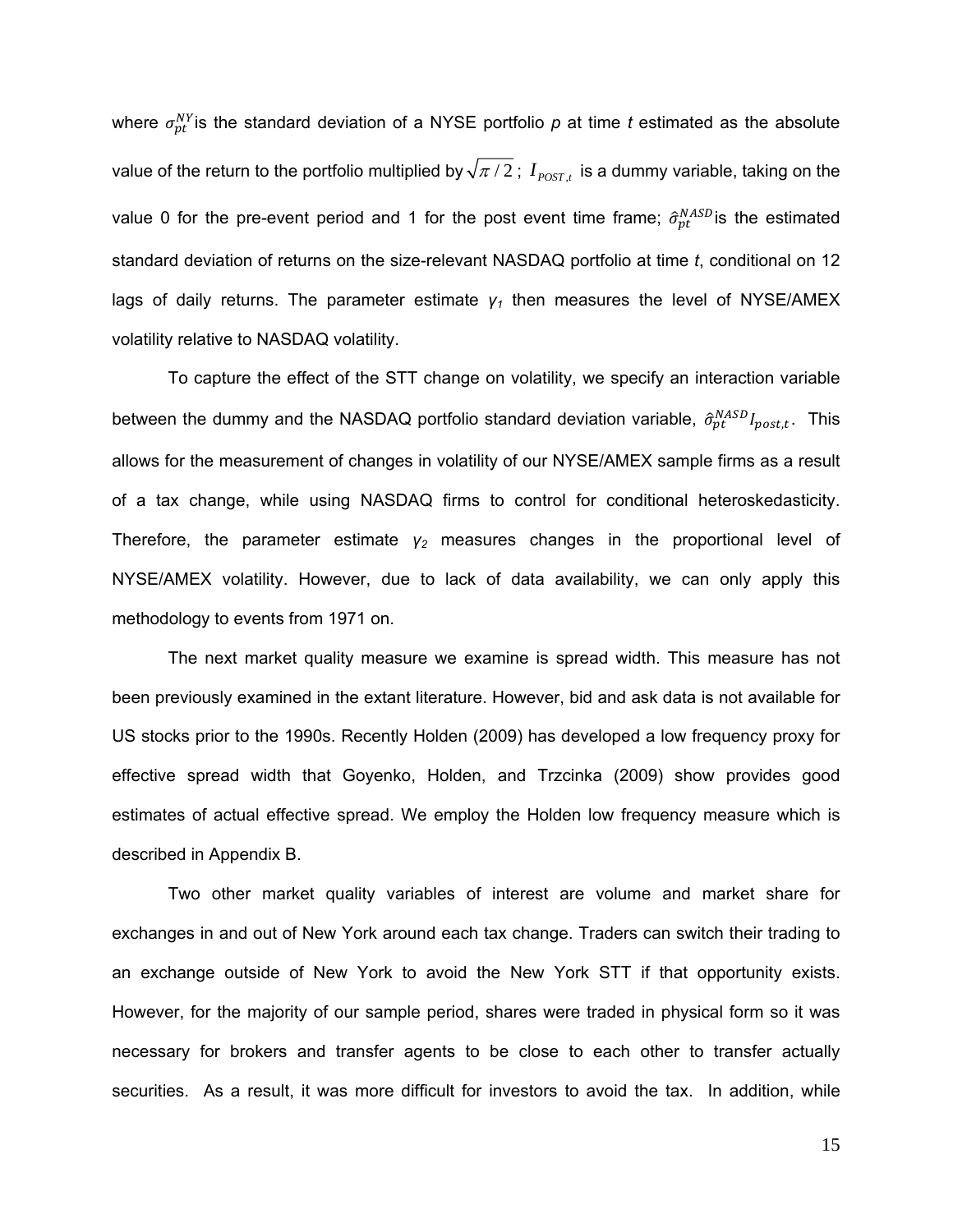where $\sigma_{pt}^{NY}$ is the standard deviation of a NYSE portfolio *p* at time *t* estimated as the absolute value of the return to the portfolio multiplied by $\sqrt{\pi / 2}$ ; $I_{POST,t}$ is a dummy variable, taking on the value 0 for the pre-event period and 1 for the post event time frame; $\hat{\sigma}_{pt}^{NASD}$ is the estimated standard deviation of returns on the size-relevant NASDAQ portfolio at time *t*, conditional on 12 lags of daily returns. The parameter estimate $\gamma_1$ then measures the level of NYSE/AMEX volatility relative to NASDAQ volatility.

To capture the effect of the STT change on volatility, we specify an interaction variable between the dummy and the NASDAQ portfolio standard deviation variable, $\hat{\sigma}_{pt}^{NASD} I_{post,t}$. This allows for the measurement of changes in volatility of our NYSE/AMEX sample firms as a result of a tax change, while using NASDAQ firms to control for conditional heteroskedasticity. Therefore, the parameter estimate $\gamma_2$ measures changes in the proportional level of NYSE/AMEX volatility. However, due to lack of data availability, we can only apply this methodology to events from 1971 on.

The next market quality measure we examine is spread width. This measure has not been previously examined in the extant literature. However, bid and ask data is not available for US stocks prior to the 1990s. Recently Holden (2009) has developed a low frequency proxy for effective spread width that Goyenko, Holden, and Trzcinka (2009) show provides good estimates of actual effective spread. We employ the Holden low frequency measure which is described in Appendix B.

Two other market quality variables of interest are volume and market share for exchanges in and out of New York around each tax change. Traders can switch their trading to an exchange outside of New York to avoid the New York STT if that opportunity exists. However, for the majority of our sample period, shares were traded in physical form so it was necessary for brokers and transfer agents to be close to each other to transfer actually securities. As a result, it was more difficult for investors to avoid the tax. In addition, while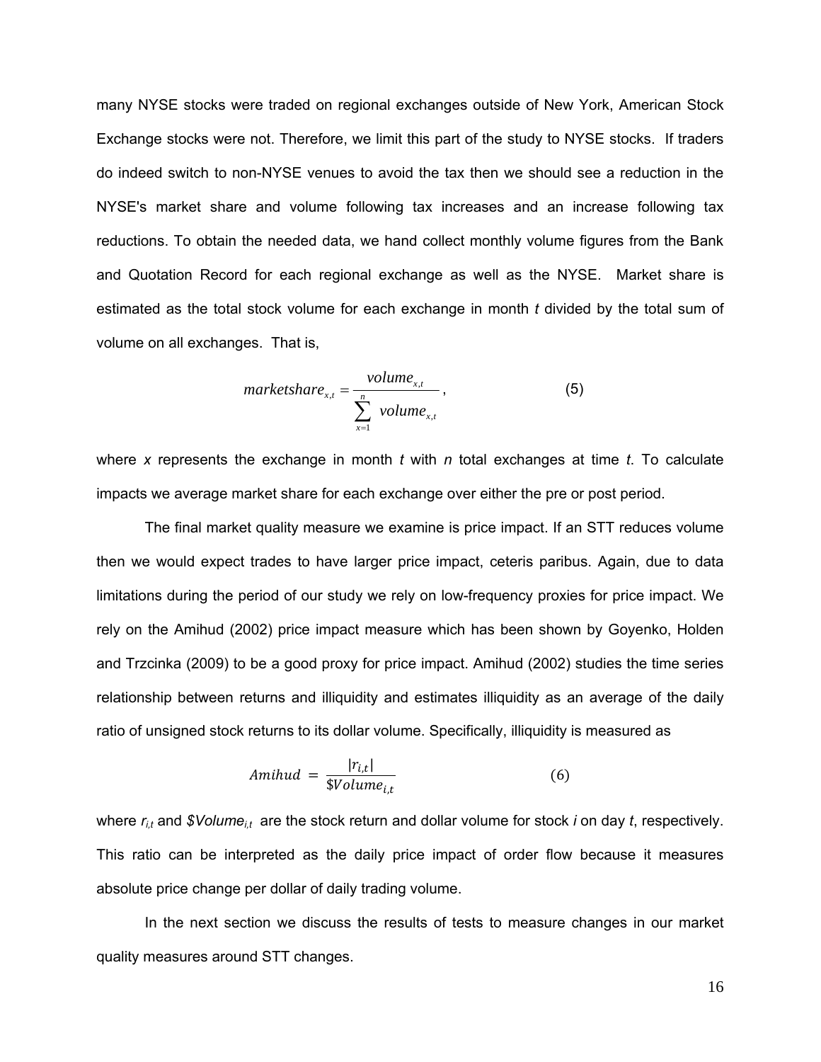many NYSE stocks were traded on regional exchanges outside of New York, American Stock Exchange stocks were not. Therefore, we limit this part of the study to NYSE stocks. If traders do indeed switch to non-NYSE venues to avoid the tax then we should see a reduction in the NYSE's market share and volume following tax increases and an increase following tax reductions. To obtain the needed data, we hand collect monthly volume figures from the Bank and Quotation Record for each regional exchange as well as the NYSE. Market share is estimated as the total stock volume for each exchange in month *t* divided by the total sum of volume on all exchanges. That is,

$$marketshare_{x,t} = \frac{volume_{x,t}}{\sum_{x=1}^{n} volume_{x,t}}, \tag{5}$$

where *x* represents the exchange in month *t* with *n* total exchanges at time *t*. To calculate impacts we average market share for each exchange over either the pre or post period.

The final market quality measure we examine is price impact. If an STT reduces volume then we would expect trades to have larger price impact, ceteris paribus. Again, due to data limitations during the period of our study we rely on low-frequency proxies for price impact. We rely on the Amihud (2002) price impact measure which has been shown by Goyenko, Holden and Trzcinka (2009) to be a good proxy for price impact. Amihud (2002) studies the time series relationship between returns and illiquidity and estimates illiquidity as an average of the daily ratio of unsigned stock returns to its dollar volume. Specifically, illiquidity is measured as

$$Amihud = \frac{|r_{i,t}|}{\$Volume_{i,t}} \tag{6}$$

where $r_{i,t}$ and $\$Volume_{i,t}$ are the stock return and dollar volume for stock *i* on day *t*, respectively. This ratio can be interpreted as the daily price impact of order flow because it measures absolute price change per dollar of daily trading volume.

In the next section we discuss the results of tests to measure changes in our market quality measures around STT changes.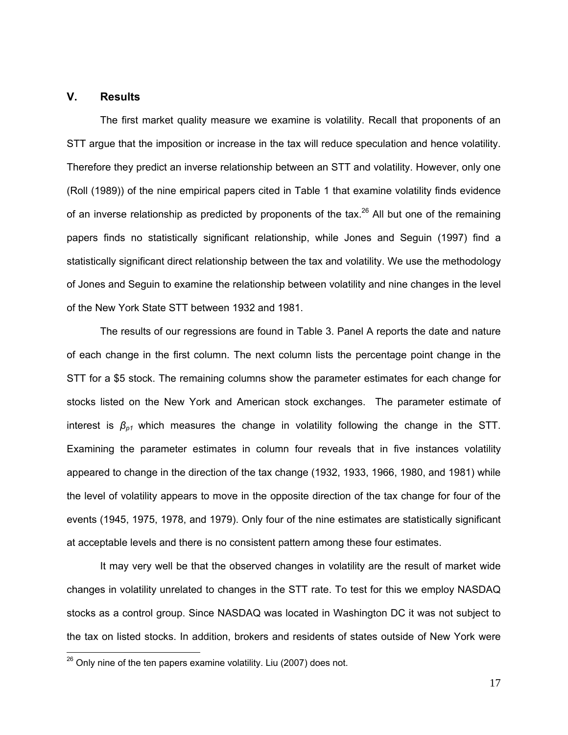## V. Results

The first market quality measure we examine is volatility. Recall that proponents of an STT argue that the imposition or increase in the tax will reduce speculation and hence volatility. Therefore they predict an inverse relationship between an STT and volatility. However, only one (Roll (1989)) of the nine empirical papers cited in Table 1 that examine volatility finds evidence of an inverse relationship as predicted by proponents of the tax.[26] All but one of the remaining papers finds no statistically significant relationship, while Jones and Seguin (1997) find a statistically significant direct relationship between the tax and volatility. We use the methodology of Jones and Seguin to examine the relationship between volatility and nine changes in the level of the New York State STT between 1932 and 1981.

The results of our regressions are found in Table 3. Panel A reports the date and nature of each change in the first column. The next column lists the percentage point change in the STT for a $5 stock. The remaining columns show the parameter estimates for each change for stocks listed on the New York and American stock exchanges. The parameter estimate of interest is $\beta_{p1}$ which measures the change in volatility following the change in the STT. Examining the parameter estimates in column four reveals that in five instances volatility appeared to change in the direction of the tax change (1932, 1933, 1966, 1980, and 1981) while the level of volatility appears to move in the opposite direction of the tax change for four of the events (1945, 1975, 1978, and 1979). Only four of the nine estimates are statistically significant at acceptable levels and there is no consistent pattern among these four estimates.

It may very well be that the observed changes in volatility are the result of market wide changes in volatility unrelated to changes in the STT rate. To test for this we employ NASDAQ stocks as a control group. Since NASDAQ was located in Washington DC it was not subject to the tax on listed stocks. In addition, brokers and residents of states outside of New York were

[26] Only nine of the ten papers examine volatility. Liu (2007) does not.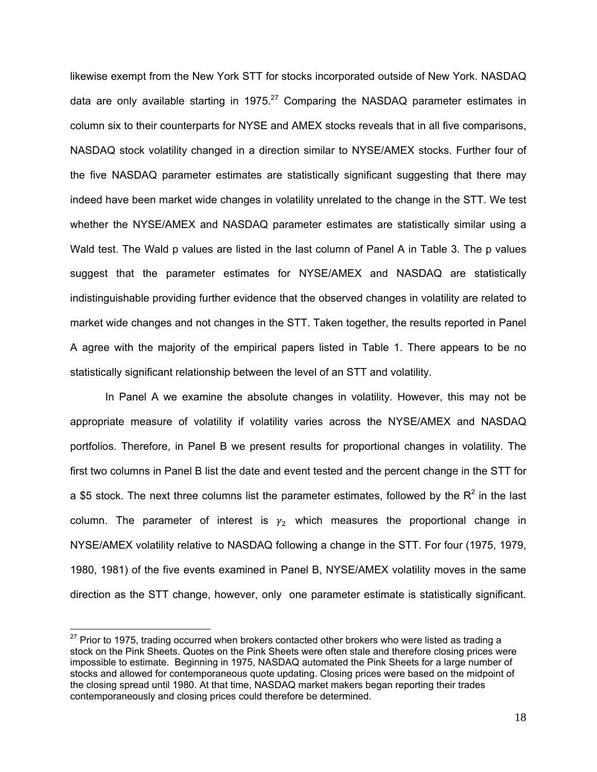likewise exempt from the New York STT for stocks incorporated outside of New York. NASDAQ data are only available starting in 1975.[27] Comparing the NASDAQ parameter estimates in column six to their counterparts for NYSE and AMEX stocks reveals that in all five comparisons, NASDAQ stock volatility changed in a direction similar to NYSE/AMEX stocks. Further four of the five NASDAQ parameter estimates are statistically significant suggesting that there may indeed have been market wide changes in volatility unrelated to the change in the STT. We test whether the NYSE/AMEX and NASDAQ parameter estimates are statistically similar using a Wald test. The Wald p values are listed in the last column of Panel A in Table 3. The p values suggest that the parameter estimates for NYSE/AMEX and NASDAQ are statistically indistinguishable providing further evidence that the observed changes in volatility are related to market wide changes and not changes in the STT. Taken together, the results reported in Panel A agree with the majority of the empirical papers listed in Table 1. There appears to be no statistically significant relationship between the level of an STT and volatility.

In Panel A we examine the absolute changes in volatility. However, this may not be appropriate measure of volatility if volatility varies across the NYSE/AMEX and NASDAQ portfolios. Therefore, in Panel B we present results for proportional changes in volatility. The first two columns in Panel B list the date and event tested and the percent change in the STT for a \$5 stock. The next three columns list the parameter estimates, followed by the $R^2$ in the last column. The parameter of interest is $\gamma_2$ which measures the proportional change in NYSE/AMEX volatility relative to NASDAQ following a change in the STT. For four (1975, 1979, 1980, 1981) of the five events examined in Panel B, NYSE/AMEX volatility moves in the same direction as the STT change, however, only one parameter estimate is statistically significant.

[27] Prior to 1975, trading occurred when brokers contacted other brokers who were listed as trading a stock on the Pink Sheets. Quotes on the Pink Sheets were often stale and therefore closing prices were impossible to estimate. Beginning in 1975, NASDAQ automated the Pink Sheets for a large number of stocks and allowed for contemporaneous quote updating. Closing prices were based on the midpoint of the closing spread until 1980. At that time, NASDAQ market makers began reporting their trades contemporaneously and closing prices could therefore be determined.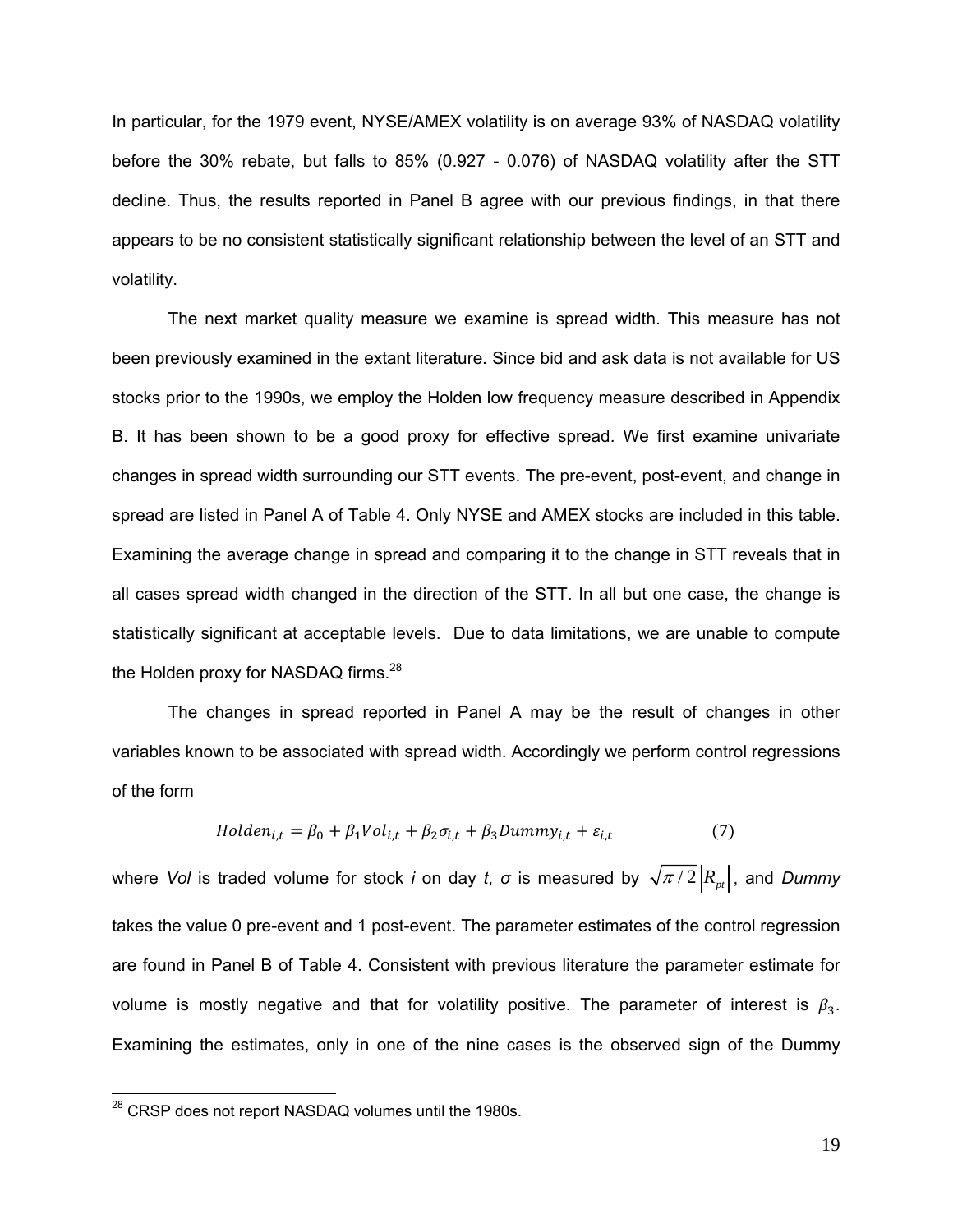In particular, for the 1979 event, NYSE/AMEX volatility is on average 93% of NASDAQ volatility before the 30% rebate, but falls to 85% (0.927 - 0.076) of NASDAQ volatility after the STT decline. Thus, the results reported in Panel B agree with our previous findings, in that there appears to be no consistent statistically significant relationship between the level of an STT and volatility.

The next market quality measure we examine is spread width. This measure has not been previously examined in the extant literature. Since bid and ask data is not available for US stocks prior to the 1990s, we employ the Holden low frequency measure described in Appendix B. It has been shown to be a good proxy for effective spread. We first examine univariate changes in spread width surrounding our STT events. The pre-event, post-event, and change in spread are listed in Panel A of Table 4. Only NYSE and AMEX stocks are included in this table. Examining the average change in spread and comparing it to the change in STT reveals that in all cases spread width changed in the direction of the STT. In all but one case, the change is statistically significant at acceptable levels. Due to data limitations, we are unable to compute the Holden proxy for NASDAQ firms.[28]

The changes in spread reported in Panel A may be the result of changes in other variables known to be associated with spread width. Accordingly we perform control regressions of the form

$$Holden_{i,t} = \beta_0 + \beta_1 Vol_{i,t} + \beta_2 \sigma_{i,t} + \beta_3 Dummy_{i,t} + \varepsilon_{i,t} \quad (7)$$

where *Vol* is traded volume for stock *i* on day *t*, $\sigma$ is measured by $\sqrt{\pi/2}\left|R_{pt}\right|$, and *Dummy* takes the value 0 pre-event and 1 post-event. The parameter estimates of the control regression are found in Panel B of Table 4. Consistent with previous literature the parameter estimate for volume is mostly negative and that for volatility positive. The parameter of interest is $\beta_3$. Examining the estimates, only in one of the nine cases is the observed sign of the Dummy

[28] CRSP does not report NASDAQ volumes until the 1980s.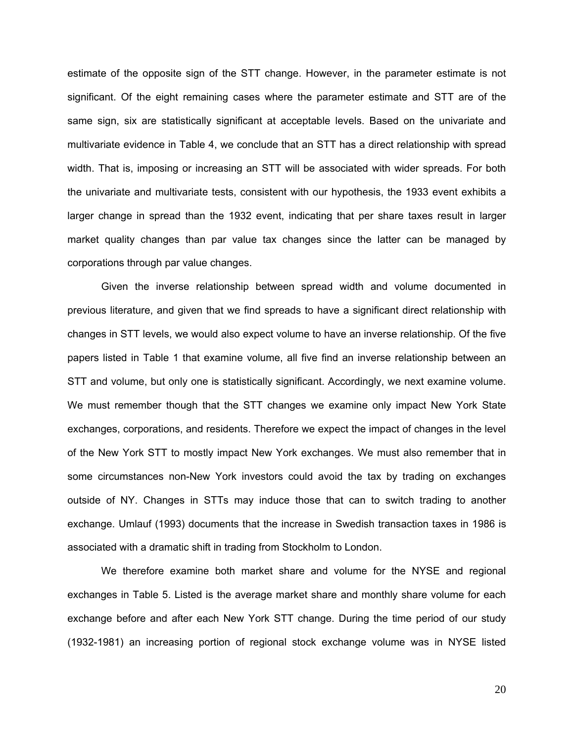estimate of the opposite sign of the STT change. However, in the parameter estimate is not significant. Of the eight remaining cases where the parameter estimate and STT are of the same sign, six are statistically significant at acceptable levels. Based on the univariate and multivariate evidence in Table 4, we conclude that an STT has a direct relationship with spread width. That is, imposing or increasing an STT will be associated with wider spreads. For both the univariate and multivariate tests, consistent with our hypothesis, the 1933 event exhibits a larger change in spread than the 1932 event, indicating that per share taxes result in larger market quality changes than par value tax changes since the latter can be managed by corporations through par value changes.

Given the inverse relationship between spread width and volume documented in previous literature, and given that we find spreads to have a significant direct relationship with changes in STT levels, we would also expect volume to have an inverse relationship. Of the five papers listed in Table 1 that examine volume, all five find an inverse relationship between an STT and volume, but only one is statistically significant. Accordingly, we next examine volume. We must remember though that the STT changes we examine only impact New York State exchanges, corporations, and residents. Therefore we expect the impact of changes in the level of the New York STT to mostly impact New York exchanges. We must also remember that in some circumstances non-New York investors could avoid the tax by trading on exchanges outside of NY. Changes in STTs may induce those that can to switch trading to another exchange. Umlauf (1993) documents that the increase in Swedish transaction taxes in 1986 is associated with a dramatic shift in trading from Stockholm to London.

We therefore examine both market share and volume for the NYSE and regional exchanges in Table 5. Listed is the average market share and monthly share volume for each exchange before and after each New York STT change. During the time period of our study (1932-1981) an increasing portion of regional stock exchange volume was in NYSE listed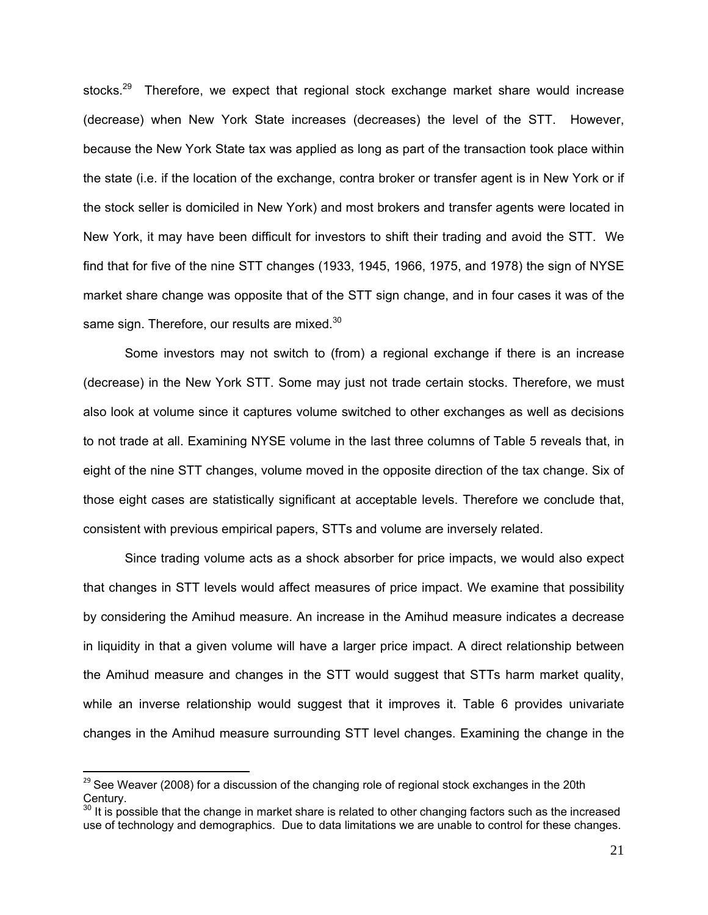stocks.[29] Therefore, we expect that regional stock exchange market share would increase (decrease) when New York State increases (decreases) the level of the STT. However, because the New York State tax was applied as long as part of the transaction took place within the state (i.e. if the location of the exchange, contra broker or transfer agent is in New York or if the stock seller is domiciled in New York) and most brokers and transfer agents were located in New York, it may have been difficult for investors to shift their trading and avoid the STT. We find that for five of the nine STT changes (1933, 1945, 1966, 1975, and 1978) the sign of NYSE market share change was opposite that of the STT sign change, and in four cases it was of the same sign. Therefore, our results are mixed.[30]

Some investors may not switch to (from) a regional exchange if there is an increase (decrease) in the New York STT. Some may just not trade certain stocks. Therefore, we must also look at volume since it captures volume switched to other exchanges as well as decisions to not trade at all. Examining NYSE volume in the last three columns of Table 5 reveals that, in eight of the nine STT changes, volume moved in the opposite direction of the tax change. Six of those eight cases are statistically significant at acceptable levels. Therefore we conclude that, consistent with previous empirical papers, STTs and volume are inversely related.

Since trading volume acts as a shock absorber for price impacts, we would also expect that changes in STT levels would affect measures of price impact. We examine that possibility by considering the Amihud measure. An increase in the Amihud measure indicates a decrease in liquidity in that a given volume will have a larger price impact. A direct relationship between the Amihud measure and changes in the STT would suggest that STTs harm market quality, while an inverse relationship would suggest that it improves it. Table 6 provides univariate changes in the Amihud measure surrounding STT level changes. Examining the change in the

---

[29] See Weaver (2008) for a discussion of the changing role of regional stock exchanges in the 20th Century.

[30] It is possible that the change in market share is related to other changing factors such as the increased use of technology and demographics. Due to data limitations we are unable to control for these changes.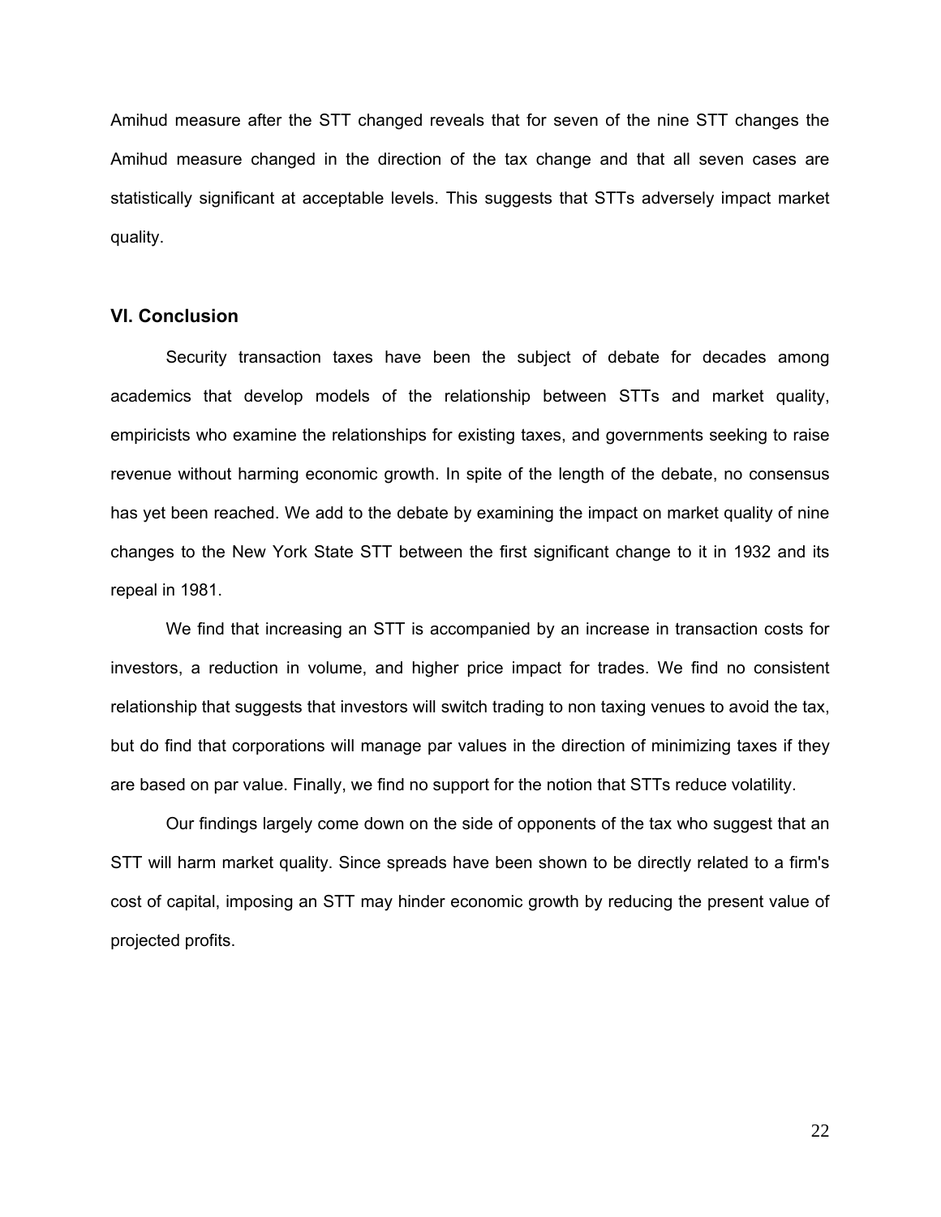Amihud measure after the STT changed reveals that for seven of the nine STT changes the Amihud measure changed in the direction of the tax change and that all seven cases are statistically significant at acceptable levels. This suggests that STTs adversely impact market quality.

## VI. Conclusion

Security transaction taxes have been the subject of debate for decades among academics that develop models of the relationship between STTs and market quality, empiricists who examine the relationships for existing taxes, and governments seeking to raise revenue without harming economic growth. In spite of the length of the debate, no consensus has yet been reached. We add to the debate by examining the impact on market quality of nine changes to the New York State STT between the first significant change to it in 1932 and its repeal in 1981.

We find that increasing an STT is accompanied by an increase in transaction costs for investors, a reduction in volume, and higher price impact for trades. We find no consistent relationship that suggests that investors will switch trading to non taxing venues to avoid the tax, but do find that corporations will manage par values in the direction of minimizing taxes if they are based on par value. Finally, we find no support for the notion that STTs reduce volatility.

Our findings largely come down on the side of opponents of the tax who suggest that an STT will harm market quality. Since spreads have been shown to be directly related to a firm's cost of capital, imposing an STT may hinder economic growth by reducing the present value of projected profits.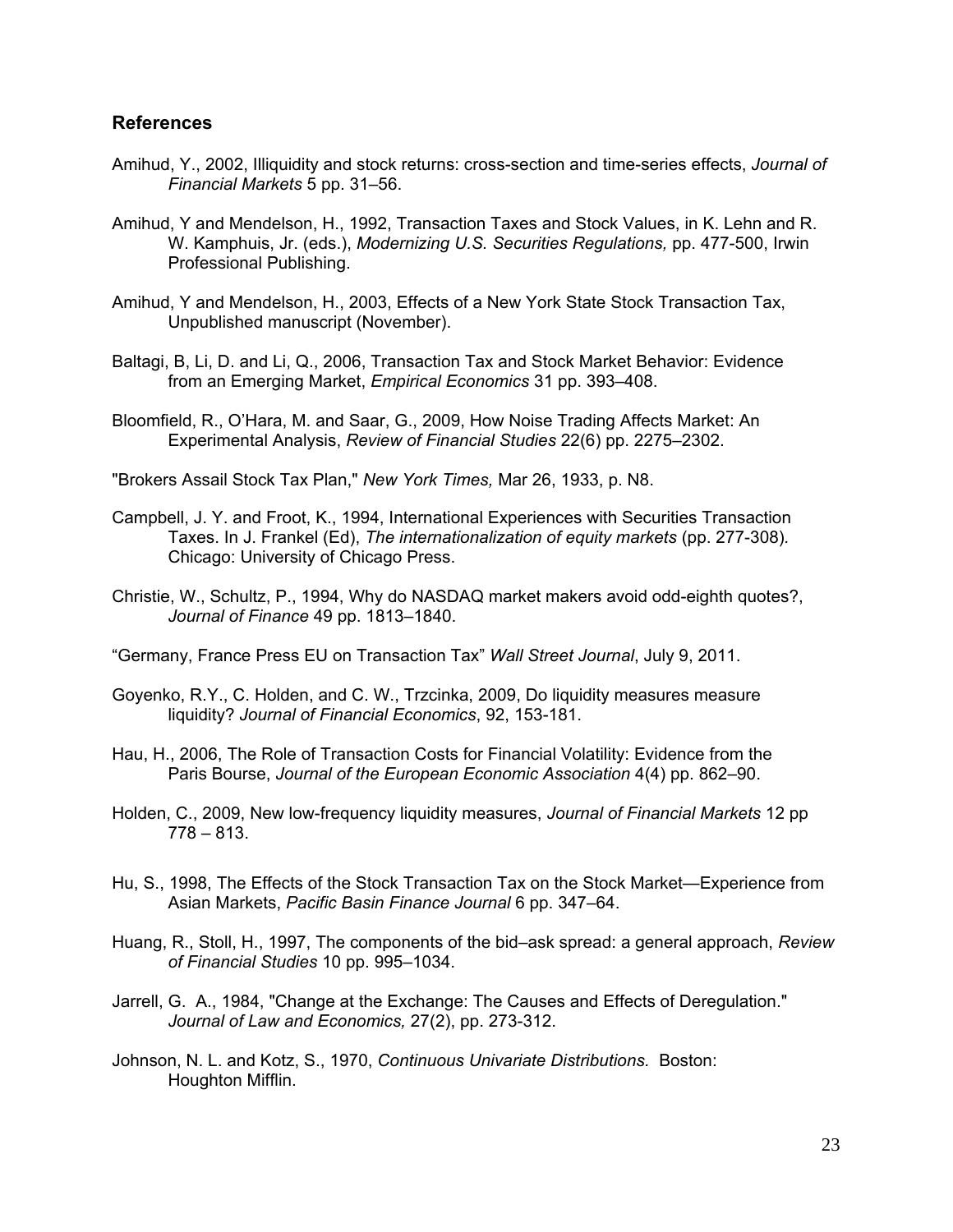## References

Amihud, Y., 2002, Illiquidity and stock returns: cross-section and time-series effects, *Journal of Financial Markets* 5 pp. 31–56.

Amihud, Y and Mendelson, H., 1992, Transaction Taxes and Stock Values, in K. Lehn and R. W. Kamphuis, Jr. (eds.), *Modernizing U.S. Securities Regulations,* pp. 477-500, Irwin Professional Publishing.

Amihud, Y and Mendelson, H., 2003, Effects of a New York State Stock Transaction Tax, Unpublished manuscript (November).

Baltagi, B, Li, D. and Li, Q., 2006, Transaction Tax and Stock Market Behavior: Evidence from an Emerging Market, *Empirical Economics* 31 pp. 393–408.

Bloomfield, R., O'Hara, M. and Saar, G., 2009, How Noise Trading Affects Market: An Experimental Analysis, *Review of Financial Studies* 22(6) pp. 2275–2302.

"Brokers Assail Stock Tax Plan," *New York Times,* Mar 26, 1933, p. N8.

Campbell, J. Y. and Froot, K., 1994, International Experiences with Securities Transaction Taxes. In J. Frankel (Ed), *The internationalization of equity markets* (pp. 277-308). Chicago: University of Chicago Press.

Christie, W., Schultz, P., 1994, Why do NASDAQ market makers avoid odd-eighth quotes?, *Journal of Finance* 49 pp. 1813–1840.

"Germany, France Press EU on Transaction Tax" *Wall Street Journal*, July 9, 2011.

Goyenko, R.Y., C. Holden, and C. W., Trzcinka, 2009, Do liquidity measures measure liquidity? *Journal of Financial Economics*, 92, 153-181.

Hau, H., 2006, The Role of Transaction Costs for Financial Volatility: Evidence from the Paris Bourse, *Journal of the European Economic Association* 4(4) pp. 862–90.

Holden, C., 2009, New low-frequency liquidity measures, *Journal of Financial Markets* 12 pp 778 – 813.

Hu, S., 1998, The Effects of the Stock Transaction Tax on the Stock Market—Experience from Asian Markets, *Pacific Basin Finance Journal* 6 pp. 347–64.

Huang, R., Stoll, H., 1997, The components of the bid–ask spread: a general approach, *Review of Financial Studies* 10 pp. 995–1034.

Jarrell, G. A., 1984, "Change at the Exchange: The Causes and Effects of Deregulation." *Journal of Law and Economics,* 27(2), pp. 273-312.

Johnson, N. L. and Kotz, S., 1970, *Continuous Univariate Distributions.* Boston: Houghton Mifflin.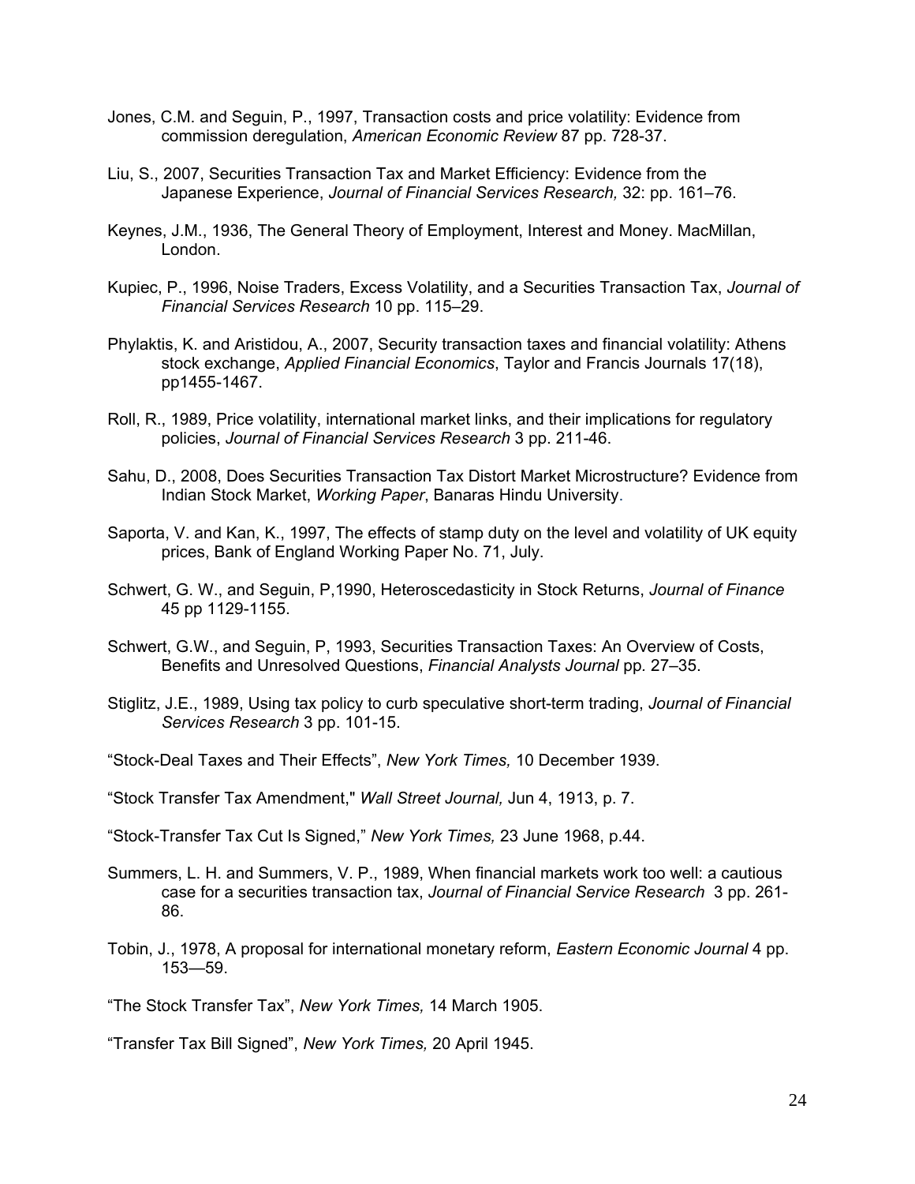Jones, C.M. and Seguin, P., 1997, Transaction costs and price volatility: Evidence from commission deregulation, *American Economic Review* 87 pp. 728-37.

Liu, S., 2007, Securities Transaction Tax and Market Efficiency: Evidence from the Japanese Experience, *Journal of Financial Services Research,* 32: pp. 161–76.

Keynes, J.M., 1936, The General Theory of Employment, Interest and Money. MacMillan, London.

Kupiec, P., 1996, Noise Traders, Excess Volatility, and a Securities Transaction Tax, *Journal of Financial Services Research* 10 pp. 115–29.

Phylaktis, K. and Aristidou, A., 2007, Security transaction taxes and financial volatility: Athens stock exchange, *Applied Financial Economics*, Taylor and Francis Journals 17(18), pp1455-1467.

Roll, R., 1989, Price volatility, international market links, and their implications for regulatory policies, *Journal of Financial Services Research* 3 pp. 211-46.

Sahu, D., 2008, Does Securities Transaction Tax Distort Market Microstructure? Evidence from Indian Stock Market, *Working Paper*, Banaras Hindu University.

Saporta, V. and Kan, K., 1997, The effects of stamp duty on the level and volatility of UK equity prices, Bank of England Working Paper No. 71, July.

Schwert, G. W., and Seguin, P,1990, Heteroscedasticity in Stock Returns, *Journal of Finance* 45 pp 1129-1155.

Schwert, G.W., and Seguin, P, 1993, Securities Transaction Taxes: An Overview of Costs, Benefits and Unresolved Questions, *Financial Analysts Journal* pp. 27–35.

Stiglitz, J.E., 1989, Using tax policy to curb speculative short-term trading, *Journal of Financial Services Research* 3 pp. 101-15.

"Stock-Deal Taxes and Their Effects", *New York Times,* 10 December 1939.

"Stock Transfer Tax Amendment," *Wall Street Journal,* Jun 4, 1913, p. 7.

"Stock-Transfer Tax Cut Is Signed," *New York Times,* 23 June 1968, p.44.

Summers, L. H. and Summers, V. P., 1989, When financial markets work too well: a cautious case for a securities transaction tax, *Journal of Financial Service Research* 3 pp. 261-86.

Tobin, J., 1978, A proposal for international monetary reform, *Eastern Economic Journal* 4 pp. 153—59.

"The Stock Transfer Tax", *New York Times,* 14 March 1905.

"Transfer Tax Bill Signed", *New York Times,* 20 April 1945.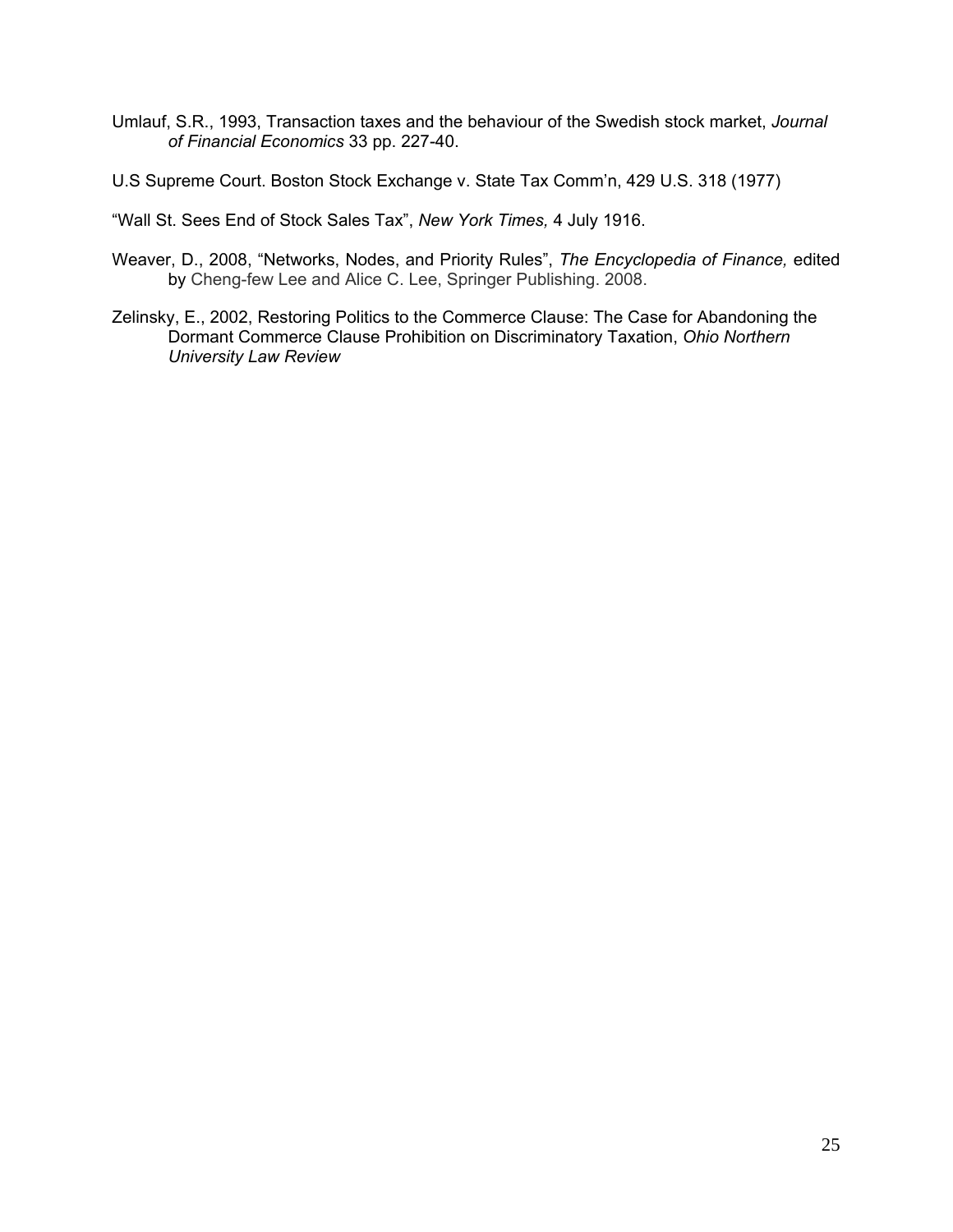Umlauf, S.R., 1993, Transaction taxes and the behaviour of the Swedish stock market, *Journal of Financial Economics* 33 pp. 227-40.

U.S Supreme Court. Boston Stock Exchange v. State Tax Comm'n, 429 U.S. 318 (1977)

"Wall St. Sees End of Stock Sales Tax", *New York Times,* 4 July 1916.

Weaver, D., 2008, "Networks, Nodes, and Priority Rules", *The Encyclopedia of Finance,* edited by Cheng-few Lee and Alice C. Lee, Springer Publishing. 2008.

Zelinsky, E., 2002, Restoring Politics to the Commerce Clause: The Case for Abandoning the Dormant Commerce Clause Prohibition on Discriminatory Taxation, *Ohio Northern University Law Review*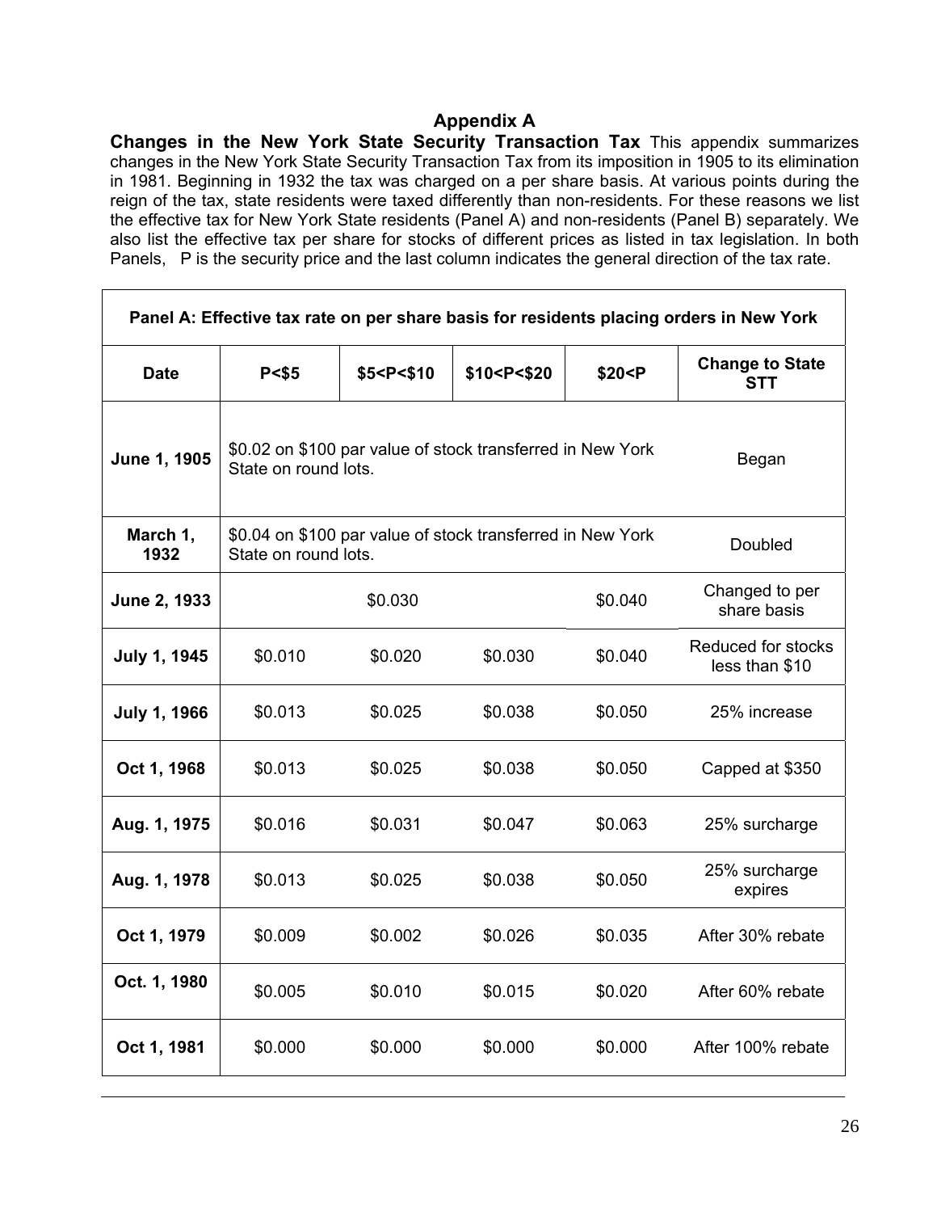## Appendix A

**Changes in the New York State Security Transaction Tax** This appendix summarizes changes in the New York State Security Transaction Tax from its imposition in 1905 to its elimination in 1981. Beginning in 1932 the tax was charged on a per share basis. At various points during the reign of the tax, state residents were taxed differently than non-residents. For these reasons we list the effective tax for New York State residents (Panel A) and non-residents (Panel B) separately. We also list the effective tax per share for stocks of different prices as listed in tax legislation. In both Panels, P is the security price and the last column indicates the general direction of the tax rate.

| Panel A: Effective tax rate on per share basis for residents placing orders in New York | | | | | |
|---|---|---|---|---|---|
| **Date** | **P<$5** | **$5<P<$10** | **$10<P<$20** | **$20<P** | **Change to State STT** |
| **June 1, 1905** | $0.02 on $100 par value of stock transferred in New York State on round lots. | | | | Began |
| **March 1, 1932** | $0.04 on $100 par value of stock transferred in New York State on round lots. | | | | Doubled |
| **June 2, 1933** | $0.030 | | | $0.040 | Changed to per share basis |
| **July 1, 1945** | $0.010 | $0.020 | $0.030 | $0.040 | Reduced for stocks less than $10 |
| **July 1, 1966** | $0.013 | $0.025 | $0.038 | $0.050 | 25% increase |
| **Oct 1, 1968** | $0.013 | $0.025 | $0.038 | $0.050 | Capped at $350 |
| **Aug. 1, 1975** | $0.016 | $0.031 | $0.047 | $0.063 | 25% surcharge |
| **Aug. 1, 1978** | $0.013 | $0.025 | $0.038 | $0.050 | 25% surcharge expires |
| **Oct 1, 1979** | $0.009 | $0.002 | $0.026 | $0.035 | After 30% rebate |
| **Oct. 1, 1980** | $0.005 | $0.010 | $0.015 | $0.020 | After 60% rebate |
| **Oct 1, 1981** | $0.000 | $0.000 | $0.000 | $0.000 | After 100% rebate |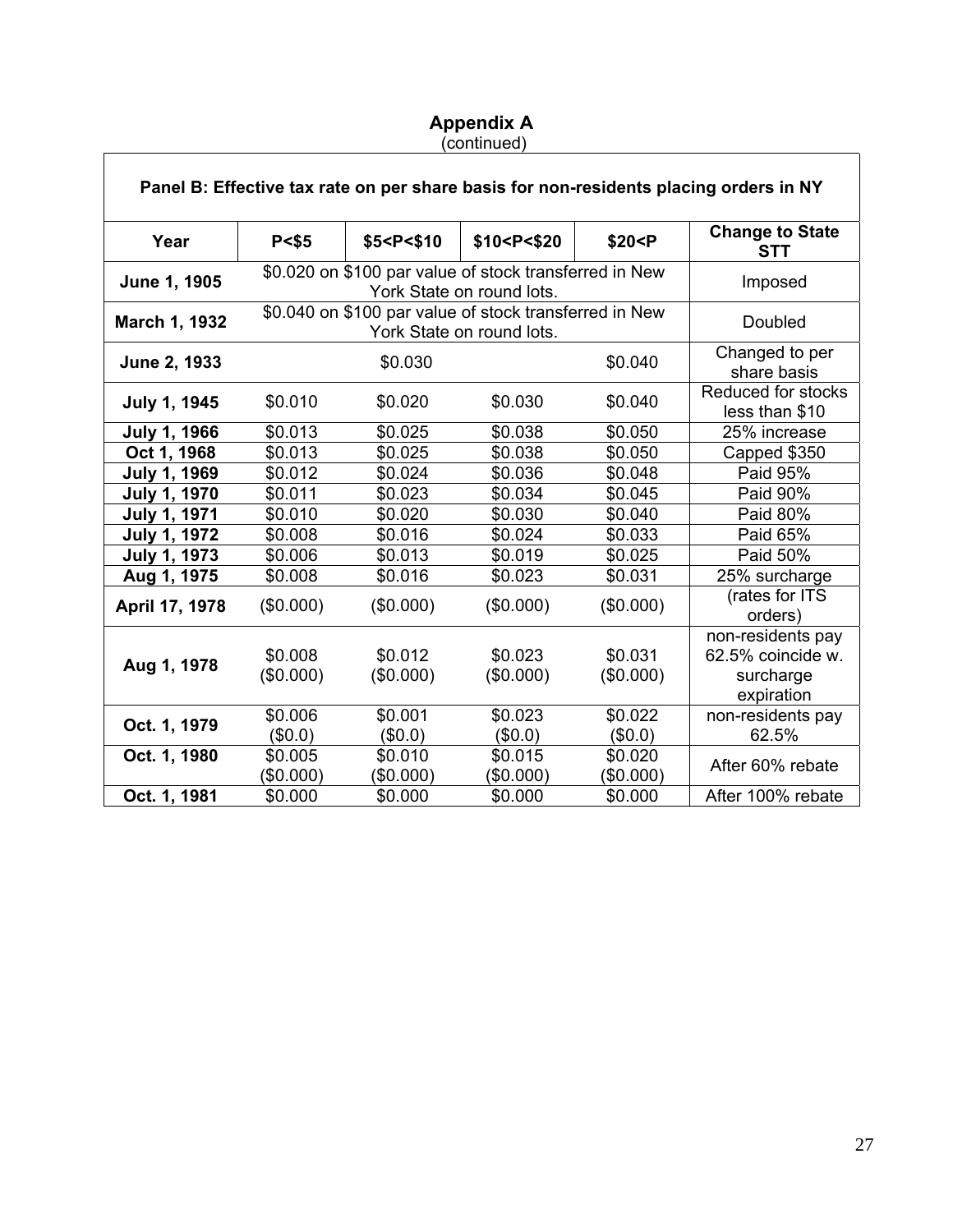# Appendix A

(continued)

**Panel B: Effective tax rate on per share basis for non-residents placing orders in NY**

| Year | P<$5 | $5<P<$10 | $10<P<$20 | $20<P | Change to State STT |
|---|---|---|---|---|---|
| **June 1, 1905** | $0.020 on $100 par value of stock transferred in New York State on round lots. | | | | Imposed |
| **March 1, 1932** | $0.040 on $100 par value of stock transferred in New York State on round lots. | | | | Doubled |
| **June 2, 1933** | $0.030 | | | $0.040 | Changed to per share basis |
| **July 1, 1945** | $0.010 | $0.020 | $0.030 | $0.040 | Reduced for stocks less than $10 |
| **July 1, 1966** | $0.013 | $0.025 | $0.038 | $0.050 | 25% increase |
| **Oct 1, 1968** | $0.013 | $0.025 | $0.038 | $0.050 | Capped $350 |
| **July 1, 1969** | $0.012 | $0.024 | $0.036 | $0.048 | Paid 95% |
| **July 1, 1970** | $0.011 | $0.023 | $0.034 | $0.045 | Paid 90% |
| **July 1, 1971** | $0.010 | $0.020 | $0.030 | $0.040 | Paid 80% |
| **July 1, 1972** | $0.008 | $0.016 | $0.024 | $0.033 | Paid 65% |
| **July 1, 1973** | $0.006 | $0.013 | $0.019 | $0.025 | Paid 50% |
| **Aug 1, 1975** | $0.008 | $0.016 | $0.023 | $0.031 | 25% surcharge |
| **April 17, 1978** | ($0.000) | ($0.000) | ($0.000) | ($0.000) | (rates for ITS orders) |
| **Aug 1, 1978** | $0.008 ($0.000) | $0.012 ($0.000) | $0.023 ($0.000) | $0.031 ($0.000) | non-residents pay 62.5% coincide w. surcharge expiration |
| **Oct. 1, 1979** | $0.006 ($0.0) | $0.001 ($0.0) | $0.023 ($0.0) | $0.022 ($0.0) | non-residents pay 62.5% |
| **Oct. 1, 1980** | $0.005 ($0.000) | $0.010 ($0.000) | $0.015 ($0.000) | $0.020 ($0.000) | After 60% rebate |
| **Oct. 1, 1981** | $0.000 | $0.000 | $0.000 | $0.000 | After 100% rebate |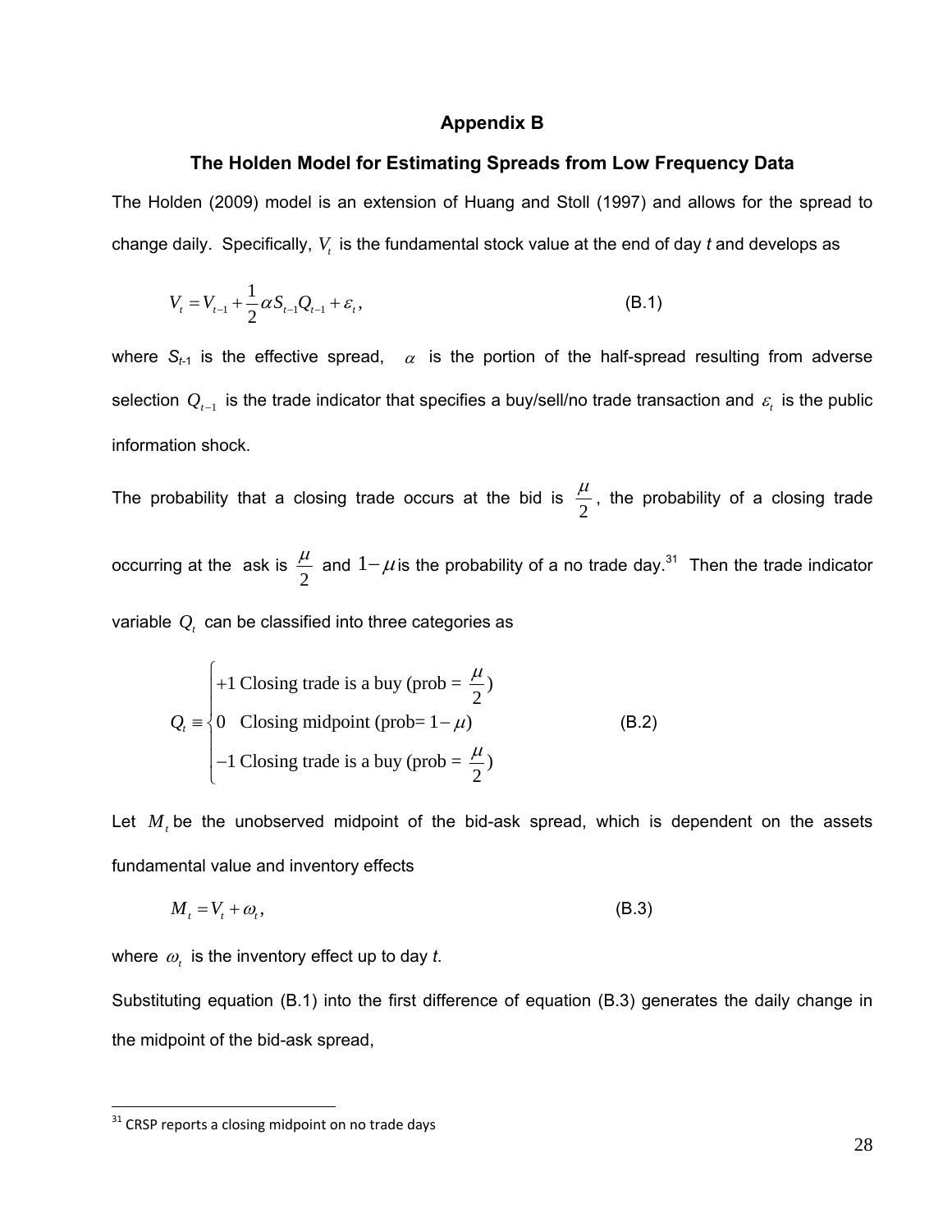## Appendix B

### The Holden Model for Estimating Spreads from Low Frequency Data

The Holden (2009) model is an extension of Huang and Stoll (1997) and allows for the spread to change daily. Specifically, $V_t$ is the fundamental stock value at the end of day *t* and develops as

$$V_t = V_{t-1} + \frac{1}{2}\alpha S_{t-1} Q_{t-1} + \varepsilon_t, \tag{B.1}$$

where $S_{t-1}$ is the effective spread, $\alpha$ is the portion of the half-spread resulting from adverse selection $Q_{t-1}$ is the trade indicator that specifies a buy/sell/no trade transaction and $\varepsilon_t$ is the public information shock.

The probability that a closing trade occurs at the bid is $\frac{\mu}{2}$, the probability of a closing trade occurring at the ask is $\frac{\mu}{2}$ and $1-\mu$ is the probability of a no trade day.[31] Then the trade indicator variable $Q_t$ can be classified into three categories as

$$Q_t \equiv \begin{cases} +1 \text{ Closing trade is a buy (prob = } \frac{\mu}{2}) \\ 0 \quad \text{Closing midpoint (prob= } 1-\mu) \\ -1 \text{ Closing trade is a buy (prob = } \frac{\mu}{2}) \end{cases} \tag{B.2}$$

Let $M_t$ be the unobserved midpoint of the bid-ask spread, which is dependent on the assets fundamental value and inventory effects

$$M_t = V_t + \omega_t, \tag{B.3}$$

where $\omega_t$ is the inventory effect up to day *t*.

Substituting equation (B.1) into the first difference of equation (B.3) generates the daily change in the midpoint of the bid-ask spread,

[31] CRSP reports a closing midpoint on no trade days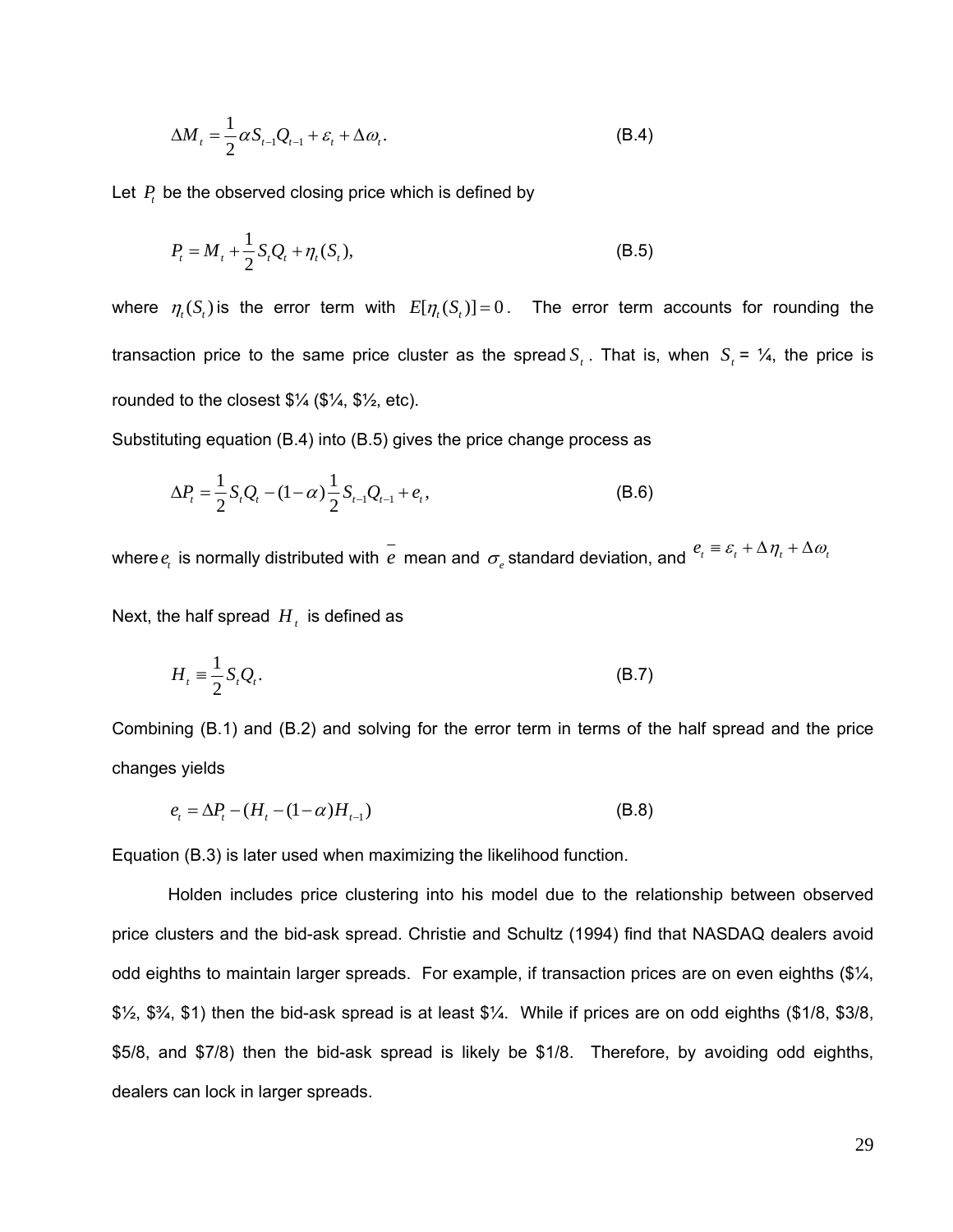$$\Delta M_t = \frac{1}{2}\alpha S_{t-1}Q_{t-1} + \varepsilon_t + \Delta\omega_t. \tag{B.4}$$

Let $P_t$ be the observed closing price which is defined by

$$P_t = M_t + \frac{1}{2}S_t Q_t + \eta_t(S_t), \tag{B.5}$$

where $\eta_t(S_t)$ is the error term with $E[\eta_t(S_t)] = 0$. The error term accounts for rounding the transaction price to the same price cluster as the spread $S_t$. That is, when $S_t$ = ¼, the price is rounded to the closest $¼ ($¼, $½, etc).

Substituting equation (B.4) into (B.5) gives the price change process as

$$\Delta P_t = \frac{1}{2}S_t Q_t - (1-\alpha)\frac{1}{2}S_{t-1}Q_{t-1} + e_t, \tag{B.6}$$

where $e_t$ is normally distributed with $\bar{e}$ mean and $\sigma_e$ standard deviation, and $e_t \equiv \varepsilon_t + \Delta\eta_t + \Delta\omega_t$

Next, the half spread $H_t$ is defined as

$$H_t \equiv \frac{1}{2}S_t Q_t. \tag{B.7}$$

Combining (B.1) and (B.2) and solving for the error term in terms of the half spread and the price changes yields

$$e_t = \Delta P_t - (H_t - (1-\alpha)H_{t-1}) \tag{B.8}$$

Equation (B.3) is later used when maximizing the likelihood function.

Holden includes price clustering into his model due to the relationship between observed price clusters and the bid-ask spread. Christie and Schultz (1994) find that NASDAQ dealers avoid odd eighths to maintain larger spreads. For example, if transaction prices are on even eighths ($¼, $½, $¾, $1) then the bid-ask spread is at least $¼. While if prices are on odd eighths ($1/8, $3/8, $5/8, and $7/8) then the bid-ask spread is likely be $1/8. Therefore, by avoiding odd eighths, dealers can lock in larger spreads.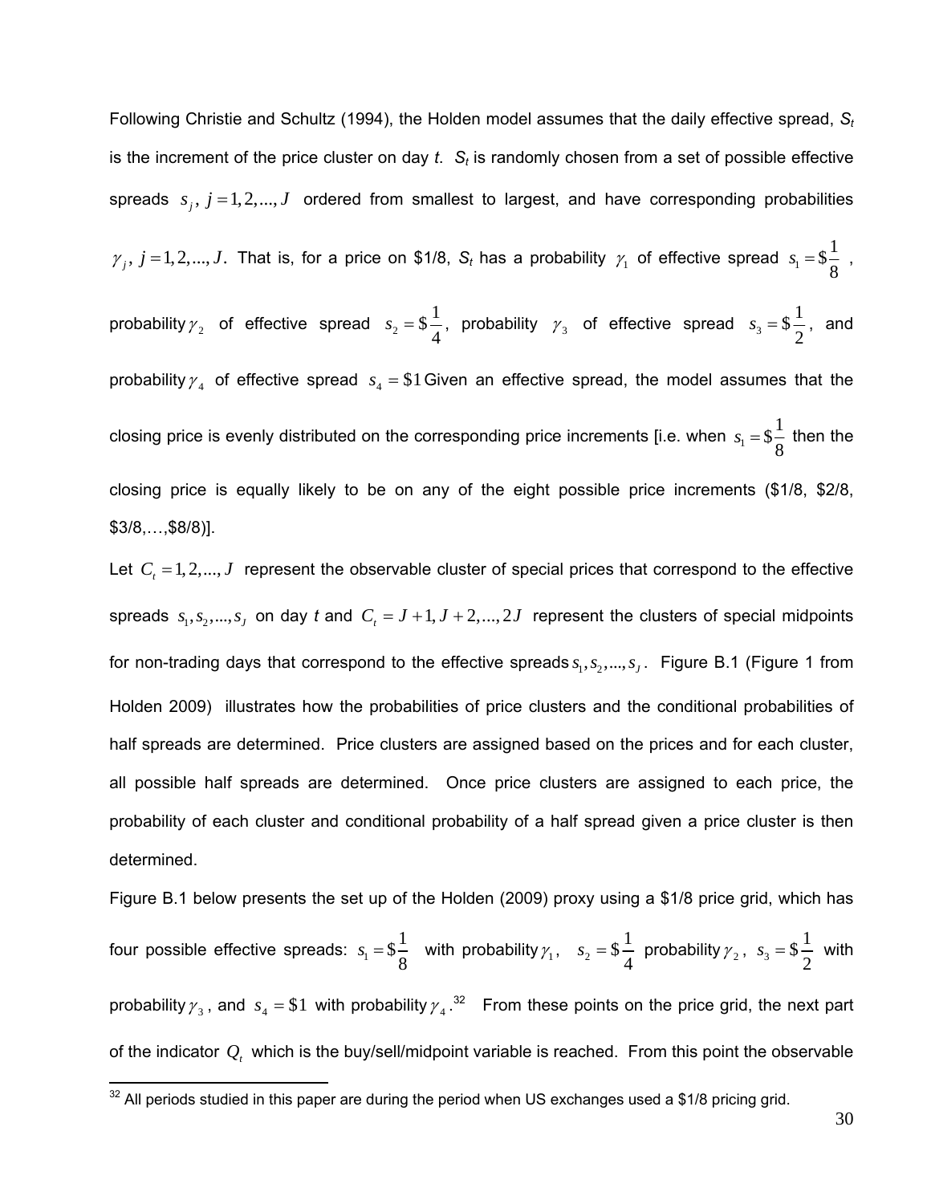Following Christie and Schultz (1994), the Holden model assumes that the daily effective spread, $S_t$ is the increment of the price cluster on day $t$. $S_t$ is randomly chosen from a set of possible effective spreads $s_j,\ j = 1, 2, ..., J$ ordered from smallest to largest, and have corresponding probabilities $\gamma_j,\ j = 1, 2, ..., J$. That is, for a price on \$1/8, $S_t$ has a probability $\gamma_1$ of effective spread $s_1 = \$\frac{1}{8}$, probability $\gamma_2$ of effective spread $s_2 = \$\frac{1}{4}$, probability $\gamma_3$ of effective spread $s_3 = \$\frac{1}{2}$, and probability $\gamma_4$ of effective spread $s_4 = \$1$ Given an effective spread, the model assumes that the closing price is evenly distributed on the corresponding price increments [i.e. when $s_1 = \$\frac{1}{8}$ then the closing price is equally likely to be on any of the eight possible price increments (\$1/8, \$2/8, \$3/8,…,\$8/8)].

Let $C_t = 1, 2, ..., J$ represent the observable cluster of special prices that correspond to the effective spreads $s_1, s_2, ..., s_J$ on day $t$ and $C_t = J+1, J+2, ..., 2J$ represent the clusters of special midpoints for non-trading days that correspond to the effective spreads $s_1, s_2, ..., s_J$. Figure B.1 (Figure 1 from Holden 2009) illustrates how the probabilities of price clusters and the conditional probabilities of half spreads are determined. Price clusters are assigned based on the prices and for each cluster, all possible half spreads are determined. Once price clusters are assigned to each price, the probability of each cluster and conditional probability of a half spread given a price cluster is then determined.

Figure B.1 below presents the set up of the Holden (2009) proxy using a \$1/8 price grid, which has four possible effective spreads: $s_1 = \$\frac{1}{8}$ with probability $\gamma_1$, $s_2 = \$\frac{1}{4}$ probability $\gamma_2$, $s_3 = \$\frac{1}{2}$ with probability $\gamma_3$, and $s_4 = \$1$ with probability $\gamma_4$.[32] From these points on the price grid, the next part of the indicator $Q_t$ which is the buy/sell/midpoint variable is reached. From this point the observable

[32] All periods studied in this paper are during the period when US exchanges used a \$1/8 pricing grid.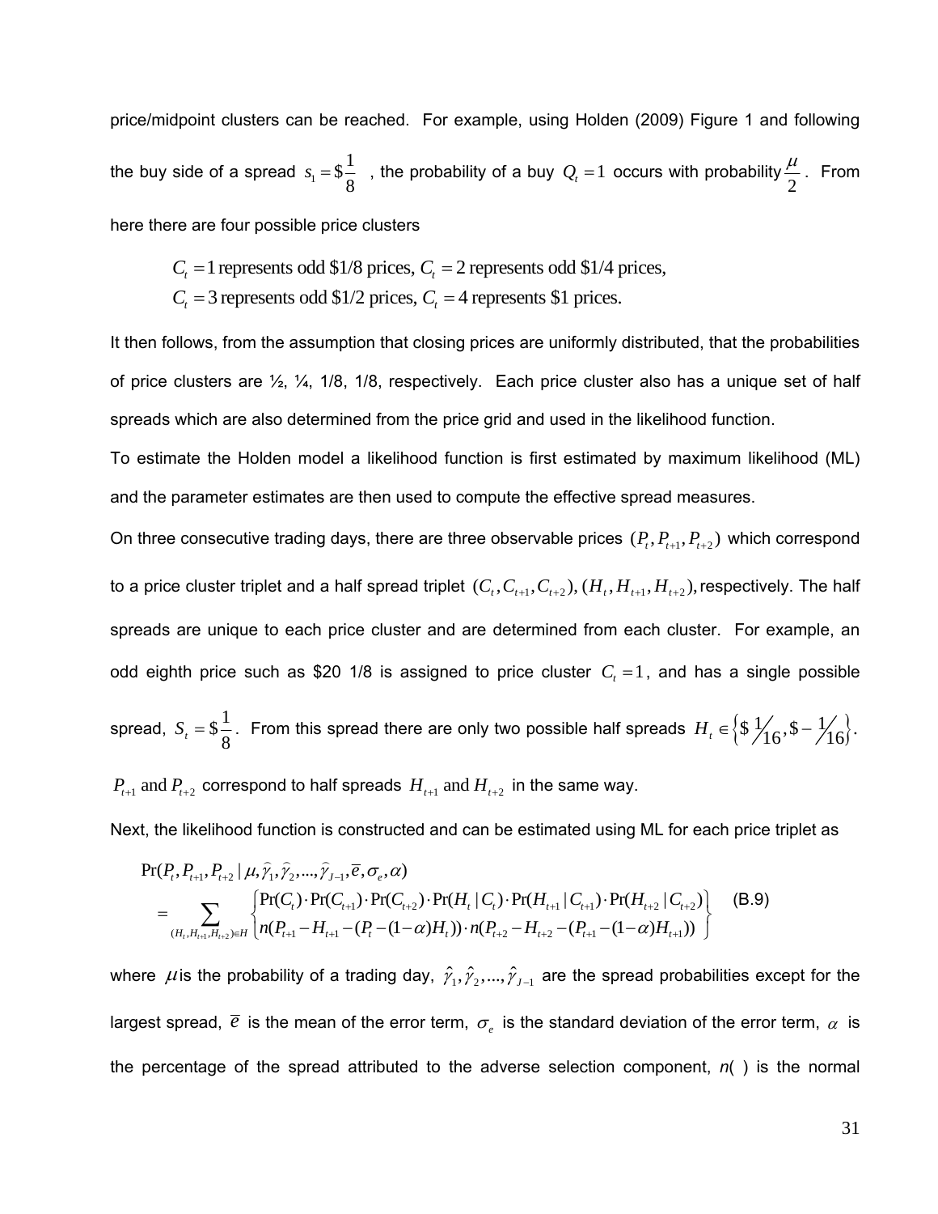price/midpoint clusters can be reached. For example, using Holden (2009) Figure 1 and following the buy side of a spread $s_1 = \$\frac{1}{8}$ , the probability of a buy $Q_t = 1$ occurs with probability $\frac{\mu}{2}$. From here there are four possible price clusters

$C_t = 1$ represents odd \$1/8 prices, $C_t = 2$ represents odd \$1/4 prices,
$C_t = 3$ represents odd \$1/2 prices, $C_t = 4$ represents \$1 prices.

It then follows, from the assumption that closing prices are uniformly distributed, that the probabilities of price clusters are ½, ¼, 1/8, 1/8, respectively. Each price cluster also has a unique set of half spreads which are also determined from the price grid and used in the likelihood function.

To estimate the Holden model a likelihood function is first estimated by maximum likelihood (ML) and the parameter estimates are then used to compute the effective spread measures.

On three consecutive trading days, there are three observable prices $(P_t, P_{t+1}, P_{t+2})$ which correspond to a price cluster triplet and a half spread triplet $(C_t, C_{t+1}, C_{t+2}), (H_t, H_{t+1}, H_{t+2})$, respectively. The half spreads are unique to each price cluster and are determined from each cluster. For example, an odd eighth price such as \$20 1/8 is assigned to price cluster $C_t = 1$, and has a single possible spread, $S_t = \$\frac{1}{8}$. From this spread there are only two possible half spreads $H_t \in \left\{\$\,{}^{1}\!/_{16}, \$-{}^{1}\!/_{16}\right\}$.

$P_{t+1}$ and $P_{t+2}$ correspond to half spreads $H_{t+1}$ and $H_{t+2}$ in the same way.

Next, the likelihood function is constructed and can be estimated using ML for each price triplet as

$$
\begin{aligned}
&\Pr(P_t, P_{t+1}, P_{t+2} \mid \mu, \hat{\gamma}_1, \hat{\gamma}_2, ..., \hat{\gamma}_{J-1}, \overline{e}, \sigma_e, \alpha) \\
&= \sum_{(H_t, H_{t+1}, H_{t+2}) \in H} \left\{ \begin{array}{l} \Pr(C_t)\cdot\Pr(C_{t+1})\cdot\Pr(C_{t+2})\cdot\Pr(H_t \mid C_t)\cdot\Pr(H_{t+1} \mid C_{t+1})\cdot\Pr(H_{t+2} \mid C_{t+2}) \\ n(P_{t+1} - H_{t+1} - (P_t - (1-\alpha)H_t))\cdot n(P_{t+2} - H_{t+2} - (P_{t+1} - (1-\alpha)H_{t+1})) \end{array} \right\}
\end{aligned} \tag{B.9}
$$

where $\mu$ is the probability of a trading day, $\hat{\gamma}_1, \hat{\gamma}_2, ..., \hat{\gamma}_{J-1}$ are the spread probabilities except for the largest spread, $\overline{e}$ is the mean of the error term, $\sigma_e$ is the standard deviation of the error term, $\alpha$ is the percentage of the spread attributed to the adverse selection component, *n*( ) is the normal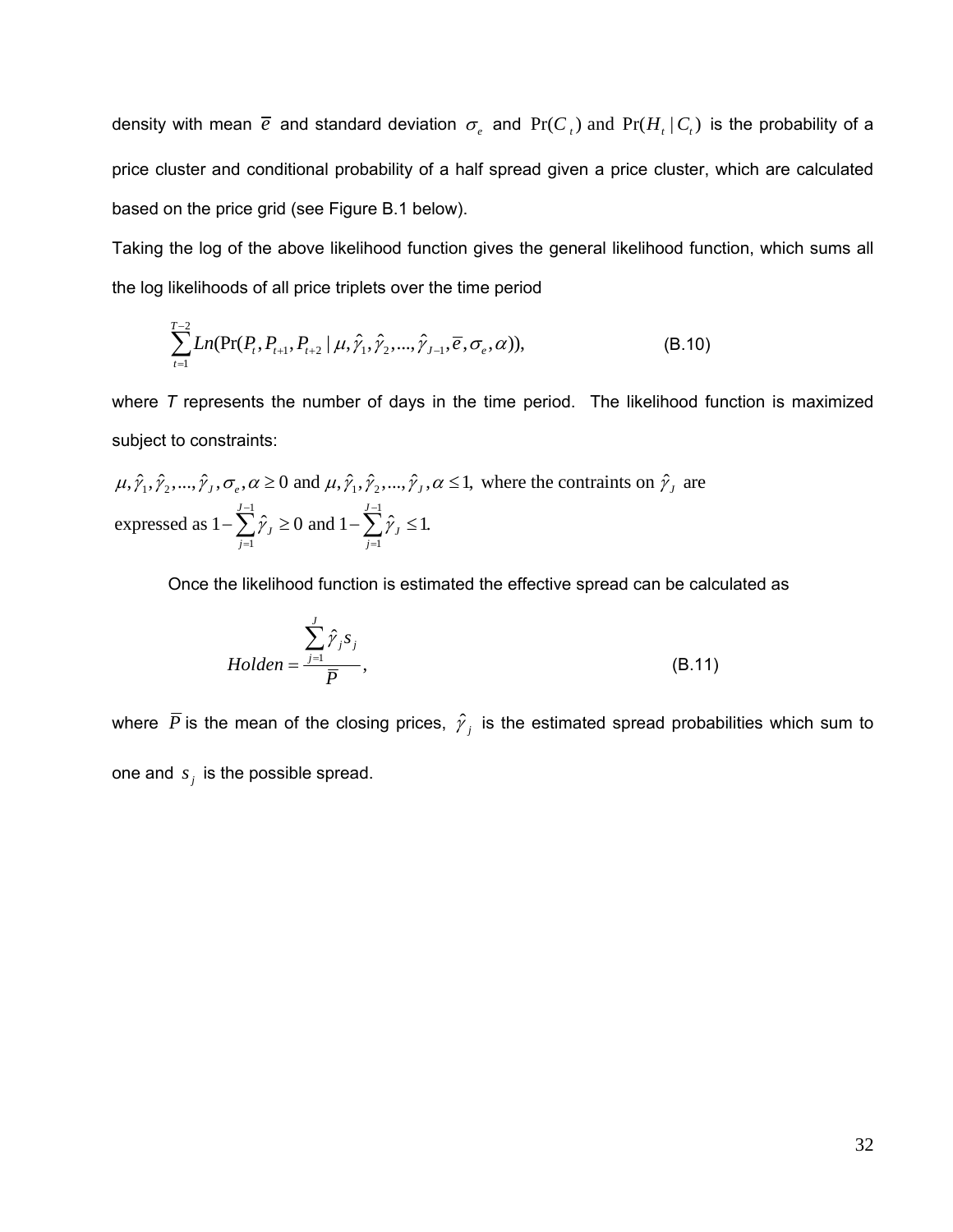density with mean $\overline{e}$ and standard deviation $\sigma_e$ and $\Pr(C_t)$ and $\Pr(H_t \mid C_t)$ is the probability of a price cluster and conditional probability of a half spread given a price cluster, which are calculated based on the price grid (see Figure B.1 below).

Taking the log of the above likelihood function gives the general likelihood function, which sums all the log likelihoods of all price triplets over the time period

$$\sum_{t=1}^{T-2} Ln(\Pr(P_t, P_{t+1}, P_{t+2} \mid \mu, \hat{\gamma}_1, \hat{\gamma}_2, ..., \hat{\gamma}_{J-1}, \overline{e}, \sigma_e, \alpha)), \tag{B.10}$$

where $T$ represents the number of days in the time period. The likelihood function is maximized subject to constraints:

$\mu, \hat{\gamma}_1, \hat{\gamma}_2, ..., \hat{\gamma}_J, \sigma_e, \alpha \geq 0$ and $\mu, \hat{\gamma}_1, \hat{\gamma}_2, ..., \hat{\gamma}_J, \alpha \leq 1,$ where the contraints on $\hat{\gamma}_J$ are expressed as $1 - \sum_{j=1}^{J-1} \hat{\gamma}_J \geq 0$ and $1 - \sum_{j=1}^{J-1} \hat{\gamma}_J \leq 1.$

Once the likelihood function is estimated the effective spread can be calculated as

$$Holden = \frac{\sum_{j=1}^{J} \hat{\gamma}_j s_j}{\overline{P}}, \tag{B.11}$$

where $\overline{P}$ is the mean of the closing prices, $\hat{\gamma}_j$ is the estimated spread probabilities which sum to one and $s_j$ is the possible spread.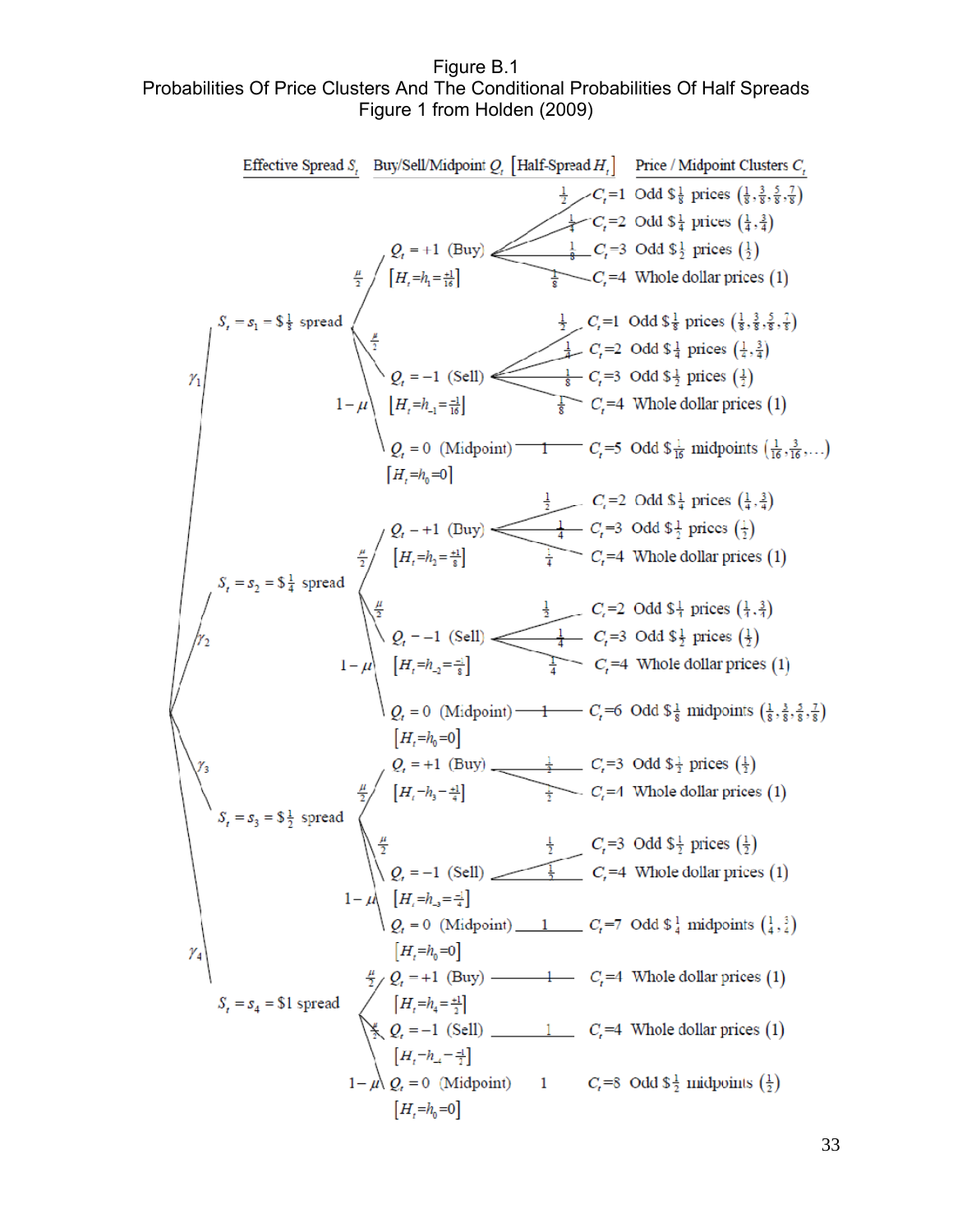Figure B.1

Probabilities Of Price Clusters And The Conditional Probabilities Of Half Spreads

Figure 1 from Holden (2009)

| Effective Spread $S_t$ | | Buy/Sell/Midpoint $Q_t$ $[\text{Half-Spread } H_t]$ | | | Price / Midpoint Clusters $C_t$ |
|---|---|---|---|---|---|
| $S_t = s_1 = \$\frac{1}{8}$ spread | $\gamma_1$ | $Q_t = +1$ (Buy) $[H_t = h_1 = \frac{+1}{16}]$ | $\frac{\mu}{2}$ | $\frac{1}{2}$ | $C_t = 1$ Odd $\$\frac{1}{8}$ prices $(\frac{1}{8}, \frac{3}{8}, \frac{5}{8}, \frac{7}{8})$ |
| | | | | $\frac{1}{4}$ | $C_t = 2$ Odd $\$\frac{1}{4}$ prices $(\frac{1}{4}, \frac{3}{4})$ |
| | | | | $\frac{1}{8}$ | $C_t = 3$ Odd $\$\frac{1}{2}$ prices $(\frac{1}{2})$ |
| | | | | $\frac{1}{8}$ | $C_t = 4$ Whole dollar prices $(1)$ |
| | | $Q_t = -1$ (Sell) $[H_t = h_{-1} = \frac{-1}{16}]$ | $\frac{\mu}{2}$ | $\frac{1}{2}$ | $C_t = 1$ Odd $\$\frac{1}{8}$ prices $(\frac{1}{8}, \frac{3}{8}, \frac{5}{8}, \frac{7}{8})$ |
| | | | | $\frac{1}{4}$ | $C_t = 2$ Odd $\$\frac{1}{4}$ prices $(\frac{1}{4}, \frac{3}{4})$ |
| | | | | $\frac{1}{8}$ | $C_t = 3$ Odd $\$\frac{1}{2}$ prices $(\frac{1}{2})$ |
| | | | | $\frac{1}{8}$ | $C_t = 4$ Whole dollar prices $(1)$ |
| | | $Q_t = 0$ (Midpoint) $[H_t = h_0 = 0]$ | $1-\mu$ | $1$ | $C_t = 5$ Odd $\$\frac{1}{16}$ midpoints $(\frac{1}{16}, \frac{3}{16}, \ldots)$ |
| $S_t = s_2 = \$\frac{1}{4}$ spread | $\gamma_2$ | $Q_t = +1$ (Buy) $[H_t = h_2 = \frac{+1}{8}]$ | $\frac{\mu}{2}$ | $\frac{1}{2}$ | $C_t = 2$ Odd $\$\frac{1}{4}$ prices $(\frac{1}{4}, \frac{3}{4})$ |
| | | | | $\frac{1}{4}$ | $C_t = 3$ Odd $\$\frac{1}{2}$ prices $(\frac{1}{2})$ |
| | | | | $\frac{1}{4}$ | $C_t = 4$ Whole dollar prices $(1)$ |
| | | $Q_t = -1$ (Sell) $[H_t = h_{-2} = \frac{-1}{8}]$ | $\frac{\mu}{2}$ | $\frac{1}{2}$ | $C_t = 2$ Odd $\$\frac{1}{4}$ prices $(\frac{1}{4}, \frac{3}{4})$ |
| | | | | $\frac{1}{4}$ | $C_t = 3$ Odd $\$\frac{1}{2}$ prices $(\frac{1}{2})$ |
| | | | | $\frac{1}{4}$ | $C_t = 4$ Whole dollar prices $(1)$ |
| | | $Q_t = 0$ (Midpoint) $[H_t = h_0 = 0]$ | $1-\mu$ | $1$ | $C_t = 6$ Odd $\$\frac{1}{8}$ midpoints $(\frac{1}{8}, \frac{3}{8}, \frac{5}{8}, \frac{7}{8})$ |
| $S_t = s_3 = \$\frac{1}{2}$ spread | $\gamma_3$ | $Q_t = +1$ (Buy) $[H_t = h_3 = \frac{+1}{4}]$ | $\frac{\mu}{2}$ | $\frac{1}{2}$ | $C_t = 3$ Odd $\$\frac{1}{2}$ prices $(\frac{1}{2})$ |
| | | | | $\frac{1}{2}$ | $C_t = 4$ Whole dollar prices $(1)$ |
| | | $Q_t = -1$ (Sell) $[H_t = h_{-3} = \frac{-1}{4}]$ | $\frac{\mu}{2}$ | $\frac{1}{2}$ | $C_t = 3$ Odd $\$\frac{1}{2}$ prices $(\frac{1}{2})$ |
| | | | | $\frac{1}{2}$ | $C_t = 4$ Whole dollar prices $(1)$ |
| | | $Q_t = 0$ (Midpoint) $[H_t = h_0 = 0]$ | $1-\mu$ | $1$ | $C_t = 7$ Odd $\$\frac{1}{4}$ midpoints $(\frac{1}{4}, \frac{3}{4})$ |
| $S_t = s_4 = \$1$ spread | $\gamma_4$ | $Q_t = +1$ (Buy) $[H_t = h_4 = \frac{+1}{2}]$ | $\frac{\mu}{2}$ | $1$ | $C_t = 4$ Whole dollar prices $(1)$ |
| | | $Q_t = -1$ (Sell) $[H_t = h_{-4} = \frac{-1}{2}]$ | $\frac{\mu}{2}$ | $1$ | $C_t = 4$ Whole dollar prices $(1)$ |
| | | $Q_t = 0$ (Midpoint) $[H_t = h_0 = 0]$ | $1-\mu$ | $1$ | $C_t = 8$ Odd $\$\frac{1}{2}$ midpoints $(\frac{1}{2})$ |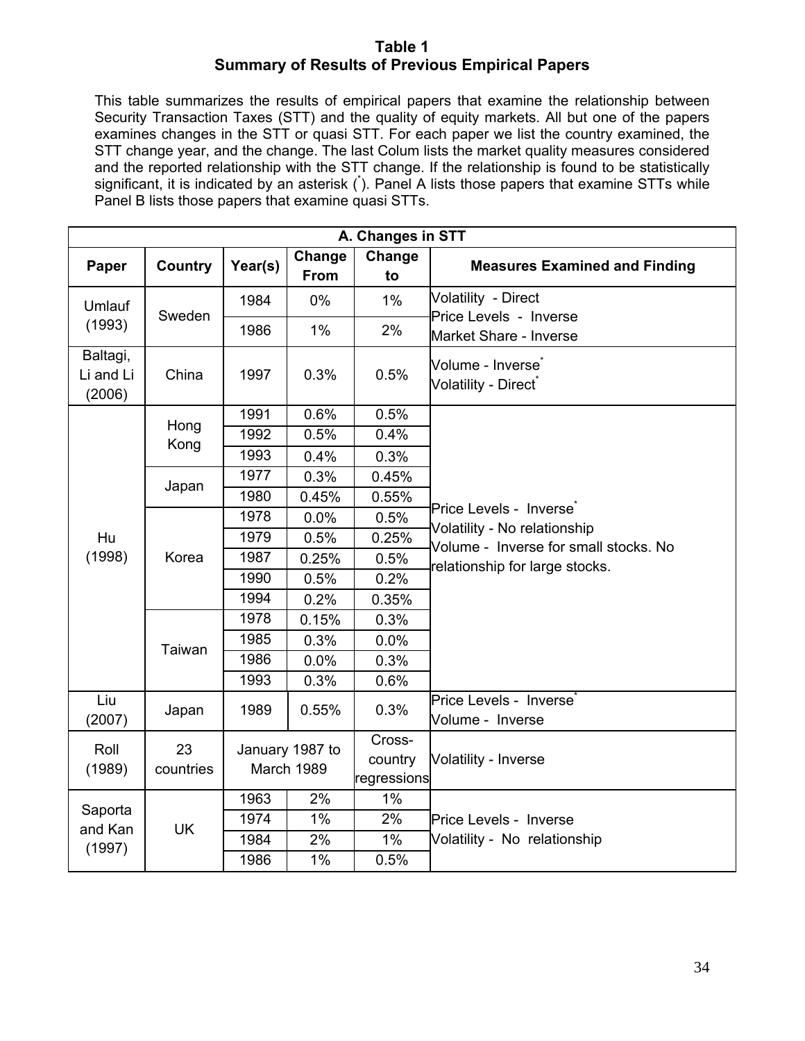**Table 1**
**Summary of Results of Previous Empirical Papers**

This table summarizes the results of empirical papers that examine the relationship between Security Transaction Taxes (STT) and the quality of equity markets. All but one of the papers examines changes in the STT or quasi STT. For each paper we list the country examined, the STT change year, and the change. The last Colum lists the market quality measures considered and the reported relationship with the STT change. If the relationship is found to be statistically significant, it is indicated by an asterisk (*). Panel A lists those papers that examine STTs while Panel B lists those papers that examine quasi STTs.

| A. Changes in STT | | | | | |
|---|---|---|---|---|---|
| Paper | Country | Year(s) | Change From | Change to | Measures Examined and Finding |
| Umlauf (1993) | Sweden | 1984 | 0% | 1% | Volatility - Direct<br>Price Levels - Inverse<br>Market Share - Inverse |
| | | 1986 | 1% | 2% | |
| Baltagi, Li and Li (2006) | China | 1997 | 0.3% | 0.5% | Volume - Inverse*<br>Volatility - Direct* |
| Hu (1998) | Hong Kong | 1991 | 0.6% | 0.5% | Price Levels - Inverse*<br>Volatility - No relationship<br>Volume - Inverse for small stocks. No relationship for large stocks. |
| | | 1992 | 0.5% | 0.4% | |
| | | 1993 | 0.4% | 0.3% | |
| | Japan | 1977 | 0.3% | 0.45% | |
| | | 1980 | 0.45% | 0.55% | |
| | Korea | 1978 | 0.0% | 0.5% | |
| | | 1979 | 0.5% | 0.25% | |
| | | 1987 | 0.25% | 0.5% | |
| | | 1990 | 0.5% | 0.2% | |
| | | 1994 | 0.2% | 0.35% | |
| | Taiwan | 1978 | 0.15% | 0.3% | |
| | | 1985 | 0.3% | 0.0% | |
| | | 1986 | 0.0% | 0.3% | |
| | | 1993 | 0.3% | 0.6% | |
| Liu (2007) | Japan | 1989 | 0.55% | 0.3% | Price Levels - Inverse*<br>Volume - Inverse |
| Roll (1989) | 23 countries | January 1987 to March 1989 | | Cross-country regressions | Volatility - Inverse |
| Saporta and Kan (1997) | UK | 1963 | 2% | 1% | Price Levels - Inverse<br>Volatility - No relationship |
| | | 1974 | 1% | 2% | |
| | | 1984 | 2% | 1% | |
| | | 1986 | 1% | 0.5% | |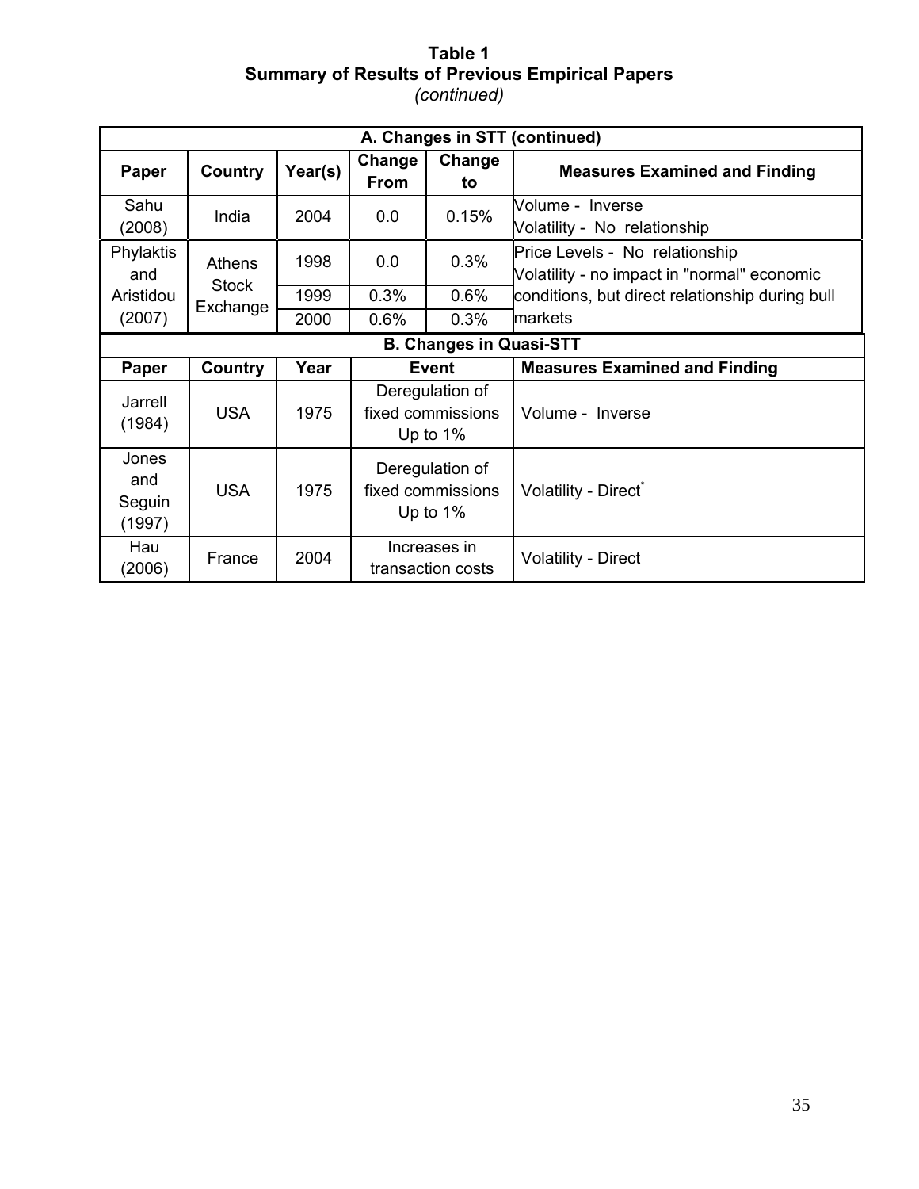**Table 1**
**Summary of Results of Previous Empirical Papers**
*(continued)*

| A. Changes in STT (continued) | | | | | |
|---|---|---|---|---|---|
| **Paper** | **Country** | **Year(s)** | **Change From** | **Change to** | **Measures Examined and Finding** |
| Sahu (2008) | India | 2004 | 0.0 | 0.15% | Volume - Inverse<br>Volatility - No relationship |
| Phylaktis and Aristidou (2007) | Athens Stock Exchange | 1998 | 0.0 | 0.3% | Price Levels - No relationship<br>Volatility - no impact in "normal" economic conditions, but direct relationship during bull markets |
| | | 1999 | 0.3% | 0.6% | |
| | | 2000 | 0.6% | 0.3% | |

| B. Changes in Quasi-STT | | | | |
|---|---|---|---|---|
| **Paper** | **Country** | **Year** | **Event** | **Measures Examined and Finding** |
| Jarrell (1984) | USA | 1975 | Deregulation of fixed commissions Up to 1% | Volume - Inverse |
| Jones and Seguin (1997) | USA | 1975 | Deregulation of fixed commissions Up to 1% | Volatility - Direct* |
| Hau (2006) | France | 2004 | Increases in transaction costs | Volatility - Direct |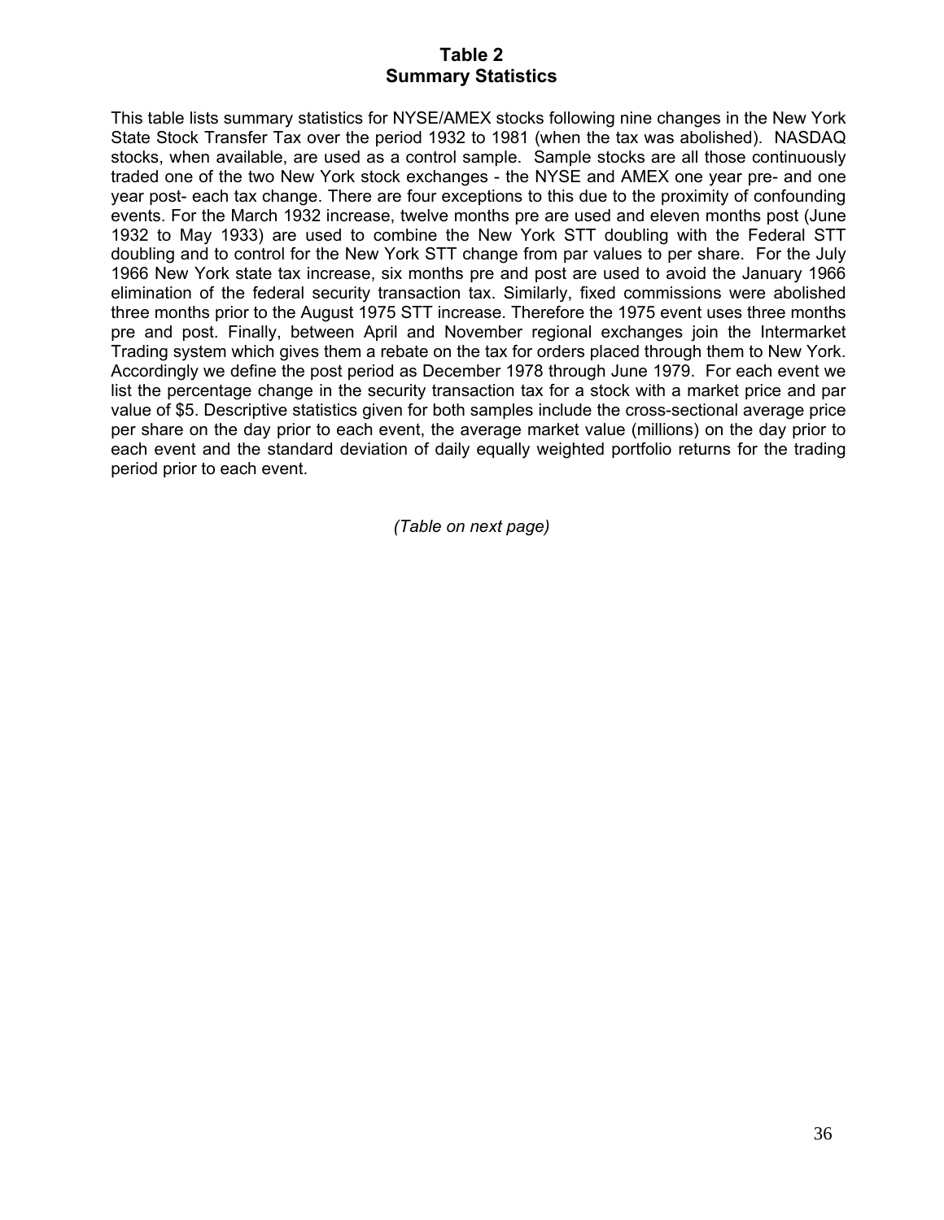# Table 2
## Summary Statistics

This table lists summary statistics for NYSE/AMEX stocks following nine changes in the New York State Stock Transfer Tax over the period 1932 to 1981 (when the tax was abolished). NASDAQ stocks, when available, are used as a control sample. Sample stocks are all those continuously traded one of the two New York stock exchanges - the NYSE and AMEX one year pre- and one year post- each tax change. There are four exceptions to this due to the proximity of confounding events. For the March 1932 increase, twelve months pre are used and eleven months post (June 1932 to May 1933) are used to combine the New York STT doubling with the Federal STT doubling and to control for the New York STT change from par values to per share. For the July 1966 New York state tax increase, six months pre and post are used to avoid the January 1966 elimination of the federal security transaction tax. Similarly, fixed commissions were abolished three months prior to the August 1975 STT increase. Therefore the 1975 event uses three months pre and post. Finally, between April and November regional exchanges join the Intermarket Trading system which gives them a rebate on the tax for orders placed through them to New York. Accordingly we define the post period as December 1978 through June 1979. For each event we list the percentage change in the security transaction tax for a stock with a market price and par value of $5. Descriptive statistics given for both samples include the cross-sectional average price per share on the day prior to each event, the average market value (millions) on the day prior to each event and the standard deviation of daily equally weighted portfolio returns for the trading period prior to each event.

*(Table on next page)*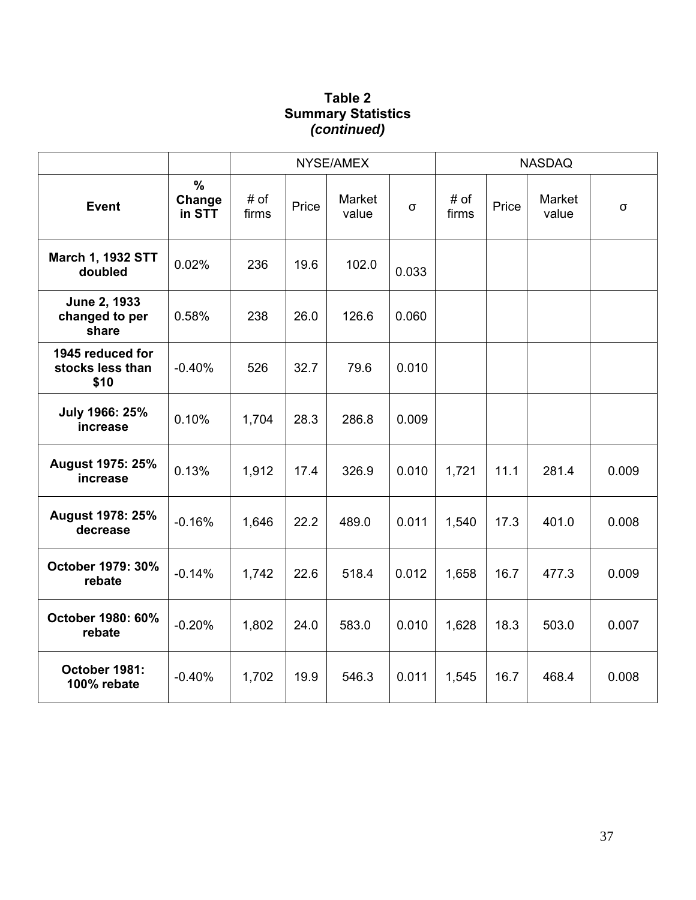**Table 2**
**Summary Statistics**
***(continued)***

| | | NYSE/AMEX | | | | NASDAQ | | | |
|---|---|---|---|---|---|---|---|---|---|
| **Event** | **% Change in STT** | # of firms | Price | Market value | σ | # of firms | Price | Market value | σ |
| **March 1, 1932 STT doubled** | 0.02% | 236 | 19.6 | 102.0 | 0.033 | | | | |
| **June 2, 1933 changed to per share** | 0.58% | 238 | 26.0 | 126.6 | 0.060 | | | | |
| **1945 reduced for stocks less than $10** | -0.40% | 526 | 32.7 | 79.6 | 0.010 | | | | |
| **July 1966: 25% increase** | 0.10% | 1,704 | 28.3 | 286.8 | 0.009 | | | | |
| **August 1975: 25% increase** | 0.13% | 1,912 | 17.4 | 326.9 | 0.010 | 1,721 | 11.1 | 281.4 | 0.009 |
| **August 1978: 25% decrease** | -0.16% | 1,646 | 22.2 | 489.0 | 0.011 | 1,540 | 17.3 | 401.0 | 0.008 |
| **October 1979: 30% rebate** | -0.14% | 1,742 | 22.6 | 518.4 | 0.012 | 1,658 | 16.7 | 477.3 | 0.009 |
| **October 1980: 60% rebate** | -0.20% | 1,802 | 24.0 | 583.0 | 0.010 | 1,628 | 18.3 | 503.0 | 0.007 |
| **October 1981: 100% rebate** | -0.40% | 1,702 | 19.9 | 546.3 | 0.011 | 1,545 | 16.7 | 468.4 | 0.008 |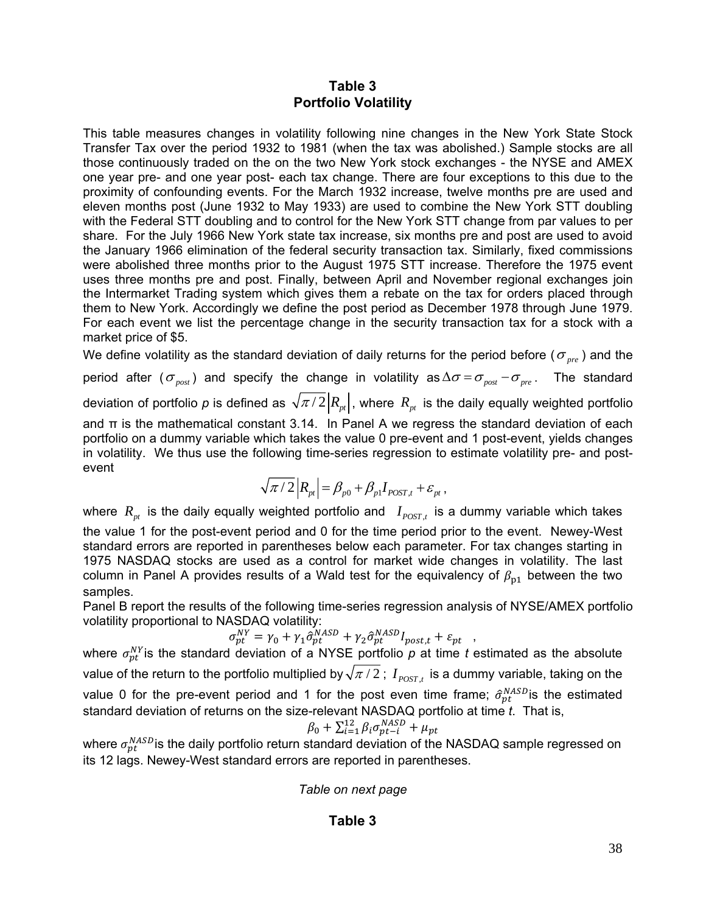# Table 3
## Portfolio Volatility

This table measures changes in volatility following nine changes in the New York State Stock Transfer Tax over the period 1932 to 1981 (when the tax was abolished.) Sample stocks are all those continuously traded on the on the two New York stock exchanges - the NYSE and AMEX one year pre- and one year post- each tax change. There are four exceptions to this due to the proximity of confounding events. For the March 1932 increase, twelve months pre are used and eleven months post (June 1932 to May 1933) are used to combine the New York STT doubling with the Federal STT doubling and to control for the New York STT change from par values to per share. For the July 1966 New York state tax increase, six months pre and post are used to avoid the January 1966 elimination of the federal security transaction tax. Similarly, fixed commissions were abolished three months prior to the August 1975 STT increase. Therefore the 1975 event uses three months pre and post. Finally, between April and November regional exchanges join the Intermarket Trading system which gives them a rebate on the tax for orders placed through them to New York. Accordingly we define the post period as December 1978 through June 1979. For each event we list the percentage change in the security transaction tax for a stock with a market price of $5.

We define volatility as the standard deviation of daily returns for the period before ($\sigma_{pre}$) and the period after ($\sigma_{post}$) and specify the change in volatility as $\Delta\sigma = \sigma_{post} - \sigma_{pre}$. The standard deviation of portfolio *p* is defined as $\sqrt{\pi/2}\left|R_{pt}\right|$, where $R_{pt}$ is the daily equally weighted portfolio and π is the mathematical constant 3.14. In Panel A we regress the standard deviation of each portfolio on a dummy variable which takes the value 0 pre-event and 1 post-event, yields changes in volatility. We thus use the following time-series regression to estimate volatility pre- and post-event

$$\sqrt{\pi/2}\left|R_{pt}\right| = \beta_{p0} + \beta_{p1} I_{POST,t} + \varepsilon_{pt},$$

where $R_{pt}$ is the daily equally weighted portfolio and $I_{POST,t}$ is a dummy variable which takes the value 1 for the post-event period and 0 for the time period prior to the event. Newey-West standard errors are reported in parentheses below each parameter. For tax changes starting in 1975 NASDAQ stocks are used as a control for market wide changes in volatility. The last column in Panel A provides results of a Wald test for the equivalency of $\beta_{p1}$ between the two samples.

Panel B report the results of the following time-series regression analysis of NYSE/AMEX portfolio volatility proportional to NASDAQ volatility:

$$\sigma_{pt}^{NY} = \gamma_0 + \gamma_1 \hat{\sigma}_{pt}^{NASD} + \gamma_2 \hat{\sigma}_{pt}^{NASD} I_{post,t} + \varepsilon_{pt} \quad ,$$

where $\sigma_{pt}^{NY}$ is the standard deviation of a NYSE portfolio *p* at time *t* estimated as the absolute value of the return to the portfolio multiplied by $\sqrt{\pi/2}$; $I_{POST,t}$ is a dummy variable, taking on the value 0 for the pre-event period and 1 for the post even time frame; $\hat{\sigma}_{pt}^{NASD}$ is the estimated standard deviation of returns on the size-relevant NASDAQ portfolio at time *t*. That is,

$$\beta_0 + \sum_{i=1}^{12} \beta_i \sigma_{pt-i}^{NASD} + \mu_{pt}$$

where $\sigma_{pt}^{NASD}$ is the daily portfolio return standard deviation of the NASDAQ sample regressed on its 12 lags. Newey-West standard errors are reported in parentheses.

*Table on next page*

**Table 3**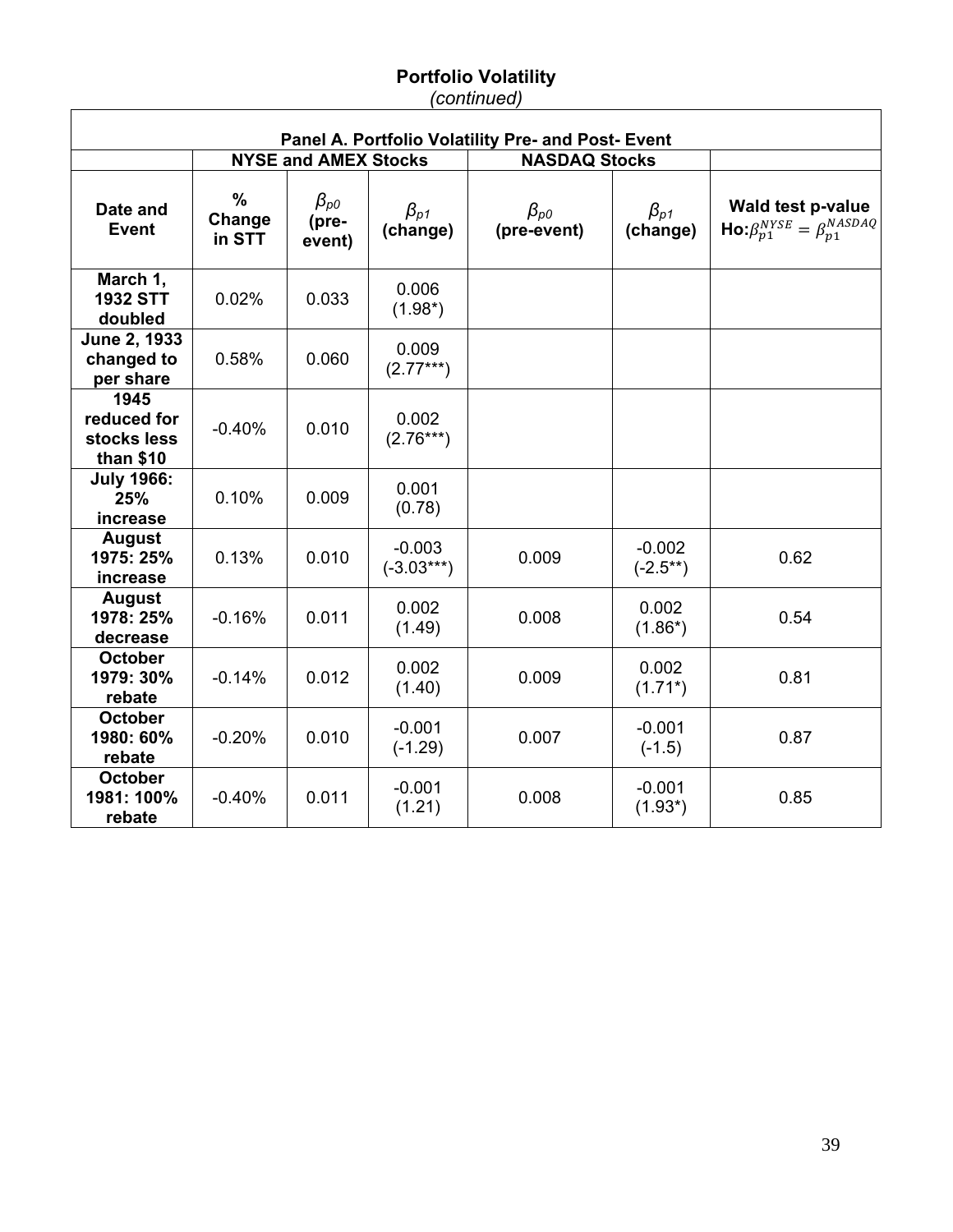**Portfolio Volatility**

*(continued)*

| Panel A. Portfolio Volatility Pre- and Post- Event | | | | | | |
|---|---|---|---|---|---|---|
| | NYSE and AMEX Stocks | | | NASDAQ Stocks | | |
| **Date and Event** | **% Change in STT** | $\beta_{p0}$ **(pre-event)** | $\beta_{p1}$ **(change)** | $\beta_{p0}$ **(pre-event)** | $\beta_{p1}$ **(change)** | **Wald test p-value Ho:** $\beta_{p1}^{NYSE} = \beta_{p1}^{NASDAQ}$ |
| **March 1, 1932 STT doubled** | 0.02% | 0.033 | 0.006 (1.98*) | | | |
| **June 2, 1933 changed to per share** | 0.58% | 0.060 | 0.009 (2.77***) | | | |
| **1945 reduced for stocks less than $10** | -0.40% | 0.010 | 0.002 (2.76***) | | | |
| **July 1966: 25% increase** | 0.10% | 0.009 | 0.001 (0.78) | | | |
| **August 1975: 25% increase** | 0.13% | 0.010 | -0.003 (-3.03***) | 0.009 | -0.002 (-2.5**) | 0.62 |
| **August 1978: 25% decrease** | -0.16% | 0.011 | 0.002 (1.49) | 0.008 | 0.002 (1.86*) | 0.54 |
| **October 1979: 30% rebate** | -0.14% | 0.012 | 0.002 (1.40) | 0.009 | 0.002 (1.71*) | 0.81 |
| **October 1980: 60% rebate** | -0.20% | 0.010 | -0.001 (-1.29) | 0.007 | -0.001 (-1.5) | 0.87 |
| **October 1981: 100% rebate** | -0.40% | 0.011 | -0.001 (1.21) | 0.008 | -0.001 (1.93*) | 0.85 |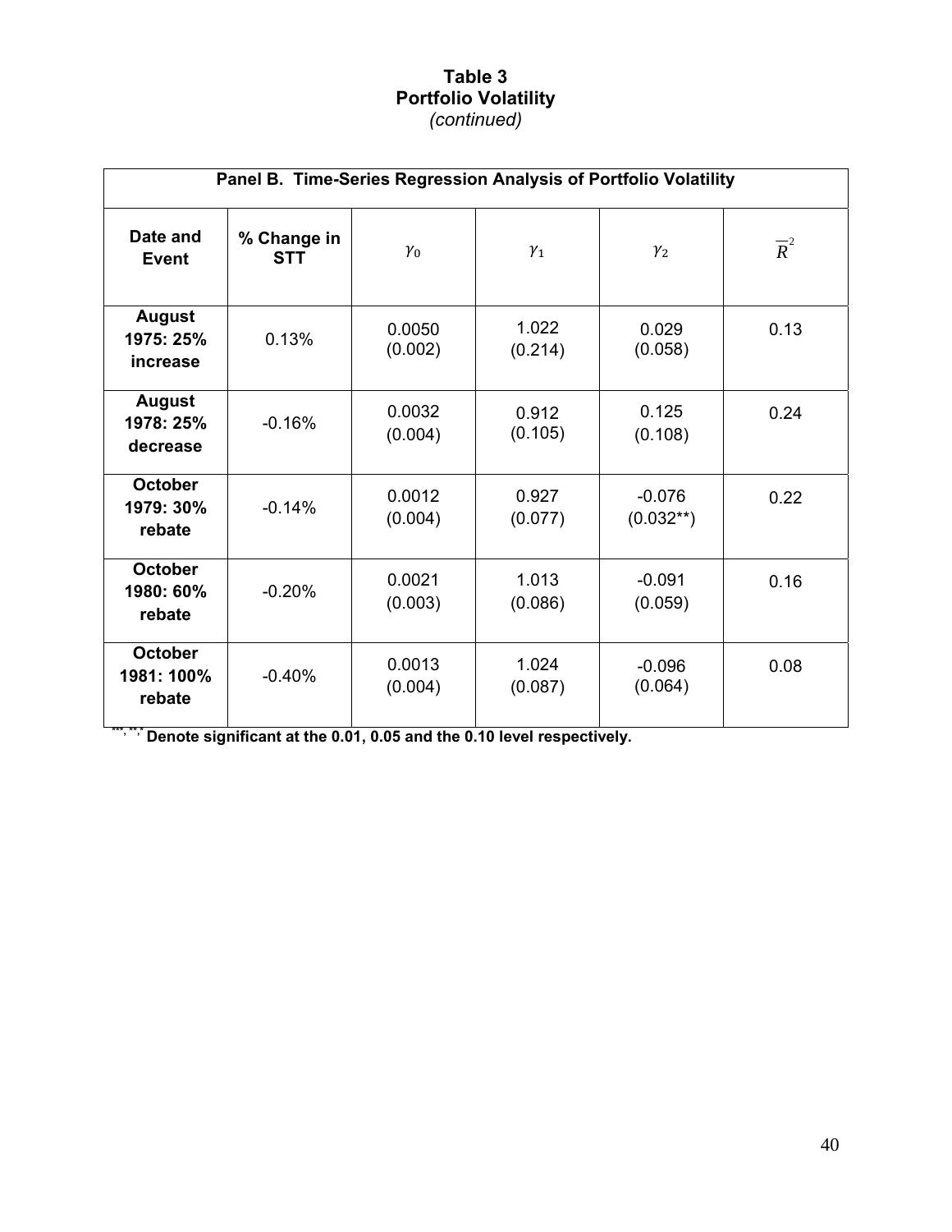**Table 3**
**Portfolio Volatility**
*(continued)*

| Panel B. Time-Series Regression Analysis of Portfolio Volatility | | | | | |
|---|---|---|---|---|---|
| **Date and Event** | **% Change in STT** | $\gamma_0$ | $\gamma_1$ | $\gamma_2$ | $\overline{R}^2$ |
| **August 1975: 25% increase** | 0.13% | 0.0050 (0.002) | 1.022 (0.214) | 0.029 (0.058) | 0.13 |
| **August 1978: 25% decrease** | -0.16% | 0.0032 (0.004) | 0.912 (0.105) | 0.125 (0.108) | 0.24 |
| **October 1979: 30% rebate** | -0.14% | 0.0012 (0.004) | 0.927 (0.077) | -0.076 (0.032**) | 0.22 |
| **October 1980: 60% rebate** | -0.20% | 0.0021 (0.003) | 1.013 (0.086) | -0.091 (0.059) | 0.16 |
| **October 1981: 100% rebate** | -0.40% | 0.0013 (0.004) | 1.024 (0.087) | -0.096 (0.064) | 0.08 |

***, **, * **Denote significant at the 0.01, 0.05 and the 0.10 level respectively.**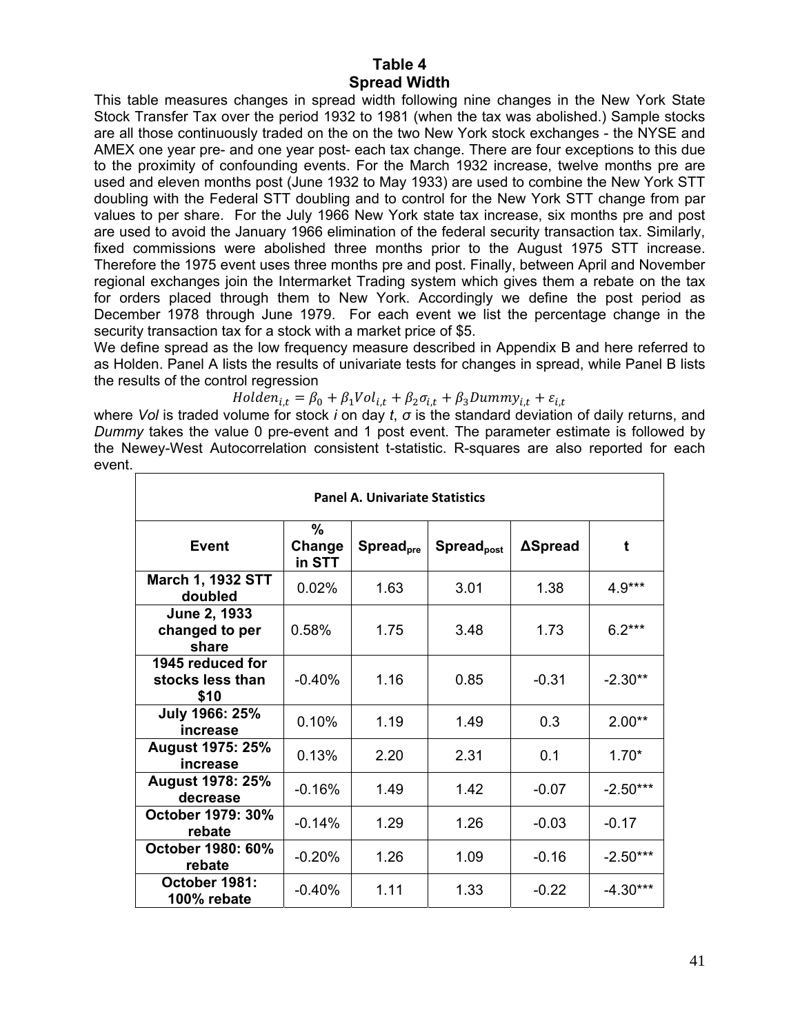# Table 4
## Spread Width

This table measures changes in spread width following nine changes in the New York State Stock Transfer Tax over the period 1932 to 1981 (when the tax was abolished.) Sample stocks are all those continuously traded on the on the two New York stock exchanges - the NYSE and AMEX one year pre- and one year post- each tax change. There are four exceptions to this due to the proximity of confounding events. For the March 1932 increase, twelve months pre are used and eleven months post (June 1932 to May 1933) are used to combine the New York STT doubling with the Federal STT doubling and to control for the New York STT change from par values to per share. For the July 1966 New York state tax increase, six months pre and post are used to avoid the January 1966 elimination of the federal security transaction tax. Similarly, fixed commissions were abolished three months prior to the August 1975 STT increase. Therefore the 1975 event uses three months pre and post. Finally, between April and November regional exchanges join the Intermarket Trading system which gives them a rebate on the tax for orders placed through them to New York. Accordingly we define the post period as December 1978 through June 1979. For each event we list the percentage change in the security transaction tax for a stock with a market price of $5.

We define spread as the low frequency measure described in Appendix B and here referred to as Holden. Panel A lists the results of univariate tests for changes in spread, while Panel B lists the results of the control regression

$$Holden_{i,t} = \beta_0 + \beta_1 Vol_{i,t} + \beta_2 \sigma_{i,t} + \beta_3 Dummy_{i,t} + \varepsilon_{i,t}$$

where *Vol* is traded volume for stock *i* on day *t*, *σ* is the standard deviation of daily returns, and *Dummy* takes the value 0 pre-event and 1 post event. The parameter estimate is followed by the Newey-West Autocorrelation consistent t-statistic. R-squares are also reported for each event.

| Panel A. Univariate Statistics | | | | | |
|---|---|---|---|---|---|
| **Event** | **% Change in STT** | **$Spread_{pre}$** | **$Spread_{post}$** | **ΔSpread** | **t** |
| **March 1, 1932 STT doubled** | 0.02% | 1.63 | 3.01 | 1.38 | 4.9*** |
| **June 2, 1933 changed to per share** | 0.58% | 1.75 | 3.48 | 1.73 | 6.2*** |
| **1945 reduced for stocks less than $10** | -0.40% | 1.16 | 0.85 | -0.31 | -2.30** |
| **July 1966: 25% increase** | 0.10% | 1.19 | 1.49 | 0.3 | 2.00** |
| **August 1975: 25% increase** | 0.13% | 2.20 | 2.31 | 0.1 | 1.70* |
| **August 1978: 25% decrease** | -0.16% | 1.49 | 1.42 | -0.07 | -2.50*** |
| **October 1979: 30% rebate** | -0.14% | 1.29 | 1.26 | -0.03 | -0.17 |
| **October 1980: 60% rebate** | -0.20% | 1.26 | 1.09 | -0.16 | -2.50*** |
| **October 1981: 100% rebate** | -0.40% | 1.11 | 1.33 | -0.22 | -4.30*** |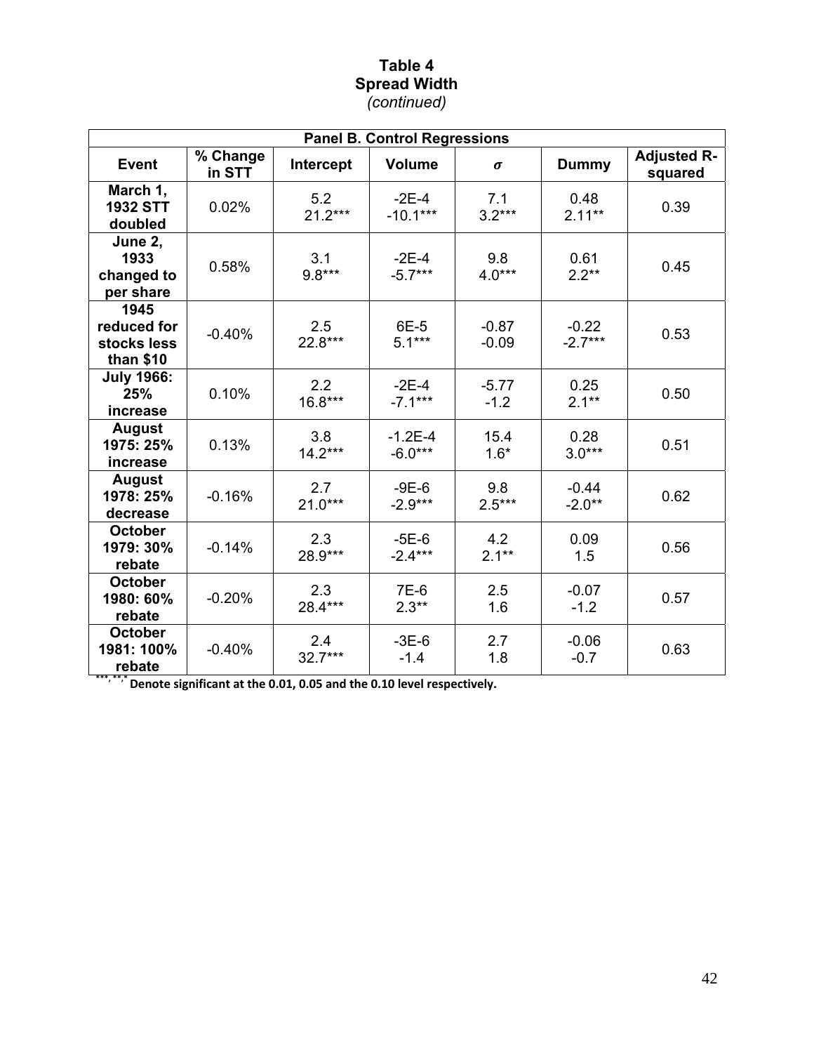**Table 4**
**Spread Width**
*(continued)*

| **Panel B. Control Regressions** | | | | | | |
|---|---|---|---|---|---|---|
| **Event** | **% Change in STT** | **Intercept** | **Volume** | $\sigma$ | **Dummy** | **Adjusted R-squared** |
| **March 1, 1932 STT doubled** | 0.02% | 5.2<br>21.2*** | -2E-4<br>-10.1*** | 7.1<br>3.2*** | 0.48<br>2.11** | 0.39 |
| **June 2, 1933 changed to per share** | 0.58% | 3.1<br>9.8*** | -2E-4<br>-5.7*** | 9.8<br>4.0*** | 0.61<br>2.2** | 0.45 |
| **1945 reduced for stocks less than $10** | -0.40% | 2.5<br>22.8*** | 6E-5<br>5.1*** | -0.87<br>-0.09 | -0.22<br>-2.7*** | 0.53 |
| **July 1966: 25% increase** | 0.10% | 2.2<br>16.8*** | -2E-4<br>-7.1*** | -5.77<br>-1.2 | 0.25<br>2.1** | 0.50 |
| **August 1975: 25% increase** | 0.13% | 3.8<br>14.2*** | -1.2E-4<br>-6.0*** | 15.4<br>1.6* | 0.28<br>3.0*** | 0.51 |
| **August 1978: 25% decrease** | -0.16% | 2.7<br>21.0*** | -9E-6<br>-2.9*** | 9.8<br>2.5*** | -0.44<br>-2.0** | 0.62 |
| **October 1979: 30% rebate** | -0.14% | 2.3<br>28.9*** | -5E-6<br>-2.4*** | 4.2<br>2.1** | 0.09<br>1.5 | 0.56 |
| **October 1980: 60% rebate** | -0.20% | 2.3<br>28.4*** | 7E-6<br>2.3** | 2.5<br>1.6 | -0.07<br>-1.2 | 0.57 |
| **October 1981: 100% rebate** | -0.40% | 2.4<br>32.7*** | -3E-6<br>-1.4 | 2.7<br>1.8 | -0.06<br>-0.7 | 0.63 |

***, **, * Denote significant at the 0.01, 0.05 and the 0.10 level respectively.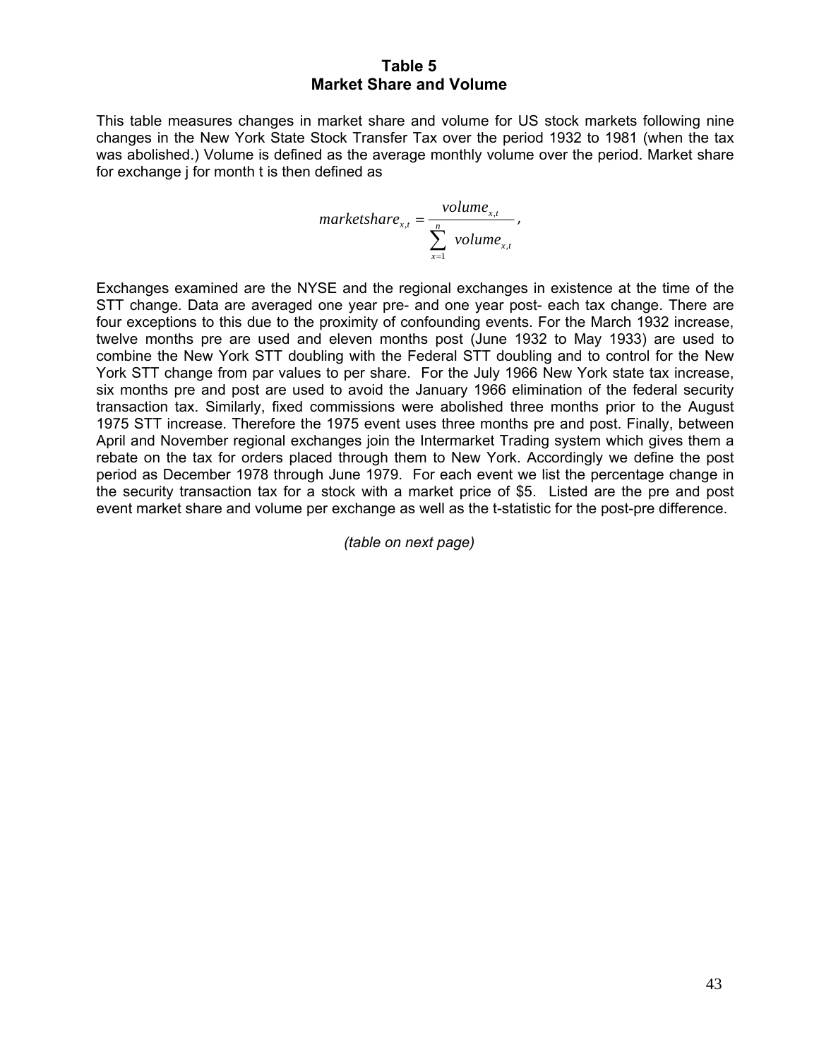# Table 5
## Market Share and Volume

This table measures changes in market share and volume for US stock markets following nine changes in the New York State Stock Transfer Tax over the period 1932 to 1981 (when the tax was abolished.) Volume is defined as the average monthly volume over the period. Market share for exchange j for month t is then defined as

$$marketshare_{x,t} = \frac{volume_{x,t}}{\sum_{x=1}^{n} volume_{x,t}},$$

Exchanges examined are the NYSE and the regional exchanges in existence at the time of the STT change. Data are averaged one year pre- and one year post- each tax change. There are four exceptions to this due to the proximity of confounding events. For the March 1932 increase, twelve months pre are used and eleven months post (June 1932 to May 1933) are used to combine the New York STT doubling with the Federal STT doubling and to control for the New York STT change from par values to per share. For the July 1966 New York state tax increase, six months pre and post are used to avoid the January 1966 elimination of the federal security transaction tax. Similarly, fixed commissions were abolished three months prior to the August 1975 STT increase. Therefore the 1975 event uses three months pre and post. Finally, between April and November regional exchanges join the Intermarket Trading system which gives them a rebate on the tax for orders placed through them to New York. Accordingly we define the post period as December 1978 through June 1979. For each event we list the percentage change in the security transaction tax for a stock with a market price of $5. Listed are the pre and post event market share and volume per exchange as well as the t-statistic for the post-pre difference.

*(table on next page)*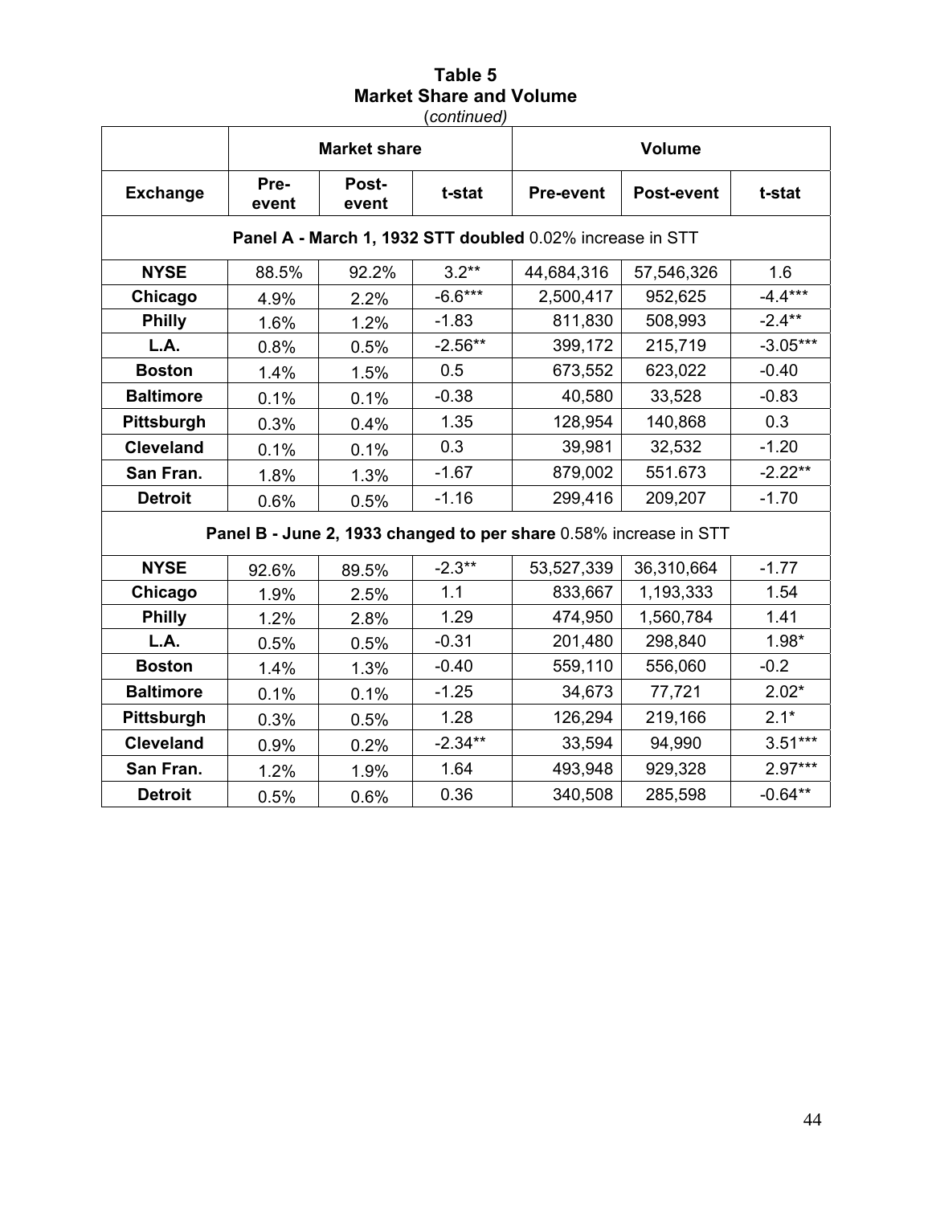**Table 5**
**Market Share and Volume**
(*continued*)

| Exchange | Market share | | | Volume | | |
|---|---|---|---|---|---|---|
| | Pre-event | Post-event | t-stat | Pre-event | Post-event | t-stat |
| **Panel A - March 1, 1932 STT doubled** 0.02% increase in STT | | | | | | |
| **NYSE** | 88.5% | 92.2% | 3.2** | 44,684,316 | 57,546,326 | 1.6 |
| **Chicago** | 4.9% | 2.2% | -6.6*** | 2,500,417 | 952,625 | -4.4*** |
| **Philly** | 1.6% | 1.2% | -1.83 | 811,830 | 508,993 | -2.4** |
| **L.A.** | 0.8% | 0.5% | -2.56** | 399,172 | 215,719 | -3.05*** |
| **Boston** | 1.4% | 1.5% | 0.5 | 673,552 | 623,022 | -0.40 |
| **Baltimore** | 0.1% | 0.1% | -0.38 | 40,580 | 33,528 | -0.83 |
| **Pittsburgh** | 0.3% | 0.4% | 1.35 | 128,954 | 140,868 | 0.3 |
| **Cleveland** | 0.1% | 0.1% | 0.3 | 39,981 | 32,532 | -1.20 |
| **San Fran.** | 1.8% | 1.3% | -1.67 | 879,002 | 551.673 | -2.22** |
| **Detroit** | 0.6% | 0.5% | -1.16 | 299,416 | 209,207 | -1.70 |
| **Panel B - June 2, 1933 changed to per share** 0.58% increase in STT | | | | | | |
| **NYSE** | 92.6% | 89.5% | -2.3** | 53,527,339 | 36,310,664 | -1.77 |
| **Chicago** | 1.9% | 2.5% | 1.1 | 833,667 | 1,193,333 | 1.54 |
| **Philly** | 1.2% | 2.8% | 1.29 | 474,950 | 1,560,784 | 1.41 |
| **L.A.** | 0.5% | 0.5% | -0.31 | 201,480 | 298,840 | 1.98* |
| **Boston** | 1.4% | 1.3% | -0.40 | 559,110 | 556,060 | -0.2 |
| **Baltimore** | 0.1% | 0.1% | -1.25 | 34,673 | 77,721 | 2.02* |
| **Pittsburgh** | 0.3% | 0.5% | 1.28 | 126,294 | 219,166 | 2.1* |
| **Cleveland** | 0.9% | 0.2% | -2.34** | 33,594 | 94,990 | 3.51*** |
| **San Fran.** | 1.2% | 1.9% | 1.64 | 493,948 | 929,328 | 2.97*** |
| **Detroit** | 0.5% | 0.6% | 0.36 | 340,508 | 285,598 | -0.64** |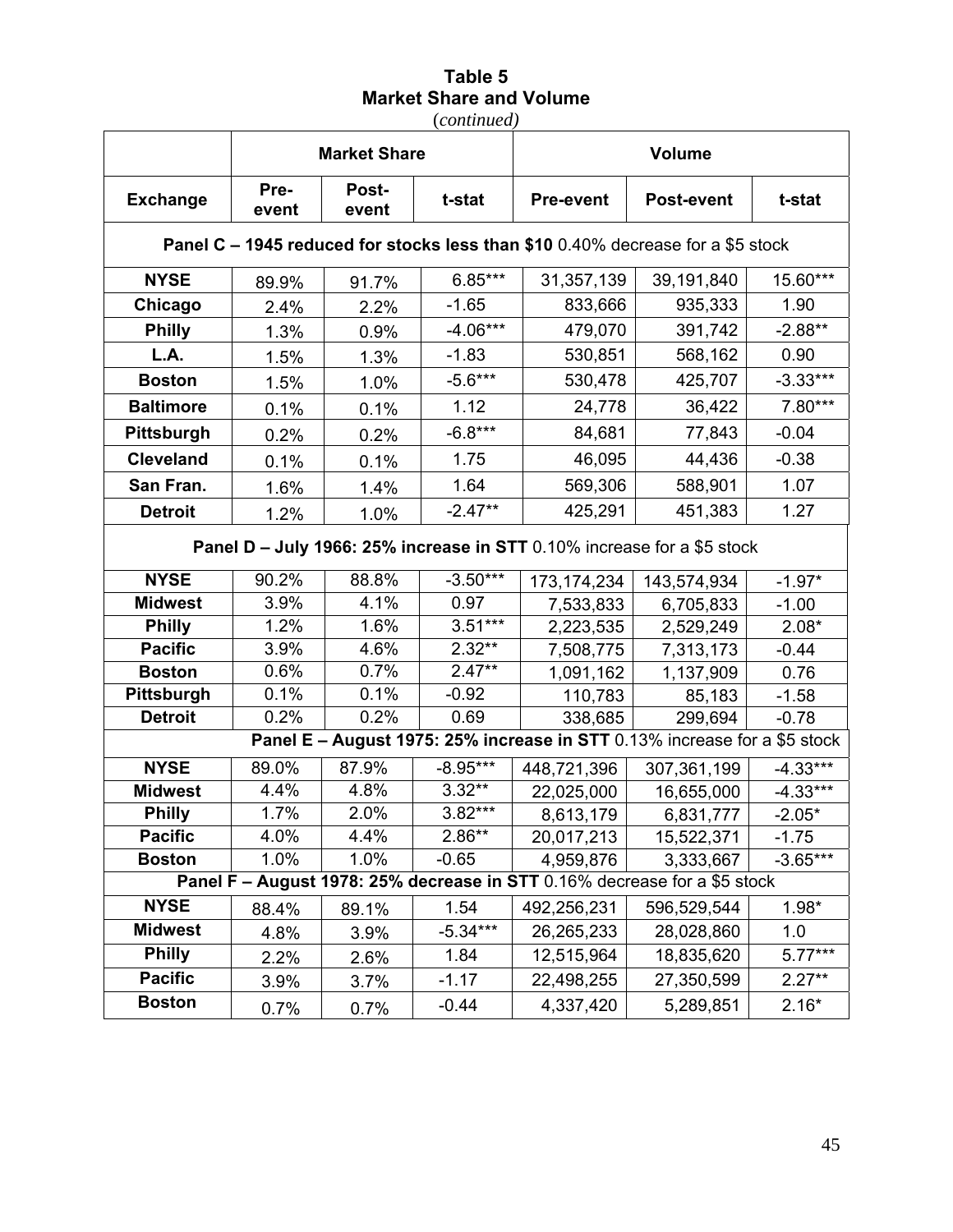**Table 5**
**Market Share and Volume**
(*continued*)

| | Market Share | | | Volume | | |
|---|---|---|---|---|---|---|
| **Exchange** | **Pre-event** | **Post-event** | **t-stat** | **Pre-event** | **Post-event** | **t-stat** |
| **Panel C – 1945 reduced for stocks less than $10** 0.40% decrease for a $5 stock | | | | | | |
| **NYSE** | 89.9% | 91.7% | 6.85*** | 31,357,139 | 39,191,840 | 15.60*** |
| **Chicago** | 2.4% | 2.2% | -1.65 | 833,666 | 935,333 | 1.90 |
| **Philly** | 1.3% | 0.9% | -4.06*** | 479,070 | 391,742 | -2.88** |
| **L.A.** | 1.5% | 1.3% | -1.83 | 530,851 | 568,162 | 0.90 |
| **Boston** | 1.5% | 1.0% | -5.6*** | 530,478 | 425,707 | -3.33*** |
| **Baltimore** | 0.1% | 0.1% | 1.12 | 24,778 | 36,422 | 7.80*** |
| **Pittsburgh** | 0.2% | 0.2% | -6.8*** | 84,681 | 77,843 | -0.04 |
| **Cleveland** | 0.1% | 0.1% | 1.75 | 46,095 | 44,436 | -0.38 |
| **San Fran.** | 1.6% | 1.4% | 1.64 | 569,306 | 588,901 | 1.07 |
| **Detroit** | 1.2% | 1.0% | -2.47** | 425,291 | 451,383 | 1.27 |
| **Panel D – July 1966: 25% increase in STT** 0.10% increase for a $5 stock | | | | | | |
| **NYSE** | 90.2% | 88.8% | -3.50*** | 173,174,234 | 143,574,934 | -1.97* |
| **Midwest** | 3.9% | 4.1% | 0.97 | 7,533,833 | 6,705,833 | -1.00 |
| **Philly** | 1.2% | 1.6% | 3.51*** | 2,223,535 | 2,529,249 | 2.08* |
| **Pacific** | 3.9% | 4.6% | 2.32** | 7,508,775 | 7,313,173 | -0.44 |
| **Boston** | 0.6% | 0.7% | 2.47** | 1,091,162 | 1,137,909 | 0.76 |
| **Pittsburgh** | 0.1% | 0.1% | -0.92 | 110,783 | 85,183 | -1.58 |
| **Detroit** | 0.2% | 0.2% | 0.69 | 338,685 | 299,694 | -0.78 |
| **Panel E – August 1975: 25% increase in STT** 0.13% increase for a $5 stock | | | | | | |
| **NYSE** | 89.0% | 87.9% | -8.95*** | 448,721,396 | 307,361,199 | -4.33*** |
| **Midwest** | 4.4% | 4.8% | 3.32** | 22,025,000 | 16,655,000 | -4.33*** |
| **Philly** | 1.7% | 2.0% | 3.82*** | 8,613,179 | 6,831,777 | -2.05* |
| **Pacific** | 4.0% | 4.4% | 2.86** | 20,017,213 | 15,522,371 | -1.75 |
| **Boston** | 1.0% | 1.0% | -0.65 | 4,959,876 | 3,333,667 | -3.65*** |
| **Panel F – August 1978: 25% decrease in STT** 0.16% decrease for a $5 stock | | | | | | |
| **NYSE** | 88.4% | 89.1% | 1.54 | 492,256,231 | 596,529,544 | 1.98* |
| **Midwest** | 4.8% | 3.9% | -5.34*** | 26,265,233 | 28,028,860 | 1.0 |
| **Philly** | 2.2% | 2.6% | 1.84 | 12,515,964 | 18,835,620 | 5.77*** |
| **Pacific** | 3.9% | 3.7% | -1.17 | 22,498,255 | 27,350,599 | 2.27** |
| **Boston** | 0.7% | 0.7% | -0.44 | 4,337,420 | 5,289,851 | 2.16* |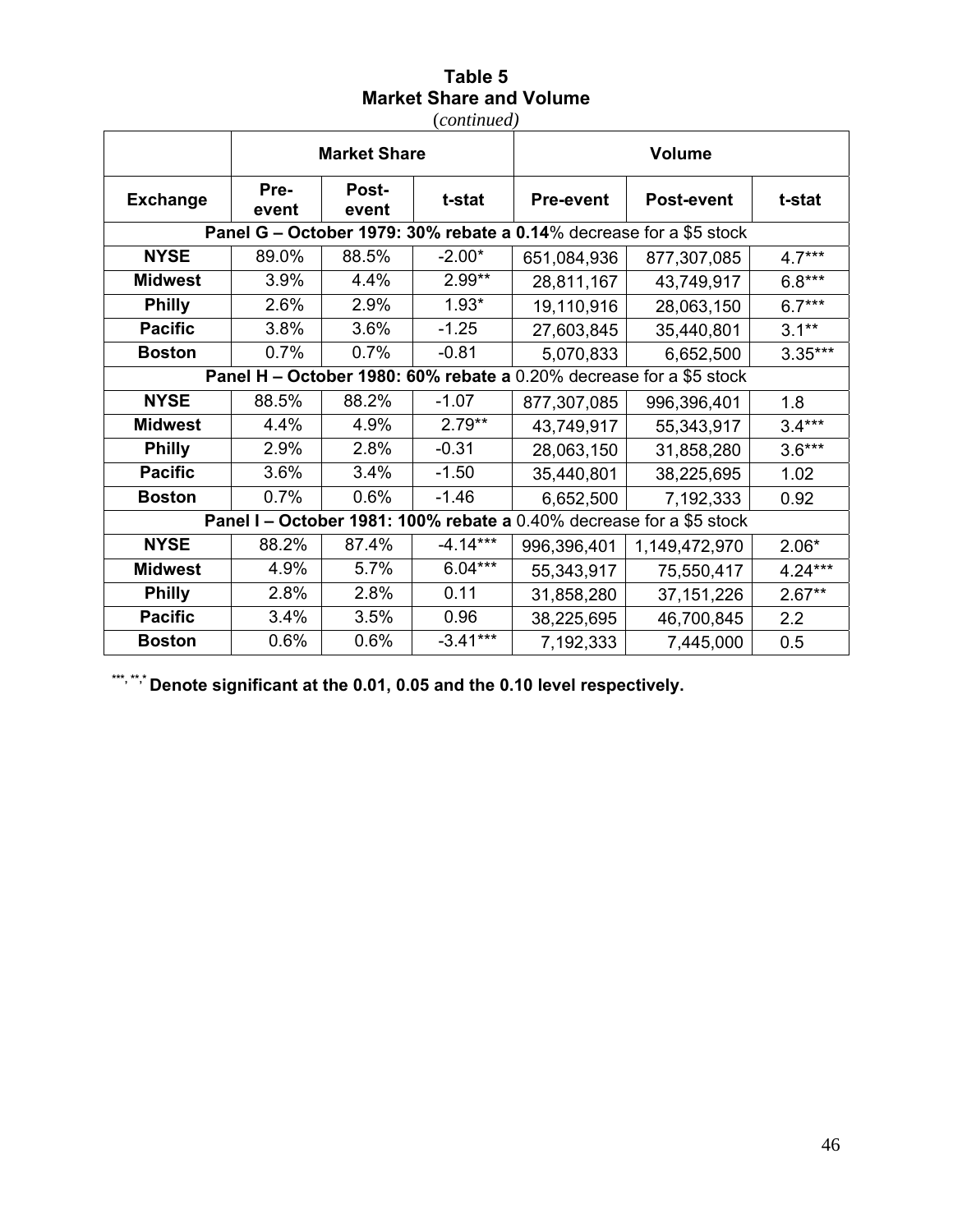**Table 5**
**Market Share and Volume**
(*continued*)

| | Market Share | | | Volume | | |
|---|---|---|---|---|---|---|
| **Exchange** | **Pre-event** | **Post-event** | **t-stat** | **Pre-event** | **Post-event** | **t-stat** |
| **Panel G – October 1979: 30% rebate a 0.14**% decrease for a $5 stock | | | | | | |
| **NYSE** | 89.0% | 88.5% | -2.00* | 651,084,936 | 877,307,085 | 4.7*** |
| **Midwest** | 3.9% | 4.4% | 2.99** | 28,811,167 | 43,749,917 | 6.8*** |
| **Philly** | 2.6% | 2.9% | 1.93* | 19,110,916 | 28,063,150 | 6.7*** |
| **Pacific** | 3.8% | 3.6% | -1.25 | 27,603,845 | 35,440,801 | 3.1** |
| **Boston** | 0.7% | 0.7% | -0.81 | 5,070,833 | 6,652,500 | 3.35*** |
| **Panel H – October 1980: 60% rebate a** 0.20% decrease for a $5 stock | | | | | | |
| **NYSE** | 88.5% | 88.2% | -1.07 | 877,307,085 | 996,396,401 | 1.8 |
| **Midwest** | 4.4% | 4.9% | 2.79** | 43,749,917 | 55,343,917 | 3.4*** |
| **Philly** | 2.9% | 2.8% | -0.31 | 28,063,150 | 31,858,280 | 3.6*** |
| **Pacific** | 3.6% | 3.4% | -1.50 | 35,440,801 | 38,225,695 | 1.02 |
| **Boston** | 0.7% | 0.6% | -1.46 | 6,652,500 | 7,192,333 | 0.92 |
| **Panel I – October 1981: 100% rebate a** 0.40% decrease for a $5 stock | | | | | | |
| **NYSE** | 88.2% | 87.4% | -4.14*** | 996,396,401 | 1,149,472,970 | 2.06* |
| **Midwest** | 4.9% | 5.7% | 6.04*** | 55,343,917 | 75,550,417 | 4.24*** |
| **Philly** | 2.8% | 2.8% | 0.11 | 31,858,280 | 37,151,226 | 2.67** |
| **Pacific** | 3.4% | 3.5% | 0.96 | 38,225,695 | 46,700,845 | 2.2 |
| **Boston** | 0.6% | 0.6% | -3.41*** | 7,192,333 | 7,445,000 | 0.5 |

***, **, * **Denote significant at the 0.01, 0.05 and the 0.10 level respectively.**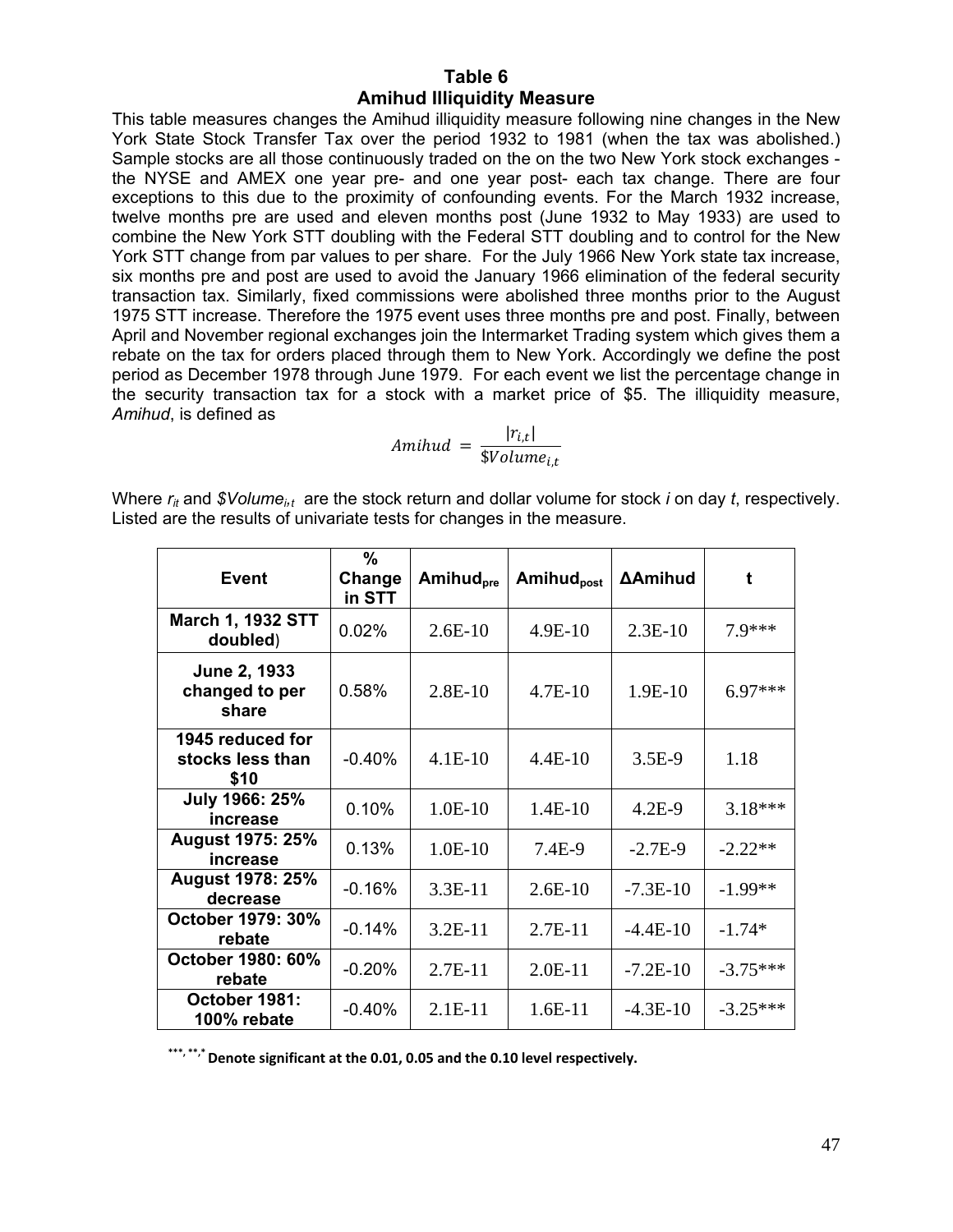## Table 6
## Amihud Illiquidity Measure

This table measures changes the Amihud illiquidity measure following nine changes in the New York State Stock Transfer Tax over the period 1932 to 1981 (when the tax was abolished.) Sample stocks are all those continuously traded on the on the two New York stock exchanges - the NYSE and AMEX one year pre- and one year post- each tax change. There are four exceptions to this due to the proximity of confounding events. For the March 1932 increase, twelve months pre are used and eleven months post (June 1932 to May 1933) are used to combine the New York STT doubling with the Federal STT doubling and to control for the New York STT change from par values to per share. For the July 1966 New York state tax increase, six months pre and post are used to avoid the January 1966 elimination of the federal security transaction tax. Similarly, fixed commissions were abolished three months prior to the August 1975 STT increase. Therefore the 1975 event uses three months pre and post. Finally, between April and November regional exchanges join the Intermarket Trading system which gives them a rebate on the tax for orders placed through them to New York. Accordingly we define the post period as December 1978 through June 1979. For each event we list the percentage change in the security transaction tax for a stock with a market price of \$5. The illiquidity measure, *Amihud*, is defined as

$$Amihud = \frac{|r_{i,t}|}{\$Volume_{i,t}}$$

Where $r_{it}$ and $\$Volume_{i,t}$ are the stock return and dollar volume for stock *i* on day *t*, respectively. Listed are the results of univariate tests for changes in the measure.

| Event | % Change in STT | $Amihud_{pre}$ | $Amihud_{post}$ | ΔAmihud | t |
|---|---|---|---|---|---|
| **March 1, 1932 STT doubled)** | 0.02% | 2.6E-10 | 4.9E-10 | 2.3E-10 | 7.9*** |
| **June 2, 1933 changed to per share** | 0.58% | 2.8E-10 | 4.7E-10 | 1.9E-10 | 6.97*** |
| **1945 reduced for stocks less than \$10** | -0.40% | 4.1E-10 | 4.4E-10 | 3.5E-9 | 1.18 |
| **July 1966: 25% increase** | 0.10% | 1.0E-10 | 1.4E-10 | 4.2E-9 | 3.18*** |
| **August 1975: 25% increase** | 0.13% | 1.0E-10 | 7.4E-9 | -2.7E-9 | -2.22** |
| **August 1978: 25% decrease** | -0.16% | 3.3E-11 | 2.6E-10 | -7.3E-10 | -1.99** |
| **October 1979: 30% rebate** | -0.14% | 3.2E-11 | 2.7E-11 | -4.4E-10 | -1.74* |
| **October 1980: 60% rebate** | -0.20% | 2.7E-11 | 2.0E-11 | -7.2E-10 | -3.75*** |
| **October 1981: 100% rebate** | -0.40% | 2.1E-11 | 1.6E-11 | -4.3E-10 | -3.25*** |

***, **, * **Denote significant at the 0.01, 0.05 and the 0.10 level respectively.**